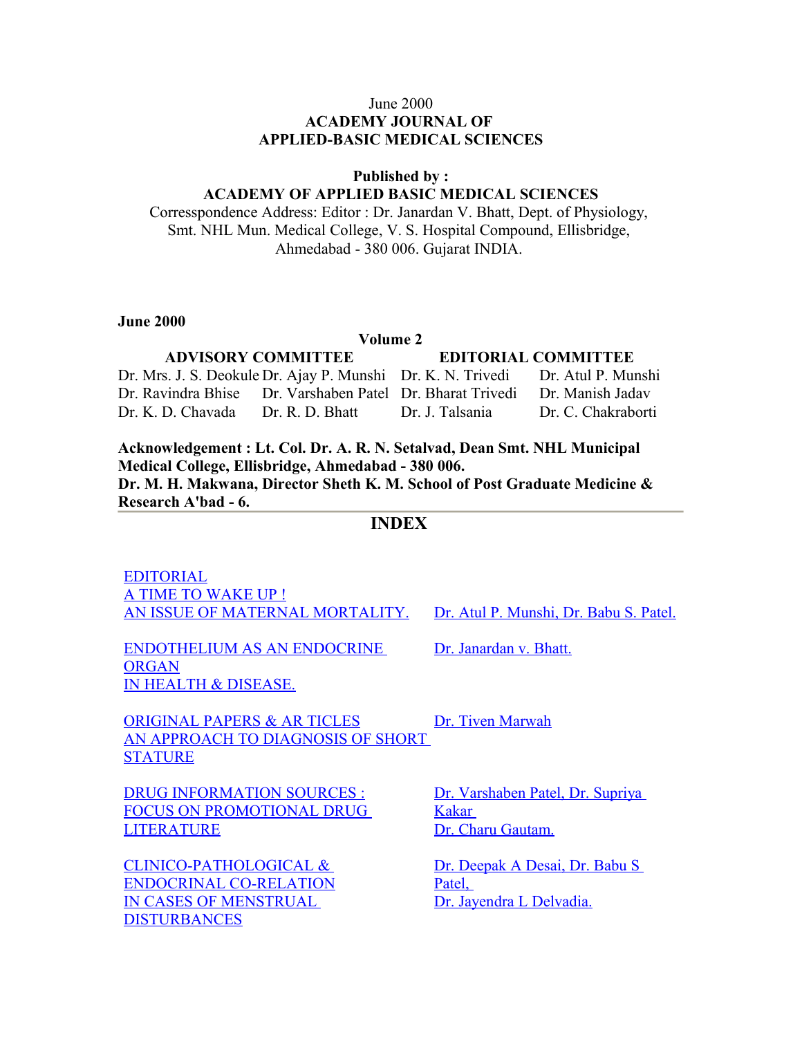June 2000

**ACADEMY JOURNAL OF APPLIED-BASIC MEDICAL SCIENCES**

**Published by :**

**ACADEMY OF APPLIED BASIC MEDICAL SCIENCES**

Corresspondence Address: Editor : Dr. Janardan V. Bhatt, Dept. of Physiology, Smt. NHL Mun. Medical College, V. S. Hospital Compound, Ellisbridge, Ahmedabad - 380 006. Gujarat INDIA.

**June 2000**

**Volume 2**

| **ADVISORY COMMITTEE** | | **EDITORIAL COMMITTEE** | |
|---|---|---|---|
| Dr. Mrs. J. S. Deokule | Dr. Ajay P. Munshi | Dr. K. N. Trivedi | Dr. Atul P. Munshi |
| Dr. Ravindra Bhise | Dr. Varshaben Patel | Dr. Bharat Trivedi | Dr. Manish Jadav |
| Dr. K. D. Chavada | Dr. R. D. Bhatt | Dr. J. Talsania | Dr. C. Chakraborti |

**Acknowledgement : Lt. Col. Dr. A. R. N. Setalvad, Dean Smt. NHL Municipal Medical College, Ellisbridge, Ahmedabad - 380 006.**
**Dr. M. H. Makwana, Director Sheth K. M. School of Post Graduate Medicine & Research A'bad - 6.**

---

## INDEX

| | |
|---|---|
| EDITORIAL<br>A TIME TO WAKE UP !<br>AN ISSUE OF MATERNAL MORTALITY. | Dr. Atul P. Munshi, Dr. Babu S. Patel. |
| ENDOTHELIUM AS AN ENDOCRINE ORGAN<br>IN HEALTH & DISEASE. | Dr. Janardan v. Bhatt. |
| ORIGINAL PAPERS & AR TICLES<br>AN APPROACH TO DIAGNOSIS OF SHORT STATURE | Dr. Tiven Marwah |
| DRUG INFORMATION SOURCES :<br>FOCUS ON PROMOTIONAL DRUG LITERATURE | Dr. Varshaben Patel, Dr. Supriya Kakar<br>Dr. Charu Gautam. |
| CLINICO-PATHOLOGICAL & ENDOCRINAL CO-RELATION<br>IN CASES OF MENSTRUAL DISTURBANCES | Dr. Deepak A Desai, Dr. Babu S Patel,<br>Dr. Jayendra L Delvadia. |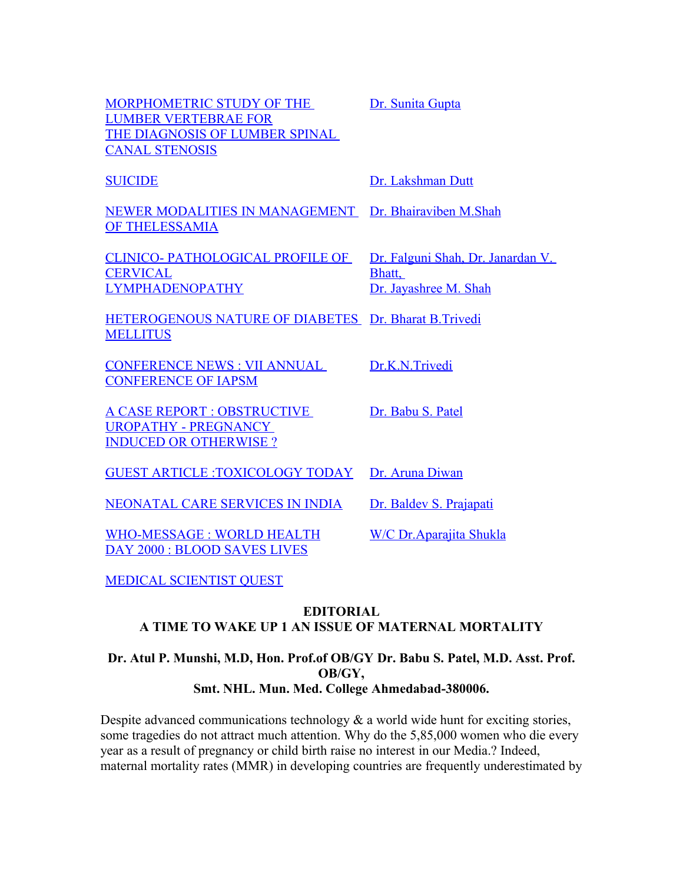| | |
|---|---|
| MORPHOMETRIC STUDY OF THE LUMBER VERTEBRAE FOR THE DIAGNOSIS OF LUMBER SPINAL CANAL STENOSIS | Dr. Sunita Gupta |
| SUICIDE | Dr. Lakshman Dutt |
| NEWER MODALITIES IN MANAGEMENT OF THELESSAMIA | Dr. Bhairaviben M.Shah |
| CLINICO- PATHOLOGICAL PROFILE OF CERVICAL LYMPHADENOPATHY | Dr. Falguni Shah, Dr. Janardan V. Bhatt, Dr. Jayashree M. Shah |
| HETEROGENOUS NATURE OF DIABETES MELLITUS | Dr. Bharat B.Trivedi |
| CONFERENCE NEWS : VII ANNUAL CONFERENCE OF IAPSM | Dr.K.N.Trivedi |
| A CASE REPORT : OBSTRUCTIVE UROPATHY - PREGNANCY INDUCED OR OTHERWISE ? | Dr. Babu S. Patel |
| GUEST ARTICLE :TOXICOLOGY TODAY | Dr. Aruna Diwan |
| NEONATAL CARE SERVICES IN INDIA | Dr. Baldev S. Prajapati |
| WHO-MESSAGE : WORLD HEALTH DAY 2000 : BLOOD SAVES LIVES | W/C Dr.Aparajita Shukla |
| MEDICAL SCIENTIST QUEST | |

## EDITORIAL
## A TIME TO WAKE UP 1 AN ISSUE OF MATERNAL MORTALITY

**Dr. Atul P. Munshi, M.D, Hon. Prof.of OB/GY Dr. Babu S. Patel, M.D. Asst. Prof. OB/GY,**
**Smt. NHL. Mun. Med. College Ahmedabad-380006.**

Despite advanced communications technology & a world wide hunt for exciting stories, some tragedies do not attract much attention. Why do the 5,85,000 women who die every year as a result of pregnancy or child birth raise no interest in our Media.? Indeed, maternal mortality rates (MMR) in developing countries are frequently underestimated by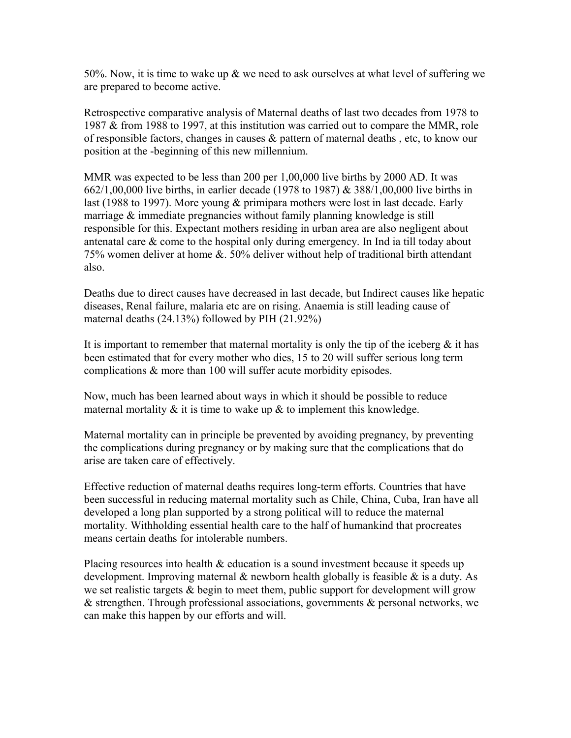50%. Now, it is time to wake up & we need to ask ourselves at what level of suffering we are prepared to become active.

Retrospective comparative analysis of Maternal deaths of last two decades from 1978 to 1987 & from 1988 to 1997, at this institution was carried out to compare the MMR, role of responsible factors, changes in causes & pattern of maternal deaths , etc, to know our position at the -beginning of this new millennium.

MMR was expected to be less than 200 per 1,00,000 live births by 2000 AD. It was 662/1,00,000 live births, in earlier decade (1978 to 1987) & 388/1,00,000 live births in last (1988 to 1997). More young & primipara mothers were lost in last decade. Early marriage & immediate pregnancies without family planning knowledge is still responsible for this. Expectant mothers residing in urban area are also negligent about antenatal care & come to the hospital only during emergency. In Ind ia till today about 75% women deliver at home &. 50% deliver without help of traditional birth attendant also.

Deaths due to direct causes have decreased in last decade, but Indirect causes like hepatic diseases, Renal failure, malaria etc are on rising. Anaemia is still leading cause of maternal deaths (24.13%) followed by PIH (21.92%)

It is important to remember that maternal mortality is only the tip of the iceberg & it has been estimated that for every mother who dies, 15 to 20 will suffer serious long term complications & more than 100 will suffer acute morbidity episodes.

Now, much has been learned about ways in which it should be possible to reduce maternal mortality & it is time to wake up & to implement this knowledge.

Maternal mortality can in principle be prevented by avoiding pregnancy, by preventing the complications during pregnancy or by making sure that the complications that do arise are taken care of effectively.

Effective reduction of maternal deaths requires long-term efforts. Countries that have been successful in reducing maternal mortality such as Chile, China, Cuba, Iran have all developed a long plan supported by a strong political will to reduce the maternal mortality. Withholding essential health care to the half of humankind that procreates means certain deaths for intolerable numbers.

Placing resources into health & education is a sound investment because it speeds up development. Improving maternal & newborn health globally is feasible & is a duty. As we set realistic targets & begin to meet them, public support for development will grow & strengthen. Through professional associations, governments & personal networks, we can make this happen by our efforts and will.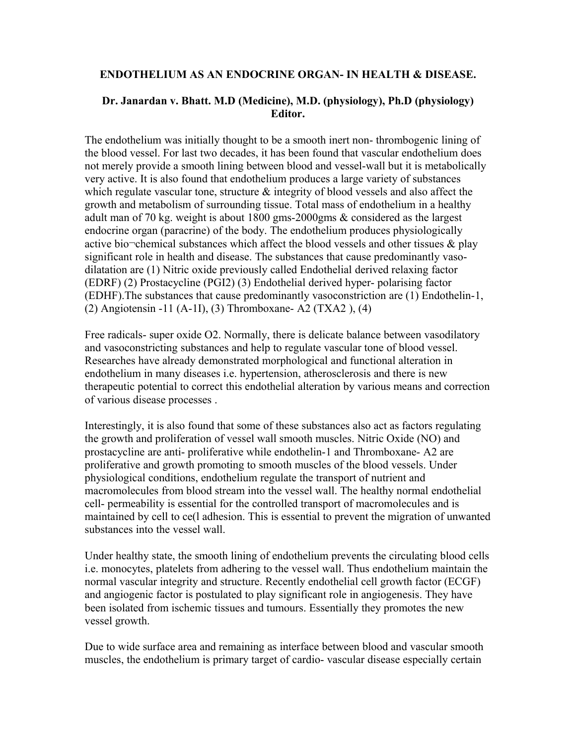**ENDOTHELIUM AS AN ENDOCRINE ORGAN- IN HEALTH & DISEASE.**

**Dr. Janardan v. Bhatt. M.D (Medicine), M.D. (physiology), Ph.D (physiology) Editor.**

The endothelium was initially thought to be a smooth inert non- thrombogenic lining of the blood vessel. For last two decades, it has been found that vascular endothelium does not merely provide a smooth lining between blood and vessel-wall but it is metabolically very active. It is also found that endothelium produces a large variety of substances which regulate vascular tone, structure & integrity of blood vessels and also affect the growth and metabolism of surrounding tissue. Total mass of endothelium in a healthy adult man of 70 kg. weight is about 1800 gms-2000gms & considered as the largest endocrine organ (paracrine) of the body. The endothelium produces physiologically active bio¬chemical substances which affect the blood vessels and other tissues & play significant role in health and disease. The substances that cause predominantly vaso-dilatation are (1) Nitric oxide previously called Endothelial derived relaxing factor (EDRF) (2) Prostacycline (PGI2) (3) Endothelial derived hyper- polarising factor (EDHF).The substances that cause predominantly vasoconstriction are (1) Endothelin-1, (2) Angiotensin -11 (A-1I), (3) Thromboxane- A2 (TXA2 ), (4)

Free radicals- super oxide O2. Normally, there is delicate balance between vasodilatory and vasoconstricting substances and help to regulate vascular tone of blood vessel. Researches have already demonstrated morphological and functional alteration in endothelium in many diseases i.e. hypertension, atherosclerosis and there is new therapeutic potential to correct this endothelial alteration by various means and correction of various disease processes .

Interestingly, it is also found that some of these substances also act as factors regulating the growth and proliferation of vessel wall smooth muscles. Nitric Oxide (NO) and prostacycline are anti- proliferative while endothelin-1 and Thromboxane- A2 are proliferative and growth promoting to smooth muscles of the blood vessels. Under physiological conditions, endothelium regulate the transport of nutrient and macromolecules from blood stream into the vessel wall. The healthy normal endothelial cell- permeability is essential for the controlled transport of macromolecules and is maintained by cell to ce(l adhesion. This is essential to prevent the migration of unwanted substances into the vessel wall.

Under healthy state, the smooth lining of endothelium prevents the circulating blood cells i.e. monocytes, platelets from adhering to the vessel wall. Thus endothelium maintain the normal vascular integrity and structure. Recently endothelial cell growth factor (ECGF) and angiogenic factor is postulated to play significant role in angiogenesis. They have been isolated from ischemic tissues and tumours. Essentially they promotes the new vessel growth.

Due to wide surface area and remaining as interface between blood and vascular smooth muscles, the endothelium is primary target of cardio- vascular disease especially certain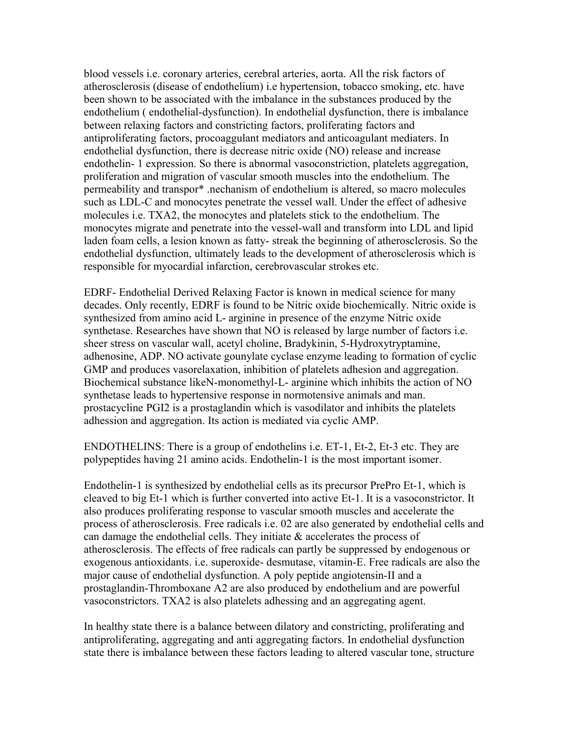blood vessels i.e. coronary arteries, cerebral arteries, aorta. All the risk factors of atherosclerosis (disease of endothelium) i.e hypertension, tobacco smoking, etc. have been shown to be associated with the imbalance in the substances produced by the endothelium ( endothelial-dysfunction). In endothelial dysfunction, there is imbalance between relaxing factors and constricting factors, proliferating factors and antiproliferating factors, procoaggulant mediators and anticoagulant mediaters. In endothelial dysfunction, there is decrease nitric oxide (NO) release and increase endothelin- 1 expression. So there is abnormal vasoconstriction, platelets aggregation, proliferation and migration of vascular smooth muscles into the endothelium. The permeability and transpor* .nechanism of endothelium is altered, so macro molecules such as LDL-C and monocytes penetrate the vessel wall. Under the effect of adhesive molecules i.e. TXA2, the monocytes and platelets stick to the endothelium. The monocytes migrate and penetrate into the vessel-wall and transform into LDL and lipid laden foam cells, a lesion known as fatty- streak the beginning of atherosclerosis. So the endothelial dysfunction, ultimately leads to the development of atherosclerosis which is responsible for myocardial infarction, cerebrovascular strokes etc.

EDRF- Endothelial Derived Relaxing Factor is known in medical science for many decades. Only recently, EDRF is found to be Nitric oxide biochemically. Nitric oxide is synthesized from amino acid L- arginine in presence of the enzyme Nitric oxide synthetase. Researches have shown that NO is released by large number of factors i.e. sheer stress on vascular wall, acetyl choline, Bradykinin, 5-Hydroxytryptamine, adhenosine, ADP. NO activate gounylate cyclase enzyme leading to formation of cyclic GMP and produces vasorelaxation, inhibition of platelets adhesion and aggregation. Biochemical substance likeN-monomethyl-L- arginine which inhibits the action of NO synthetase leads to hypertensive response in normotensive animals and man. prostacycline PGI2 is a prostaglandin which is vasodilator and inhibits the platelets adhession and aggregation. Its action is mediated via cyclic AMP.

ENDOTHELINS: There is a group of endothelins i.e. ET-1, Et-2, Et-3 etc. They are polypeptides having 21 amino acids. Endothelin-1 is the most important isomer.

Endothelin-1 is synthesized by endothelial cells as its precursor PrePro Et-1, which is cleaved to big Et-1 which is further converted into active Et-1. It is a vasoconstrictor. It also produces proliferating response to vascular smooth muscles and accelerate the process of atherosclerosis. Free radicals i.e. 02 are also generated by endothelial cells and can damage the endothelial cells. They initiate & accelerates the process of atherosclerosis. The effects of free radicals can partly be suppressed by endogenous or exogenous antioxidants. i.e. superoxide- desmutase, vitamin-E. Free radicals are also the major cause of endothelial dysfunction. A poly peptide angiotensin-II and a prostaglandin-Thromboxane A2 are also produced by endothelium and are powerful vasoconstrictors. TXA2 is also platelets adhessing and an aggregating agent.

In healthy state there is a balance between dilatory and constricting, proliferating and antiproliferating, aggregating and anti aggregating factors. In endothelial dysfunction state there is imbalance between these factors leading to altered vascular tone, structure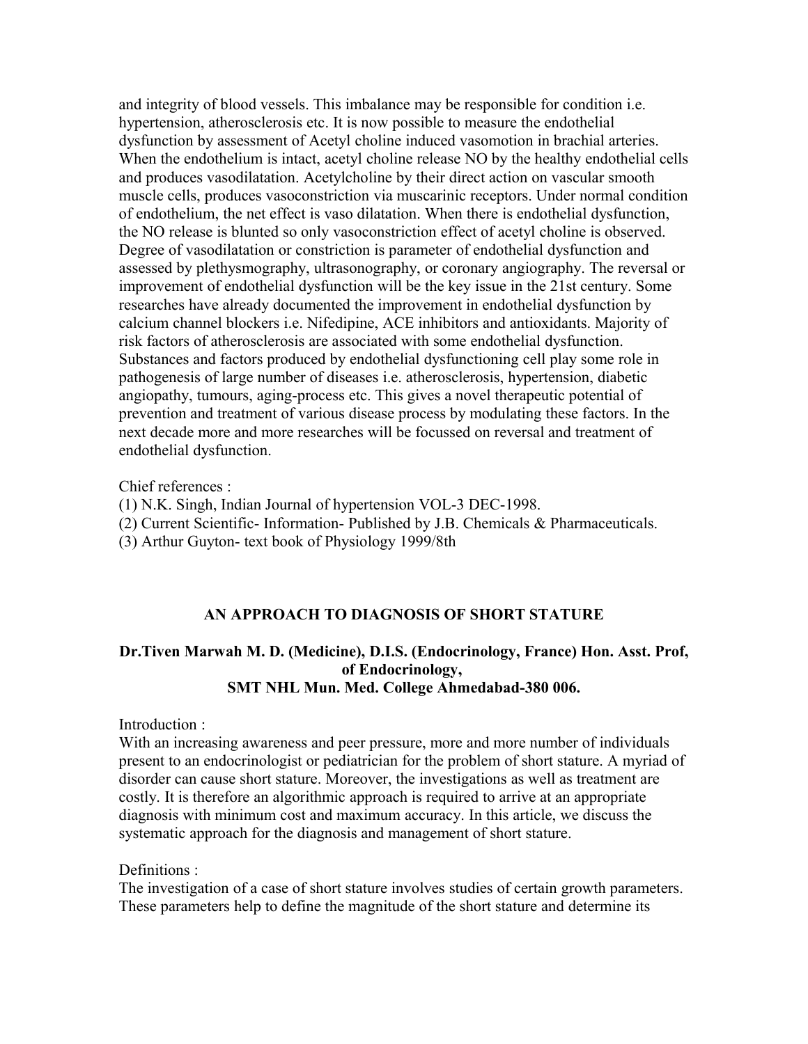and integrity of blood vessels. This imbalance may be responsible for condition i.e. hypertension, atherosclerosis etc. It is now possible to measure the endothelial dysfunction by assessment of Acetyl choline induced vasomotion in brachial arteries. When the endothelium is intact, acetyl choline release NO by the healthy endothelial cells and produces vasodilatation. Acetylcholine by their direct action on vascular smooth muscle cells, produces vasoconstriction via muscarinic receptors. Under normal condition of endothelium, the net effect is vaso dilatation. When there is endothelial dysfunction, the NO release is blunted so only vasoconstriction effect of acetyl choline is observed. Degree of vasodilatation or constriction is parameter of endothelial dysfunction and assessed by plethysmography, ultrasonography, or coronary angiography. The reversal or improvement of endothelial dysfunction will be the key issue in the 21st century. Some researches have already documented the improvement in endothelial dysfunction by calcium channel blockers i.e. Nifedipine, ACE inhibitors and antioxidants. Majority of risk factors of atherosclerosis are associated with some endothelial dysfunction. Substances and factors produced by endothelial dysfunctioning cell play some role in pathogenesis of large number of diseases i.e. atherosclerosis, hypertension, diabetic angiopathy, tumours, aging-process etc. This gives a novel therapeutic potential of prevention and treatment of various disease process by modulating these factors. In the next decade more and more researches will be focussed on reversal and treatment of endothelial dysfunction.

Chief references :

(1) N.K. Singh, Indian Journal of hypertension VOL-3 DEC-1998.

(2) Current Scientific- Information- Published by J.B. Chemicals & Pharmaceuticals.

(3) Arthur Guyton- text book of Physiology 1999/8th

## AN APPROACH TO DIAGNOSIS OF SHORT STATURE

**Dr.Tiven Marwah M. D. (Medicine), D.I.S. (Endocrinology, France) Hon. Asst. Prof, of Endocrinology,**
**SMT NHL Mun. Med. College Ahmedabad-380 006.**

Introduction :

With an increasing awareness and peer pressure, more and more number of individuals present to an endocrinologist or pediatrician for the problem of short stature. A myriad of disorder can cause short stature. Moreover, the investigations as well as treatment are costly. It is therefore an algorithmic approach is required to arrive at an appropriate diagnosis with minimum cost and maximum accuracy. In this article, we discuss the systematic approach for the diagnosis and management of short stature.

Definitions :

The investigation of a case of short stature involves studies of certain growth parameters. These parameters help to define the magnitude of the short stature and determine its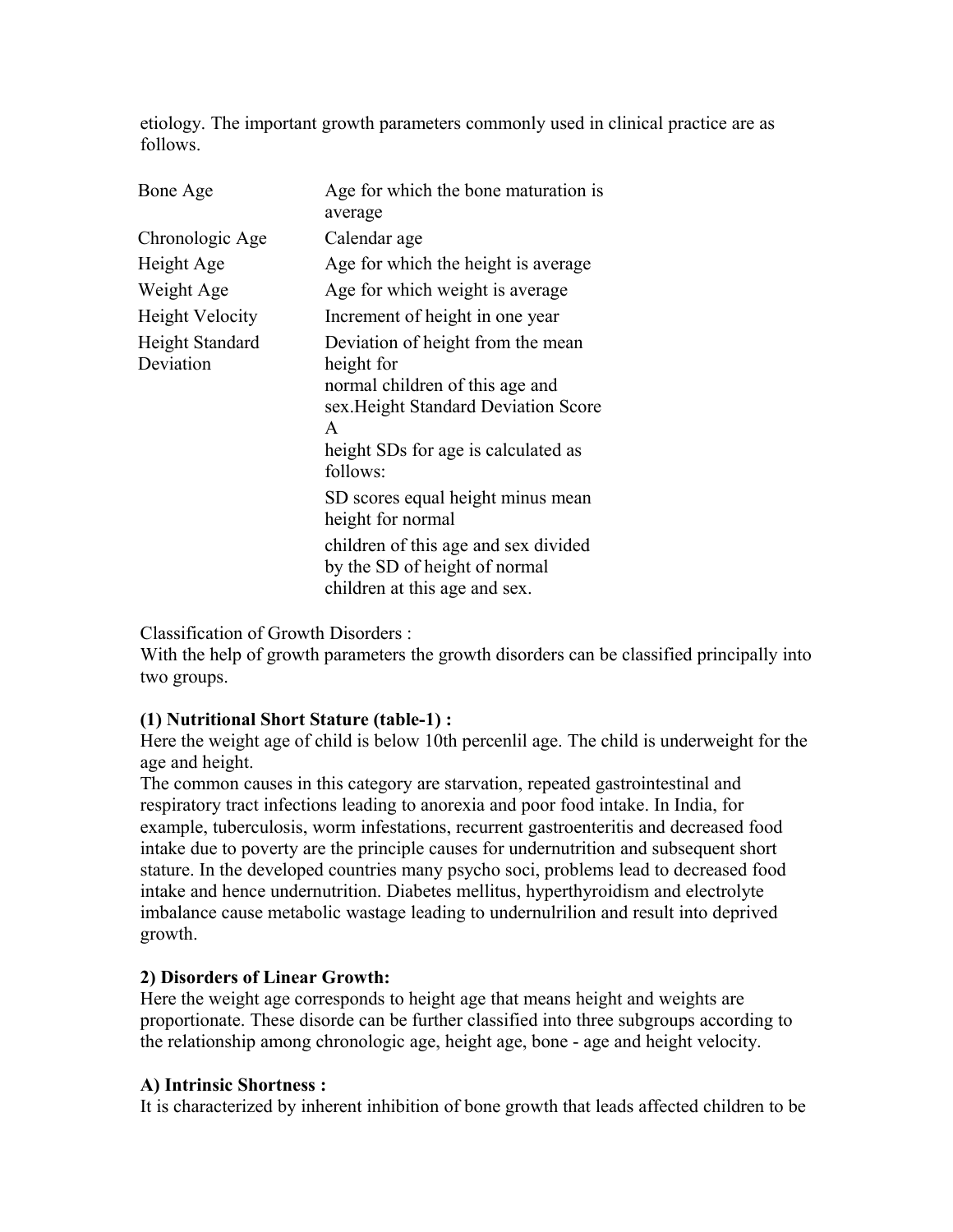etiology. The important growth parameters commonly used in clinical practice are as follows.

| | |
|---|---|
| Bone Age | Age for which the bone maturation is average |
| Chronologic Age | Calendar age |
| Height Age | Age for which the height is average |
| Weight Age | Age for which weight is average |
| Height Velocity | Increment of height in one year |
| Height Standard Deviation | Deviation of height from the mean height for normal children of this age and sex.Height Standard Deviation Score A height SDs for age is calculated as follows: SD scores equal height minus mean height for normal children of this age and sex divided by the SD of height of normal children at this age and sex. |

Classification of Growth Disorders :
With the help of growth parameters the growth disorders can be classified principally into two groups.

**(1) Nutritional Short Stature (table-1) :**
Here the weight age of child is below 10th percenlil age. The child is underweight for the age and height.
The common causes in this category are starvation, repeated gastrointestinal and respiratory tract infections leading to anorexia and poor food intake. In India, for example, tuberculosis, worm infestations, recurrent gastroenteritis and decreased food intake due to poverty are the principle causes for undernutrition and subsequent short stature. In the developed countries many psycho soci, problems lead to decreased food intake and hence undernutrition. Diabetes mellitus, hyperthyroidism and electrolyte imbalance cause metabolic wastage leading to undernulrilion and result into deprived growth.

**2) Disorders of Linear Growth:**
Here the weight age corresponds to height age that means height and weights are proportionate. These disorde can be further classified into three subgroups according to the relationship among chronologic age, height age, bone - age and height velocity.

**A) Intrinsic Shortness :**
It is characterized by inherent inhibition of bone growth that leads affected children to be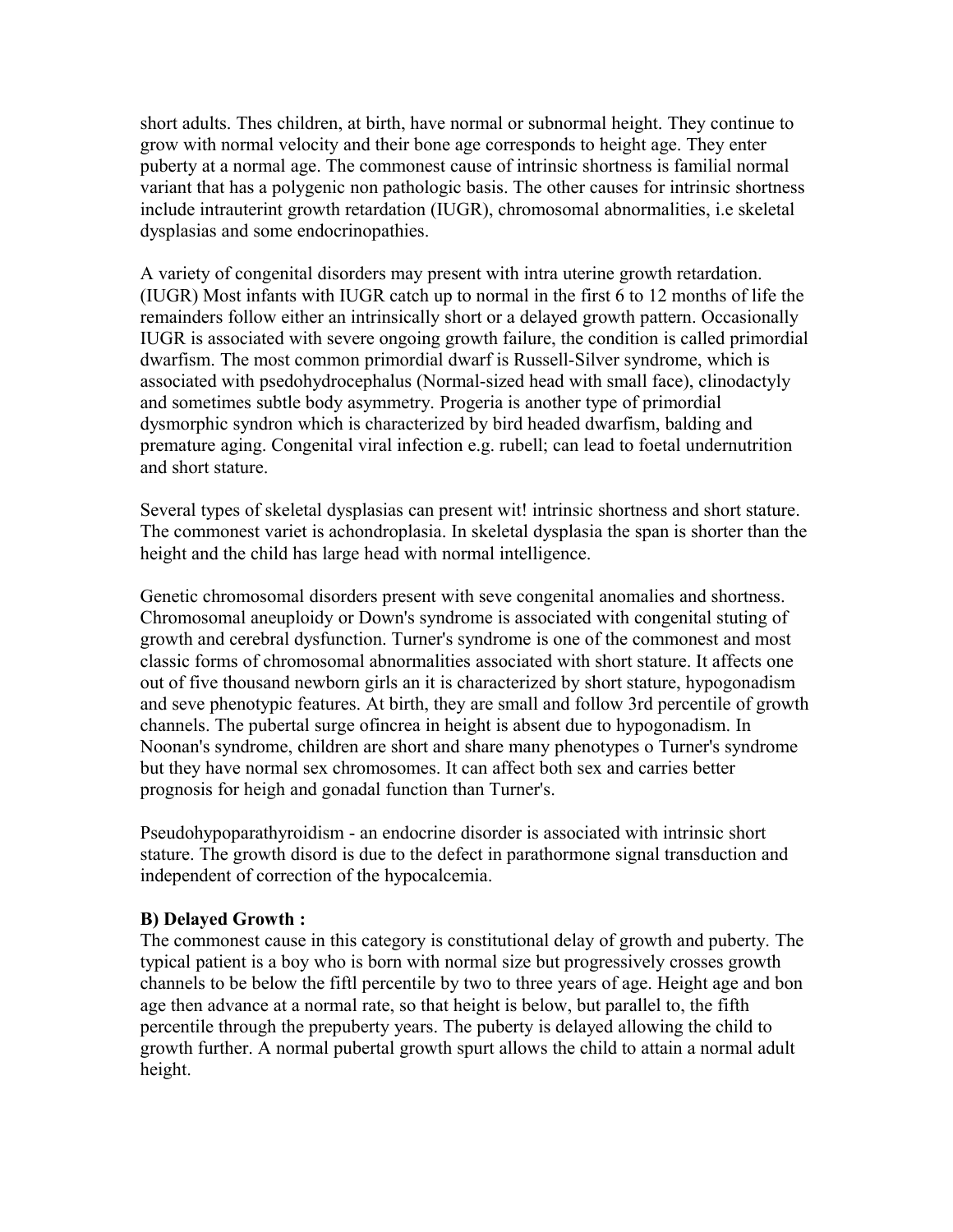short adults. Thes children, at birth, have normal or subnormal height. They continue to grow with normal velocity and their bone age corresponds to height age. They enter puberty at a normal age. The commonest cause of intrinsic shortness is familial normal variant that has a polygenic non pathologic basis. The other causes for intrinsic shortness include intrauterint growth retardation (IUGR), chromosomal abnormalities, i.e skeletal dysplasias and some endocrinopathies.

A variety of congenital disorders may present with intra uterine growth retardation. (IUGR) Most infants with IUGR catch up to normal in the first 6 to 12 months of life the remainders follow either an intrinsically short or a delayed growth pattern. Occasionally IUGR is associated with severe ongoing growth failure, the condition is called primordial dwarfism. The most common primordial dwarf is Russell-Silver syndrome, which is associated with psedohydrocephalus (Normal-sized head with small face), clinodactyly and sometimes subtle body asymmetry. Progeria is another type of primordial dysmorphic syndron which is characterized by bird headed dwarfism, balding and premature aging. Congenital viral infection e.g. rubell; can lead to foetal undernutrition and short stature.

Several types of skeletal dysplasias can present wit! intrinsic shortness and short stature. The commonest variet is achondroplasia. In skeletal dysplasia the span is shorter than the height and the child has large head with normal intelligence.

Genetic chromosomal disorders present with seve congenital anomalies and shortness. Chromosomal aneuploidy or Down's syndrome is associated with congenital stuting of growth and cerebral dysfunction. Turner's syndrome is one of the commonest and most classic forms of chromosomal abnormalities associated with short stature. It affects one out of five thousand newborn girls an it is characterized by short stature, hypogonadism and seve phenotypic features. At birth, they are small and follow 3rd percentile of growth channels. The pubertal surge ofincrea in height is absent due to hypogonadism. In Noonan's syndrome, children are short and share many phenotypes o Turner's syndrome but they have normal sex chromosomes. It can affect both sex and carries better prognosis for heigh and gonadal function than Turner's.

Pseudohypoparathyroidism - an endocrine disorder is associated with intrinsic short stature. The growth disord is due to the defect in parathormone signal transduction and independent of correction of the hypocalcemia.

**B) Delayed Growth :**

The commonest cause in this category is constitutional delay of growth and puberty. The typical patient is a boy who is born with normal size but progressively crosses growth channels to be below the fiftl percentile by two to three years of age. Height age and bon age then advance at a normal rate, so that height is below, but parallel to, the fifth percentile through the prepuberty years. The puberty is delayed allowing the child to growth further. A normal pubertal growth spurt allows the child to attain a normal adult height.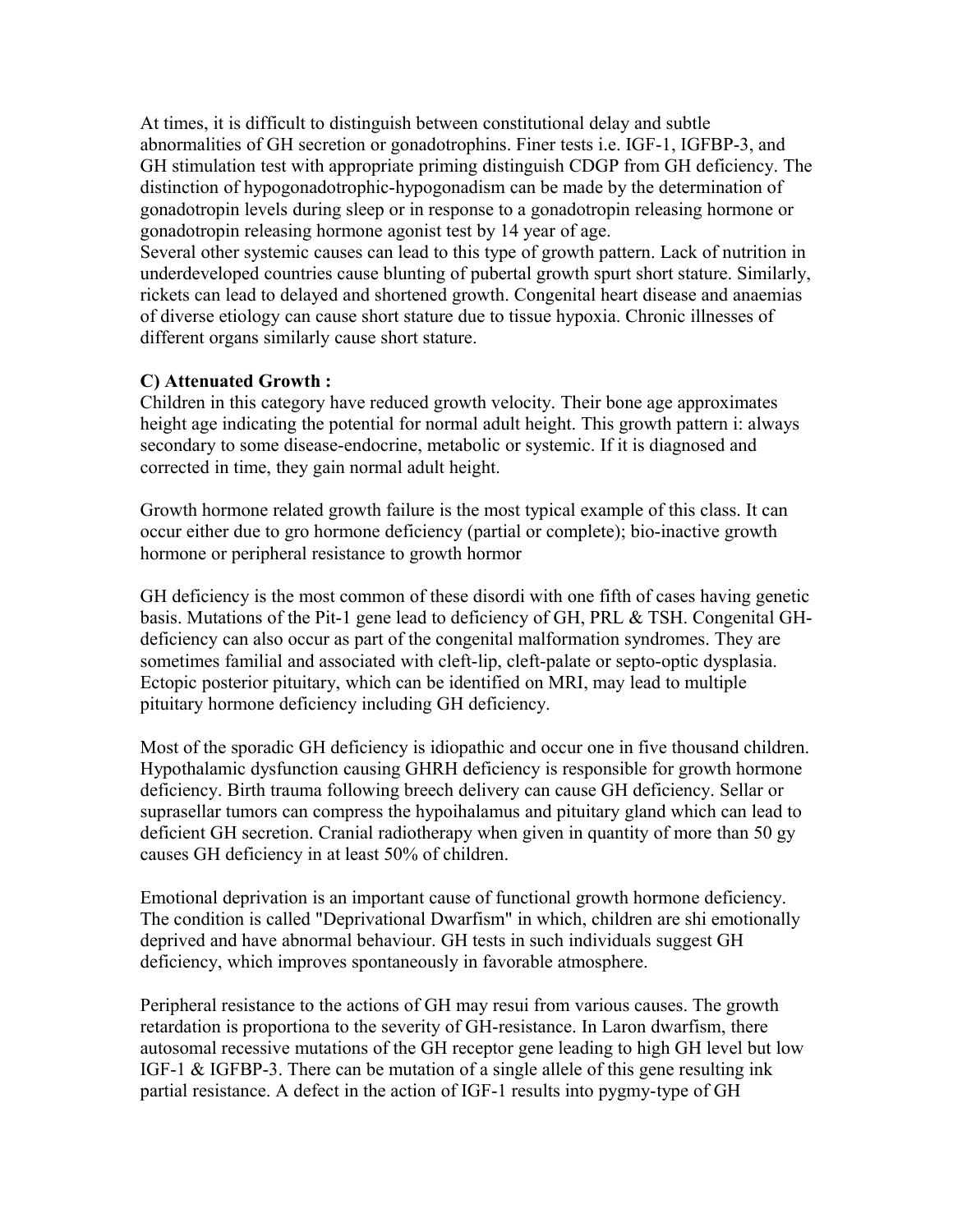At times, it is difficult to distinguish between constitutional delay and subtle abnormalities of GH secretion or gonadotrophins. Finer tests i.e. IGF-1, IGFBP-3, and GH stimulation test with appropriate priming distinguish CDGP from GH deficiency. The distinction of hypogonadotrophic-hypogonadism can be made by the determination of gonadotropin levels during sleep or in response to a gonadotropin releasing hormone or gonadotropin releasing hormone agonist test by 14 year of age.
Several other systemic causes can lead to this type of growth pattern. Lack of nutrition in underdeveloped countries cause blunting of pubertal growth spurt short stature. Similarly, rickets can lead to delayed and shortened growth. Congenital heart disease and anaemias of diverse etiology can cause short stature due to tissue hypoxia. Chronic illnesses of different organs similarly cause short stature.

**C) Attenuated Growth :**
Children in this category have reduced growth velocity. Their bone age approximates height age indicating the potential for normal adult height. This growth pattern i: always secondary to some disease-endocrine, metabolic or systemic. If it is diagnosed and corrected in time, they gain normal adult height.

Growth hormone related growth failure is the most typical example of this class. It can occur either due to gro hormone deficiency (partial or complete); bio-inactive growth hormone or peripheral resistance to growth hormor

GH deficiency is the most common of these disordi with one fifth of cases having genetic basis. Mutations of the Pit-1 gene lead to deficiency of GH, PRL & TSH. Congenital GH-deficiency can also occur as part of the congenital malformation syndromes. They are sometimes familial and associated with cleft-lip, cleft-palate or septo-optic dysplasia. Ectopic posterior pituitary, which can be identified on MRI, may lead to multiple pituitary hormone deficiency including GH deficiency.

Most of the sporadic GH deficiency is idiopathic and occur one in five thousand children. Hypothalamic dysfunction causing GHRH deficiency is responsible for growth hormone deficiency. Birth trauma following breech delivery can cause GH deficiency. Sellar or suprasellar tumors can compress the hypoihalamus and pituitary gland which can lead to deficient GH secretion. Cranial radiotherapy when given in quantity of more than 50 gy causes GH deficiency in at least 50% of children.

Emotional deprivation is an important cause of functional growth hormone deficiency. The condition is called "Deprivational Dwarfism" in which, children are shi emotionally deprived and have abnormal behaviour. GH tests in such individuals suggest GH deficiency, which improves spontaneously in favorable atmosphere.

Peripheral resistance to the actions of GH may resui from various causes. The growth retardation is proportiona to the severity of GH-resistance. In Laron dwarfism, there autosomal recessive mutations of the GH receptor gene leading to high GH level but low IGF-1 & IGFBP-3. There can be mutation of a single allele of this gene resulting ink partial resistance. A defect in the action of IGF-1 results into pygmy-type of GH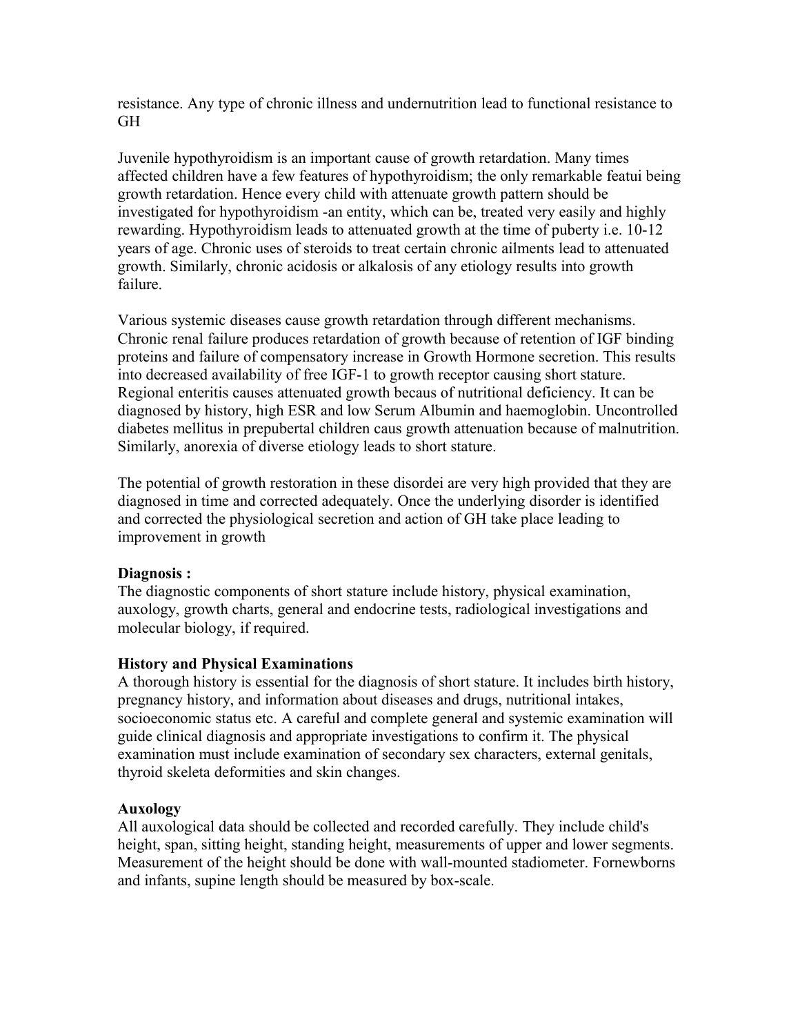resistance. Any type of chronic illness and undernutrition lead to functional resistance to GH

Juvenile hypothyroidism is an important cause of growth retardation. Many times affected children have a few features of hypothyroidism; the only remarkable featui being growth retardation. Hence every child with attenuate growth pattern should be investigated for hypothyroidism -an entity, which can be, treated very easily and highly rewarding. Hypothyroidism leads to attenuated growth at the time of puberty i.e. 10-12 years of age. Chronic uses of steroids to treat certain chronic ailments lead to attenuated growth. Similarly, chronic acidosis or alkalosis of any etiology results into growth failure.

Various systemic diseases cause growth retardation through different mechanisms. Chronic renal failure produces retardation of growth because of retention of IGF binding proteins and failure of compensatory increase in Growth Hormone secretion. This results into decreased availability of free IGF-1 to growth receptor causing short stature. Regional enteritis causes attenuated growth becaus of nutritional deficiency. It can be diagnosed by history, high ESR and low Serum Albumin and haemoglobin. Uncontrolled diabetes mellitus in prepubertal children caus growth attenuation because of malnutrition. Similarly, anorexia of diverse etiology leads to short stature.

The potential of growth restoration in these disordei are very high provided that they are diagnosed in time and corrected adequately. Once the underlying disorder is identified and corrected the physiological secretion and action of GH take place leading to improvement in growth

**Diagnosis :**
The diagnostic components of short stature include history, physical examination, auxology, growth charts, general and endocrine tests, radiological investigations and molecular biology, if required.

**History and Physical Examinations**
A thorough history is essential for the diagnosis of short stature. It includes birth history, pregnancy history, and information about diseases and drugs, nutritional intakes, socioeconomic status etc. A careful and complete general and systemic examination will guide clinical diagnosis and appropriate investigations to confirm it. The physical examination must include examination of secondary sex characters, external genitals, thyroid skeleta deformities and skin changes.

**Auxology**
All auxological data should be collected and recorded carefully. They include child's height, span, sitting height, standing height, measurements of upper and lower segments. Measurement of the height should be done with wall-mounted stadiometer. Fornewborns and infants, supine length should be measured by box-scale.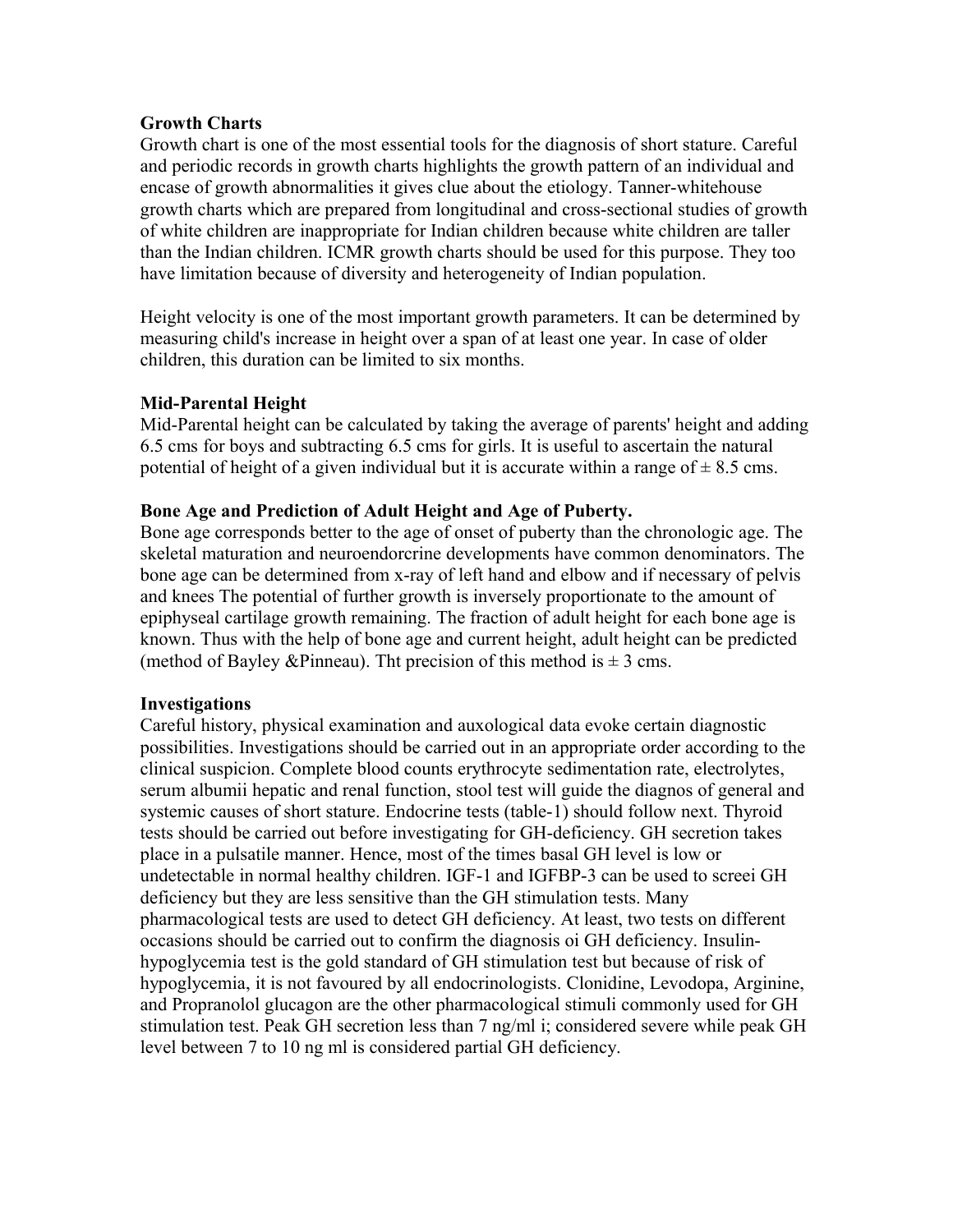**Growth Charts**

Growth chart is one of the most essential tools for the diagnosis of short stature. Careful and periodic records in growth charts highlights the growth pattern of an individual and encase of growth abnormalities it gives clue about the etiology. Tanner-whitehouse growth charts which are prepared from longitudinal and cross-sectional studies of growth of white children are inappropriate for Indian children because white children are taller than the Indian children. ICMR growth charts should be used for this purpose. They too have limitation because of diversity and heterogeneity of Indian population.

Height velocity is one of the most important growth parameters. It can be determined by measuring child's increase in height over a span of at least one year. In case of older children, this duration can be limited to six months.

**Mid-Parental Height**

Mid-Parental height can be calculated by taking the average of parents' height and adding 6.5 cms for boys and subtracting 6.5 cms for girls. It is useful to ascertain the natural potential of height of a given individual but it is accurate within a range of ± 8.5 cms.

**Bone Age and Prediction of Adult Height and Age of Puberty.**

Bone age corresponds better to the age of onset of puberty than the chronologic age. The skeletal maturation and neuroendorcrine developments have common denominators. The bone age can be determined from x-ray of left hand and elbow and if necessary of pelvis and knees The potential of further growth is inversely proportionate to the amount of epiphyseal cartilage growth remaining. The fraction of adult height for each bone age is known. Thus with the help of bone age and current height, adult height can be predicted (method of Bayley &Pinneau). Tht precision of this method is ± 3 cms.

**Investigations**

Careful history, physical examination and auxological data evoke certain diagnostic possibilities. Investigations should be carried out in an appropriate order according to the clinical suspicion. Complete blood counts erythrocyte sedimentation rate, electrolytes, serum albumii hepatic and renal function, stool test will guide the diagnos of general and systemic causes of short stature. Endocrine tests (table-1) should follow next. Thyroid tests should be carried out before investigating for GH-deficiency. GH secretion takes place in a pulsatile manner. Hence, most of the times basal GH level is low or undetectable in normal healthy children. IGF-1 and IGFBP-3 can be used to screei GH deficiency but they are less sensitive than the GH stimulation tests. Many pharmacological tests are used to detect GH deficiency. At least, two tests on different occasions should be carried out to confirm the diagnosis oi GH deficiency. Insulin-hypoglycemia test is the gold standard of GH stimulation test but because of risk of hypoglycemia, it is not favoured by all endocrinologists. Clonidine, Levodopa, Arginine, and Propranolol glucagon are the other pharmacological stimuli commonly used for GH stimulation test. Peak GH secretion less than 7 ng/ml i; considered severe while peak GH level between 7 to 10 ng ml is considered partial GH deficiency.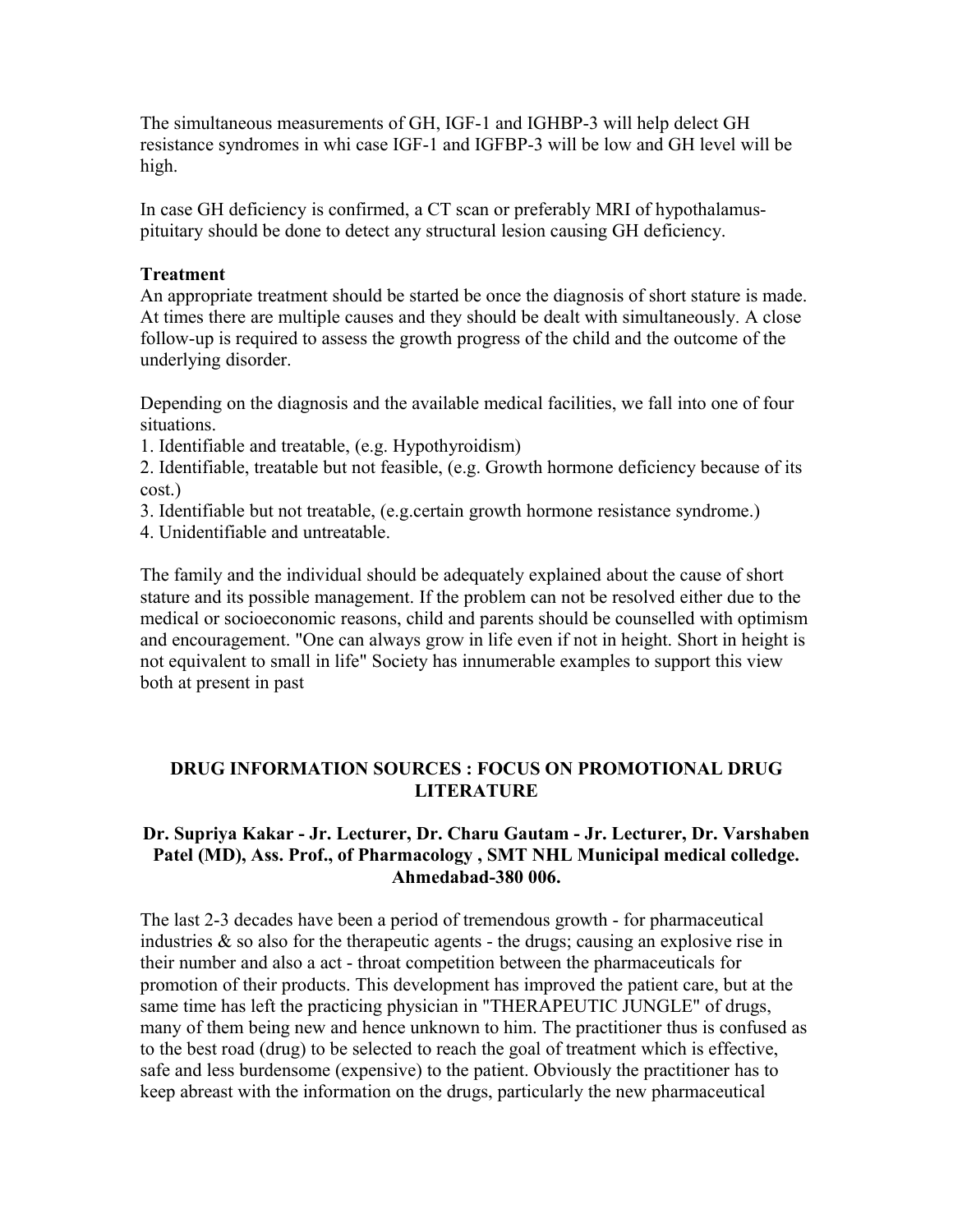The simultaneous measurements of GH, IGF-1 and IGHBP-3 will help delect GH resistance syndromes in whi case IGF-1 and IGFBP-3 will be low and GH level will be high.

In case GH deficiency is confirmed, a CT scan or preferably MRI of hypothalamus-pituitary should be done to detect any structural lesion causing GH deficiency.

**Treatment**

An appropriate treatment should be started be once the diagnosis of short stature is made. At times there are multiple causes and they should be dealt with simultaneously. A close follow-up is required to assess the growth progress of the child and the outcome of the underlying disorder.

Depending on the diagnosis and the available medical facilities, we fall into one of four situations.

1. Identifiable and treatable, (e.g. Hypothyroidism)
2. Identifiable, treatable but not feasible, (e.g. Growth hormone deficiency because of its cost.)
3. Identifiable but not treatable, (e.g.certain growth hormone resistance syndrome.)
4. Unidentifiable and untreatable.

The family and the individual should be adequately explained about the cause of short stature and its possible management. If the problem can not be resolved either due to the medical or socioeconomic reasons, child and parents should be counselled with optimism and encouragement. "One can always grow in life even if not in height. Short in height is not equivalent to small in life" Society has innumerable examples to support this view both at present in past

## DRUG INFORMATION SOURCES : FOCUS ON PROMOTIONAL DRUG LITERATURE

**Dr. Supriya Kakar - Jr. Lecturer, Dr. Charu Gautam - Jr. Lecturer, Dr. Varshaben Patel (MD), Ass. Prof., of Pharmacology , SMT NHL Municipal medical colledge. Ahmedabad-380 006.**

The last 2-3 decades have been a period of tremendous growth - for pharmaceutical industries & so also for the therapeutic agents - the drugs; causing an explosive rise in their number and also a act - throat competition between the pharmaceuticals for promotion of their products. This development has improved the patient care, but at the same time has left the practicing physician in "THERAPEUTIC JUNGLE" of drugs, many of them being new and hence unknown to him. The practitioner thus is confused as to the best road (drug) to be selected to reach the goal of treatment which is effective, safe and less burdensome (expensive) to the patient. Obviously the practitioner has to keep abreast with the information on the drugs, particularly the new pharmaceutical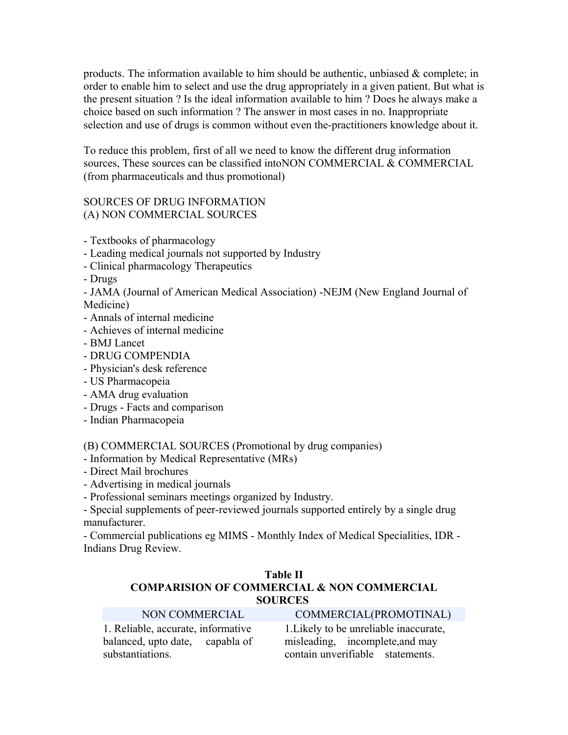products. The information available to him should be authentic, unbiased & complete; in order to enable him to select and use the drug appropriately in a given patient. But what is the present situation ? Is the ideal information available to him ? Does he always make a choice based on such information ? The answer in most cases in no. Inappropriate selection and use of drugs is common without even the-practitioners knowledge about it.

To reduce this problem, first of all we need to know the different drug information sources, These sources can be classified intoNON COMMERCIAL & COMMERCIAL (from pharmaceuticals and thus promotional)

SOURCES OF DRUG INFORMATION
(A) NON COMMERCIAL SOURCES

- Textbooks of pharmacology
- Leading medical journals not supported by Industry
- Clinical pharmacology Therapeutics
- Drugs
- JAMA (Journal of American Medical Association) -NEJM (New England Journal of Medicine)
- Annals of internal medicine
- Achieves of internal medicine
- BMJ Lancet
- DRUG COMPENDIA
- Physician's desk reference
- US Pharmacopeia
- AMA drug evaluation
- Drugs - Facts and comparison
- Indian Pharmacopeia

(B) COMMERCIAL SOURCES (Promotional by drug companies)
- Information by Medical Representative (MRs)
- Direct Mail brochures
- Advertising in medical journals
- Professional seminars meetings organized by Industry.
- Special supplements of peer-reviewed journals supported entirely by a single drug manufacturer.
- Commercial publications eg MIMS - Monthly Index of Medical Specialities, IDR - Indians Drug Review.

**Table II**
**COMPARISION OF COMMERCIAL & NON COMMERCIAL SOURCES**

| NON COMMERCIAL | COMMERCIAL(PROMOTINAL) |
|---|---|
| 1. Reliable, accurate, informative balanced, upto date, capabla of substantiations. | 1.Likely to be unreliable inaccurate, misleading, incomplete,and may contain unverifiable statements. |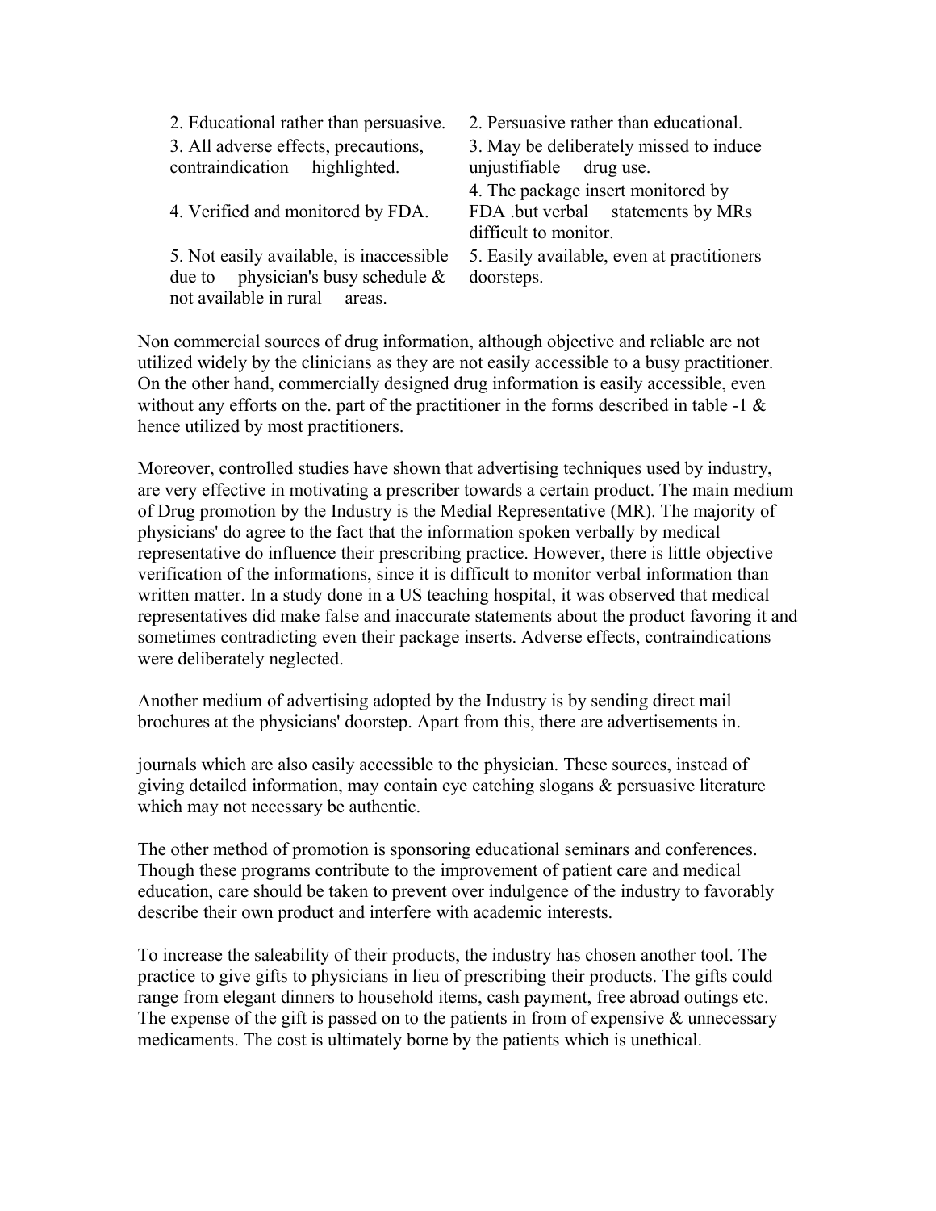| | |
|---|---|
| 2. Educational rather than persuasive. | 2. Persuasive rather than educational. |
| 3. All adverse effects, precautions, contraindication highlighted. | 3. May be deliberately missed to induce unjustifiable drug use. |
| 4. Verified and monitored by FDA. | 4. The package insert monitored by FDA .but verbal statements by MRs difficult to monitor. |
| 5. Not easily available, is inaccessible due to physician's busy schedule & not available in rural areas. | 5. Easily available, even at practitioners doorsteps. |

Non commercial sources of drug information, although objective and reliable are not utilized widely by the clinicians as they are not easily accessible to a busy practitioner. On the other hand, commercially designed drug information is easily accessible, even without any efforts on the. part of the practitioner in the forms described in table -1 & hence utilized by most practitioners.

Moreover, controlled studies have shown that advertising techniques used by industry, are very effective in motivating a prescriber towards a certain product. The main medium of Drug promotion by the Industry is the Medial Representative (MR). The majority of physicians' do agree to the fact that the information spoken verbally by medical representative do influence their prescribing practice. However, there is little objective verification of the informations, since it is difficult to monitor verbal information than written matter. In a study done in a US teaching hospital, it was observed that medical representatives did make false and inaccurate statements about the product favoring it and sometimes contradicting even their package inserts. Adverse effects, contraindications were deliberately neglected.

Another medium of advertising adopted by the Industry is by sending direct mail brochures at the physicians' doorstep. Apart from this, there are advertisements in.

journals which are also easily accessible to the physician. These sources, instead of giving detailed information, may contain eye catching slogans & persuasive literature which may not necessary be authentic.

The other method of promotion is sponsoring educational seminars and conferences. Though these programs contribute to the improvement of patient care and medical education, care should be taken to prevent over indulgence of the industry to favorably describe their own product and interfere with academic interests.

To increase the saleability of their products, the industry has chosen another tool. The practice to give gifts to physicians in lieu of prescribing their products. The gifts could range from elegant dinners to household items, cash payment, free abroad outings etc. The expense of the gift is passed on to the patients in from of expensive & unnecessary medicaments. The cost is ultimately borne by the patients which is unethical.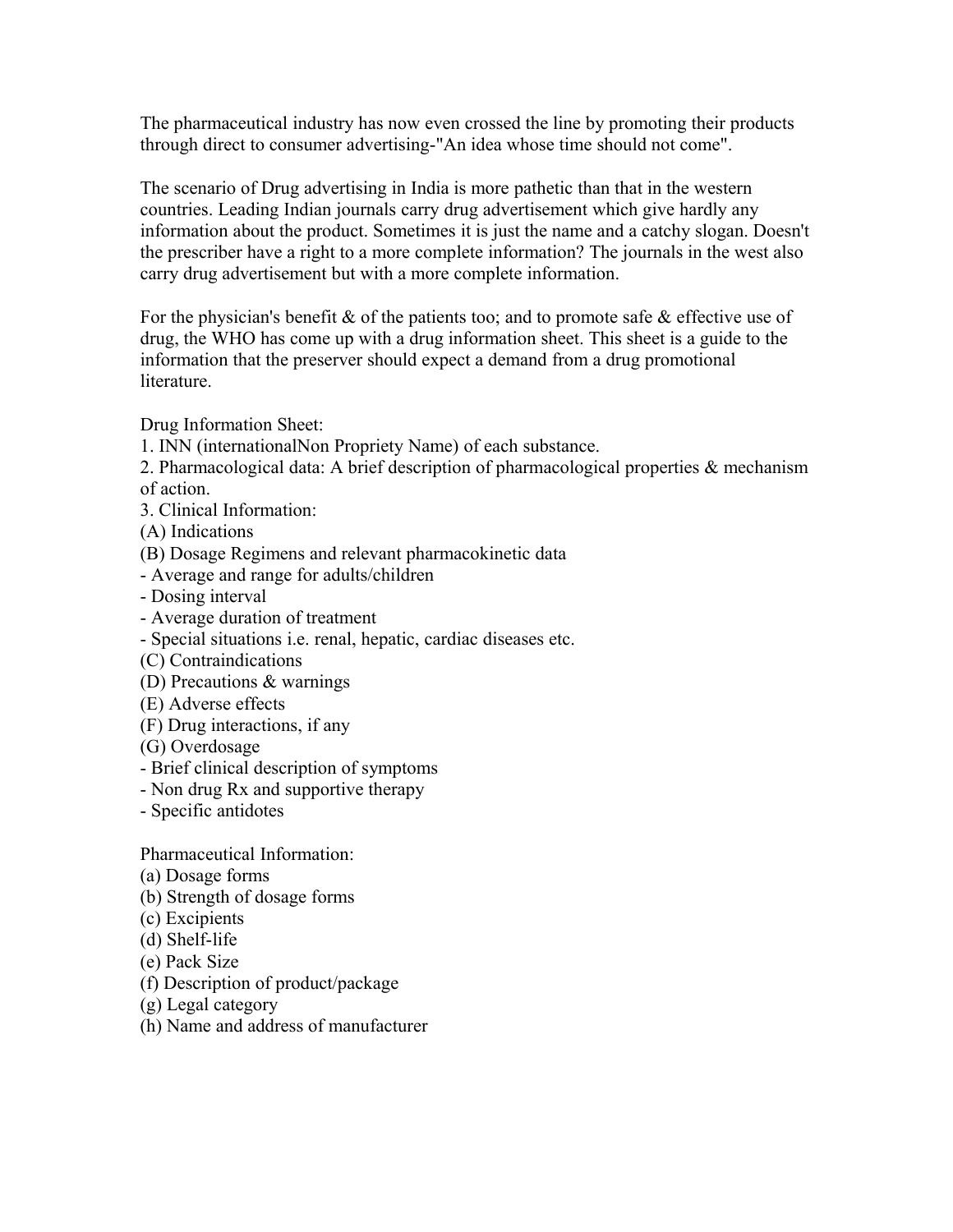The pharmaceutical industry has now even crossed the line by promoting their products through direct to consumer advertising-"An idea whose time should not come".

The scenario of Drug advertising in India is more pathetic than that in the western countries. Leading Indian journals carry drug advertisement which give hardly any information about the product. Sometimes it is just the name and a catchy slogan. Doesn't the prescriber have a right to a more complete information? The journals in the west also carry drug advertisement but with a more complete information.

For the physician's benefit & of the patients too; and to promote safe & effective use of drug, the WHO has come up with a drug information sheet. This sheet is a guide to the information that the preserver should expect a demand from a drug promotional literature.

Drug Information Sheet:

1. INN (internationalNon Propriety Name) of each substance.
2. Pharmacological data: A brief description of pharmacological properties & mechanism of action.
3. Clinical Information:

(A) Indications

(B) Dosage Regimens and relevant pharmacokinetic data
- Average and range for adults/children
- Dosing interval
- Average duration of treatment
- Special situations i.e. renal, hepatic, cardiac diseases etc.

(C) Contraindications

(D) Precautions & warnings

(E) Adverse effects

(F) Drug interactions, if any

(G) Overdosage
- Brief clinical description of symptoms
- Non drug Rx and supportive therapy
- Specific antidotes

Pharmaceutical Information:

(a) Dosage forms

(b) Strength of dosage forms

(c) Excipients

(d) Shelf-life

(e) Pack Size

(f) Description of product/package

(g) Legal category

(h) Name and address of manufacturer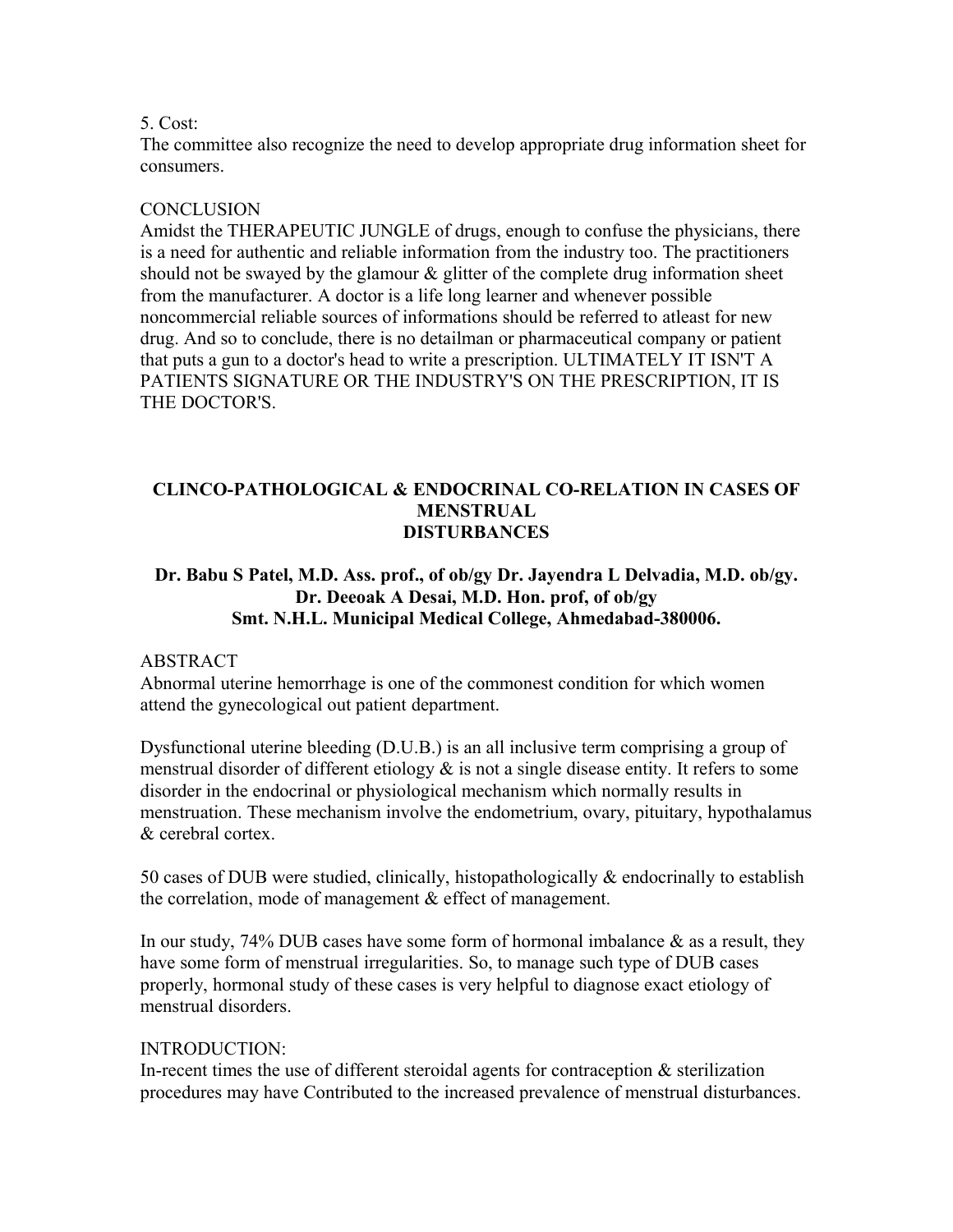5. Cost:
The committee also recognize the need to develop appropriate drug information sheet for consumers.

CONCLUSION
Amidst the THERAPEUTIC JUNGLE of drugs, enough to confuse the physicians, there is a need for authentic and reliable information from the industry too. The practitioners should not be swayed by the glamour & glitter of the complete drug information sheet from the manufacturer. A doctor is a life long learner and whenever possible noncommercial reliable sources of informations should be referred to atleast for new drug. And so to conclude, there is no detailman or pharmaceutical company or patient that puts a gun to a doctor's head to write a prescription. ULTIMATELY IT ISN'T A PATIENTS SIGNATURE OR THE INDUSTRY'S ON THE PRESCRIPTION, IT IS THE DOCTOR'S.

## CLINCO-PATHOLOGICAL & ENDOCRINAL CO-RELATION IN CASES OF MENSTRUAL DISTURBANCES

**Dr. Babu S Patel, M.D. Ass. prof., of ob/gy Dr. Jayendra L Delvadia, M.D. ob/gy. Dr. Deeoak A Desai, M.D. Hon. prof, of ob/gy**
**Smt. N.H.L. Municipal Medical College, Ahmedabad-380006.**

ABSTRACT
Abnormal uterine hemorrhage is one of the commonest condition for which women attend the gynecological out patient department.

Dysfunctional uterine bleeding (D.U.B.) is an all inclusive term comprising a group of menstrual disorder of different etiology & is not a single disease entity. It refers to some disorder in the endocrinal or physiological mechanism which normally results in menstruation. These mechanism involve the endometrium, ovary, pituitary, hypothalamus & cerebral cortex.

50 cases of DUB were studied, clinically, histopathologically & endocrinally to establish the correlation, mode of management & effect of management.

In our study, 74% DUB cases have some form of hormonal imbalance & as a result, they have some form of menstrual irregularities. So, to manage such type of DUB cases properly, hormonal study of these cases is very helpful to diagnose exact etiology of menstrual disorders.

INTRODUCTION:
In-recent times the use of different steroidal agents for contraception & sterilization procedures may have Contributed to the increased prevalence of menstrual disturbances.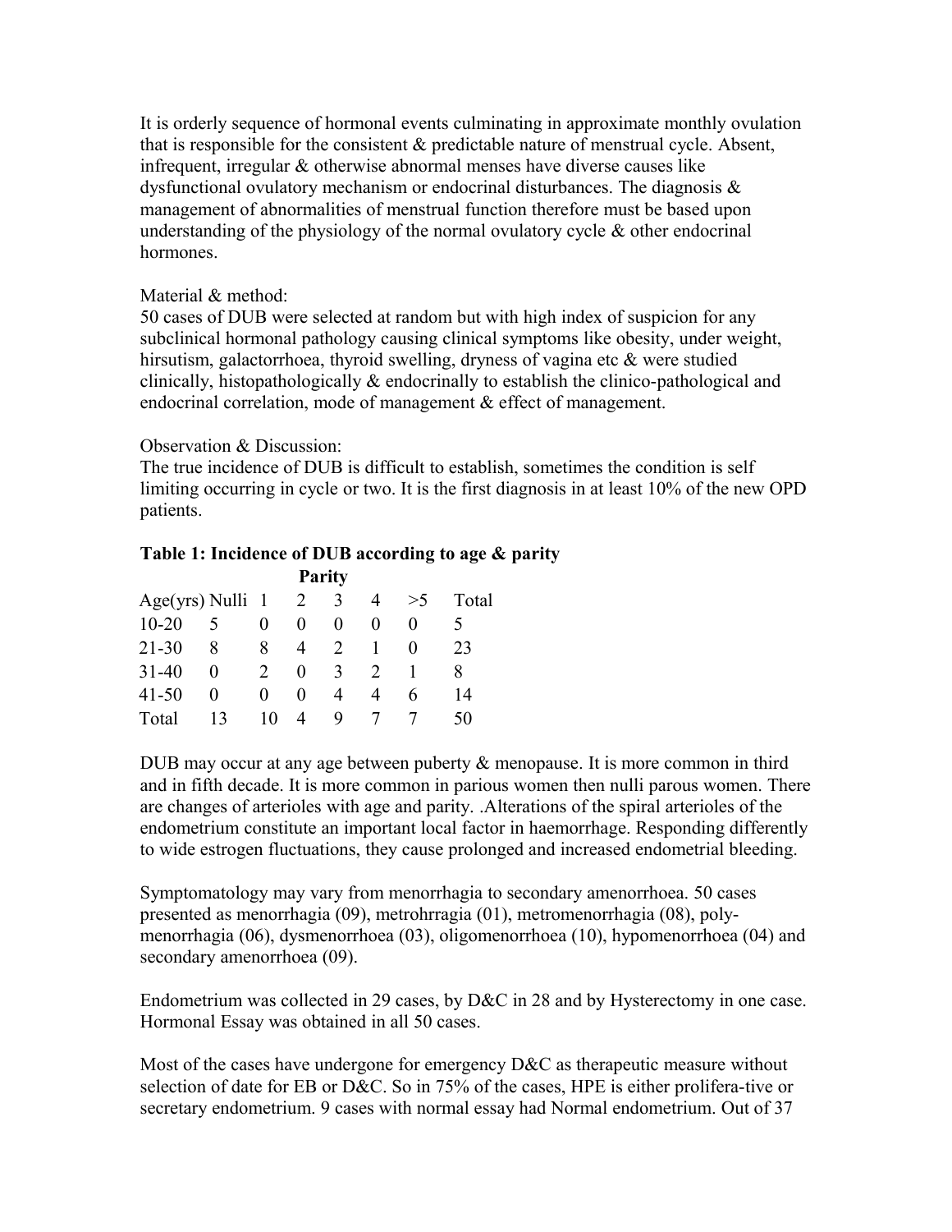It is orderly sequence of hormonal events culminating in approximate monthly ovulation that is responsible for the consistent & predictable nature of menstrual cycle. Absent, infrequent, irregular & otherwise abnormal menses have diverse causes like dysfunctional ovulatory mechanism or endocrinal disturbances. The diagnosis & management of abnormalities of menstrual function therefore must be based upon understanding of the physiology of the normal ovulatory cycle & other endocrinal hormones.

Material & method:
50 cases of DUB were selected at random but with high index of suspicion for any subclinical hormonal pathology causing clinical symptoms like obesity, under weight, hirsutism, galactorrhoea, thyroid swelling, dryness of vagina etc & were studied clinically, histopathologically & endocrinally to establish the clinico-pathological and endocrinal correlation, mode of management & effect of management.

Observation & Discussion:
The true incidence of DUB is difficult to establish, sometimes the condition is self limiting occurring in cycle or two. It is the first diagnosis in at least 10% of the new OPD patients.

**Table 1: Incidence of DUB according to age & parity**

| | Parity | | | | | | |
|---|---|---|---|---|---|---|---|
| Age(yrs) | Nulli | 1 | 2 | 3 | 4 | >5 | Total |
| 10-20 | 5 | 0 | 0 | 0 | 0 | 0 | 5 |
| 21-30 | 8 | 8 | 4 | 2 | 1 | 0 | 23 |
| 31-40 | 0 | 2 | 0 | 3 | 2 | 1 | 8 |
| 41-50 | 0 | 0 | 0 | 4 | 4 | 6 | 14 |
| Total | 13 | 10 | 4 | 9 | 7 | 7 | 50 |

DUB may occur at any age between puberty & menopause. It is more common in third and in fifth decade. It is more common in parious women then nulli parous women. There are changes of arterioles with age and parity. .Alterations of the spiral arterioles of the endometrium constitute an important local factor in haemorrhage. Responding differently to wide estrogen fluctuations, they cause prolonged and increased endometrial bleeding.

Symptomatology may vary from menorrhagia to secondary amenorrhoea. 50 cases presented as menorrhagia (09), metrohrragia (01), metromenorrhagia (08), poly-menorrhagia (06), dysmenorrhoea (03), oligomenorrhoea (10), hypomenorrhoea (04) and secondary amenorrhoea (09).

Endometrium was collected in 29 cases, by D&C in 28 and by Hysterectomy in one case. Hormonal Essay was obtained in all 50 cases.

Most of the cases have undergone for emergency D&C as therapeutic measure without selection of date for EB or D&C. So in 75% of the cases, HPE is either prolifera-tive or secretary endometrium. 9 cases with normal essay had Normal endometrium. Out of 37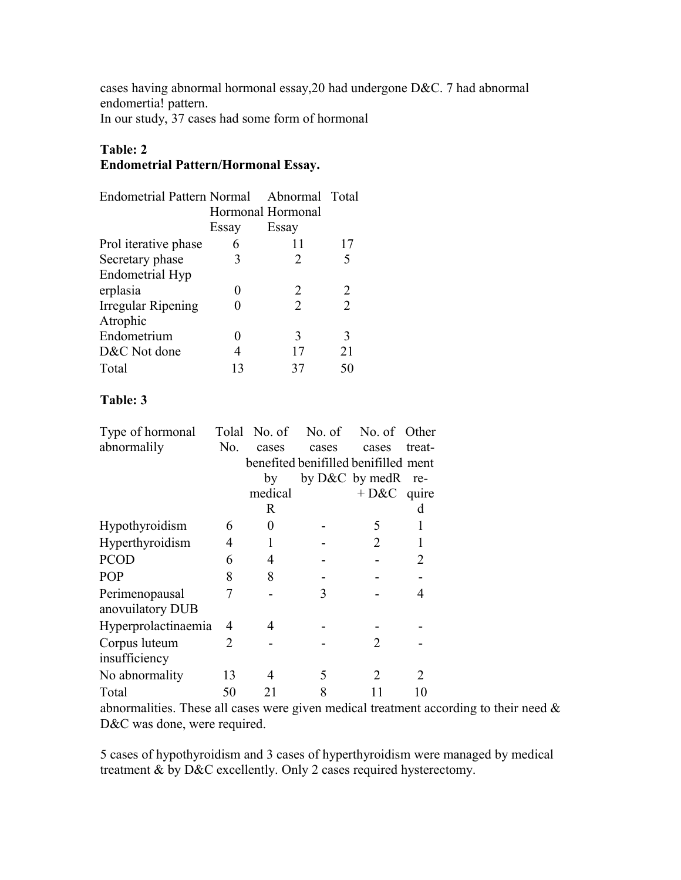cases having abnormal hormonal essay,20 had undergone D&C. 7 had abnormal endomertia! pattern.

In our study, 37 cases had some form of hormonal

**Table: 2**
**Endometrial Pattern/Hormonal Essay.**

| Endometrial Pattern | Normal Hormonal Essay | Abnormal Hormonal Essay | Total |
|---|---|---|---|
| Prol iterative phase | 6 | 11 | 17 |
| Secretary phase | 3 | 2 | 5 |
| Endometrial Hyp erplasia | 0 | 2 | 2 |
| Irregular Ripening | 0 | 2 | 2 |
| Atrophic Endometrium | 0 | 3 | 3 |
| D&C Not done | 4 | 17 | 21 |
| Total | 13 | 37 | 50 |

**Table: 3**

| Type of hormonal abnormalily | Tolal No. | No. of cases benefited by medical R | No. of cases benifilled by D&C | No. of cases benifilled by medR + D&C | Other treat-ment re-quired |
|---|---|---|---|---|---|
| Hypothyroidism | 6 | 0 | - | 5 | 1 |
| Hyperthyroidism | 4 | 1 | - | 2 | 1 |
| PCOD | 6 | 4 | - | - | 2 |
| POP | 8 | 8 | - | - | - |
| Perimenopausal anovuilatory DUB | 7 | - | 3 | - | 4 |
| Hyperprolactinaemia | 4 | 4 | - | - | - |
| Corpus luteum insufficiency | 2 | - | - | 2 | - |
| No abnormality | 13 | 4 | 5 | 2 | 2 |
| Total | 50 | 21 | 8 | 11 | 10 |

abnormalities. These all cases were given medical treatment according to their need & D&C was done, were required.

5 cases of hypothyroidism and 3 cases of hyperthyroidism were managed by medical treatment & by D&C excellently. Only 2 cases required hysterectomy.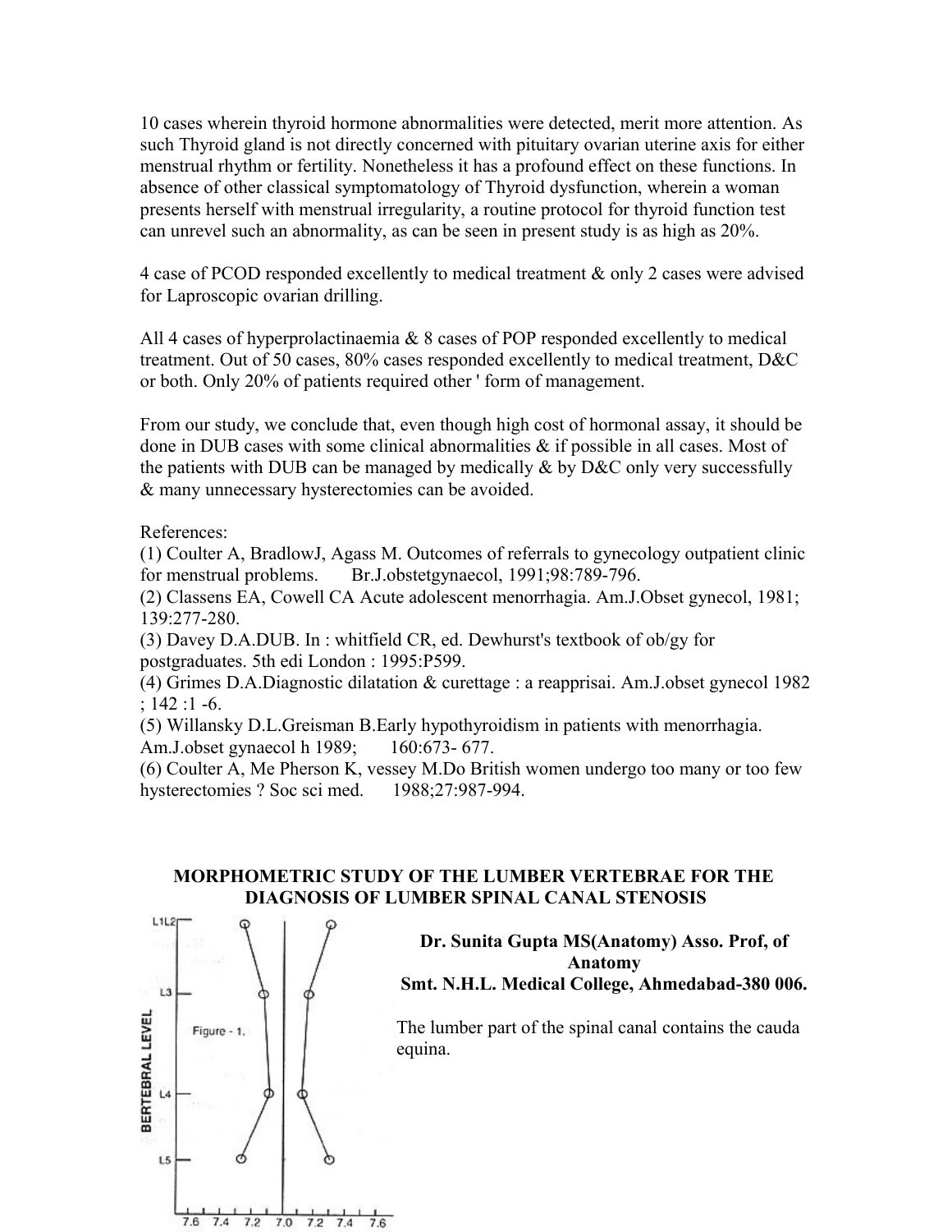10 cases wherein thyroid hormone abnormalities were detected, merit more attention. As such Thyroid gland is not directly concerned with pituitary ovarian uterine axis for either menstrual rhythm or fertility. Nonetheless it has a profound effect on these functions. In absence of other classical symptomatology of Thyroid dysfunction, wherein a woman presents herself with menstrual irregularity, a routine protocol for thyroid function test can unrevel such an abnormality, as can be seen in present study is as high as 20%.

4 case of PCOD responded excellently to medical treatment & only 2 cases were advised for Laproscopic ovarian drilling.

All 4 cases of hyperprolactinaemia & 8 cases of POP responded excellently to medical treatment. Out of 50 cases, 80% cases responded excellently to medical treatment, D&C or both. Only 20% of patients required other ' form of management.

From our study, we conclude that, even though high cost of hormonal assay, it should be done in DUB cases with some clinical abnormalities & if possible in all cases. Most of the patients with DUB can be managed by medically & by D&C only very successfully & many unnecessary hysterectomies can be avoided.

References:

(1) Coulter A, BradlowJ, Agass M. Outcomes of referrals to gynecology outpatient clinic for menstrual problems. Br.J.obstetgynaecol, 1991;98:789-796.

(2) Classens EA, Cowell CA Acute adolescent menorrhagia. Am.J.Obset gynecol, 1981; 139:277-280.

(3) Davey D.A.DUB. In : whitfield CR, ed. Dewhurst's textbook of ob/gy for postgraduates. 5th edi London : 1995:P599.

(4) Grimes D.A.Diagnostic dilatation & curettage : a reapprisai. Am.J.obset gynecol 1982 ; 142 :1 -6.

(5) Willansky D.L.Greisman B.Early hypothyroidism in patients with menorrhagia. Am.J.obset gynaecol h 1989; 160:673- 677.

(6) Coulter A, Me Pherson K, vessey M.Do British women undergo too many or too few hysterectomies ? Soc sci med. 1988;27:987-994.

## MORPHOMETRIC STUDY OF THE LUMBER VERTEBRAE FOR THE DIAGNOSIS OF LUMBER SPINAL CANAL STENOSIS

**Dr. Sunita Gupta MS(Anatomy) Asso. Prof, of Anatomy**
**Smt. N.H.L. Medical College, Ahmedabad-380 006.**

The lumber part of the spinal canal contains the cauda equina.

Figure - 1.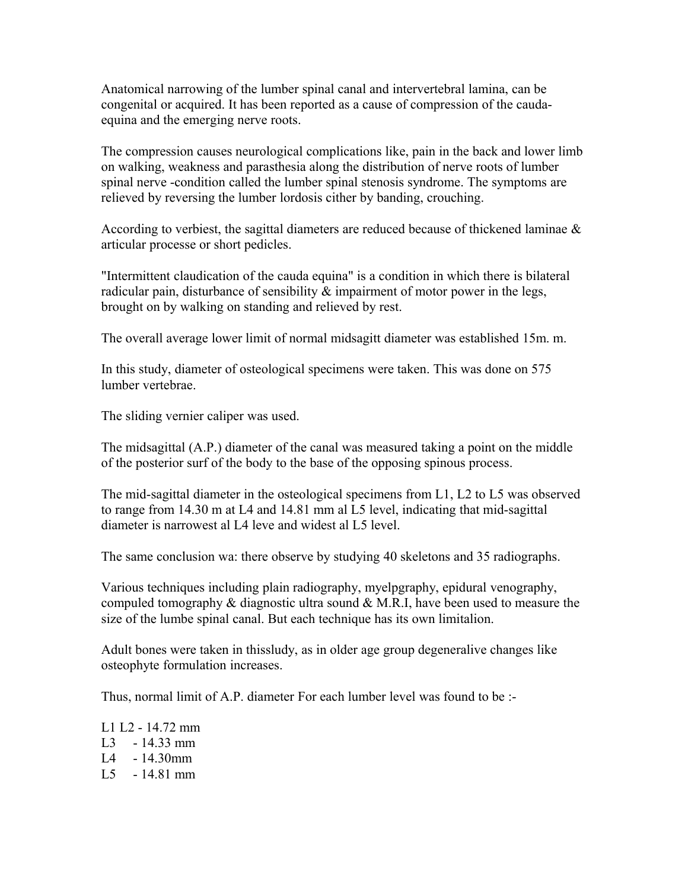Anatomical narrowing of the lumber spinal canal and intervertebral lamina, can be congenital or acquired. It has been reported as a cause of compression of the cauda-equina and the emerging nerve roots.

The compression causes neurological complications like, pain in the back and lower limb on walking, weakness and parasthesia along the distribution of nerve roots of lumber spinal nerve -condition called the lumber spinal stenosis syndrome. The symptoms are relieved by reversing the lumber lordosis cither by banding, crouching.

According to verbiest, the sagittal diameters are reduced because of thickened laminae & articular processe or short pedicles.

"Intermittent claudication of the cauda equina" is a condition in which there is bilateral radicular pain, disturbance of sensibility & impairment of motor power in the legs, brought on by walking on standing and relieved by rest.

The overall average lower limit of normal midsagitt diameter was established 15m. m.

In this study, diameter of osteological specimens were taken. This was done on 575 lumber vertebrae.

The sliding vernier caliper was used.

The midsagittal (A.P.) diameter of the canal was measured taking a point on the middle of the posterior surf of the body to the base of the opposing spinous process.

The mid-sagittal diameter in the osteological specimens from L1, L2 to L5 was observed to range from 14.30 m at L4 and 14.81 mm al L5 level, indicating that mid-sagittal diameter is narrowest al L4 leve and widest al L5 level.

The same conclusion wa: there observe by studying 40 skeletons and 35 radiographs.

Various techniques including plain radiography, myelpgraphy, epidural venography, compuled tomography & diagnostic ultra sound & M.R.I, have been used to measure the size of the lumbe spinal canal. But each technique has its own limitalion.

Adult bones were taken in thissludy, as in older age group degeneralive changes like osteophyte formulation increases.

Thus, normal limit of A.P. diameter For each lumber level was found to be :-

L1 L2 - 14.72 mm
L3 - 14.33 mm
L4 - 14.30mm
L5 - 14.81 mm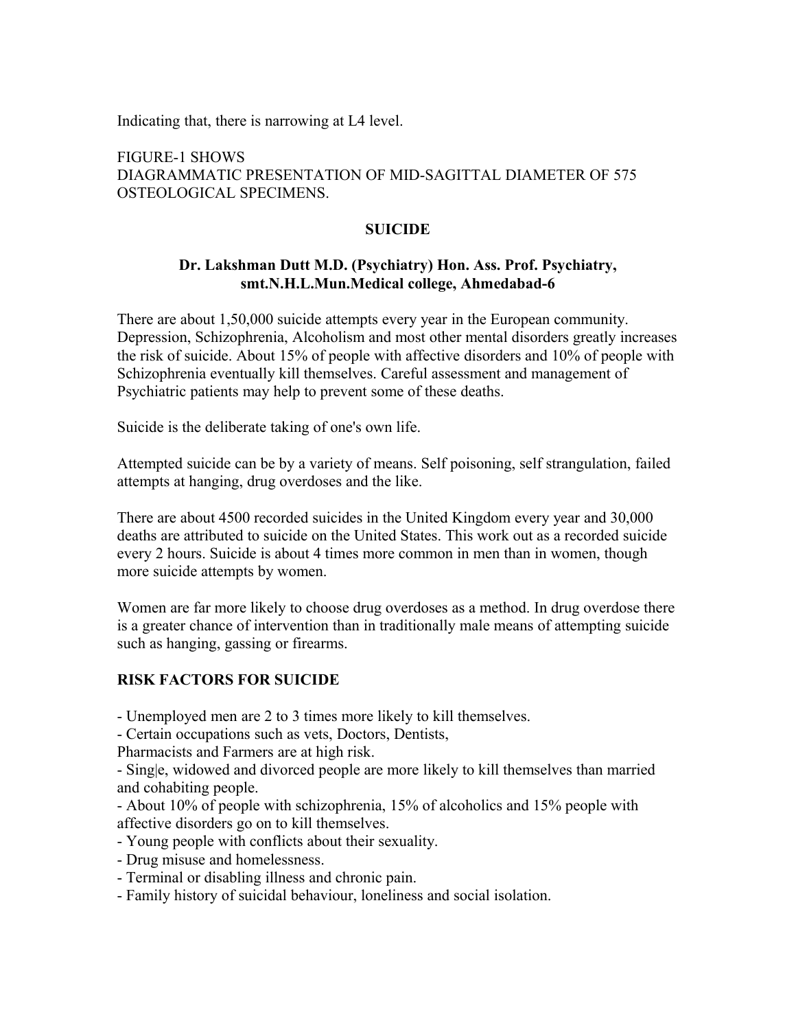Indicating that, there is narrowing at L4 level.

FIGURE-1 SHOWS
DIAGRAMMATIC PRESENTATION OF MID-SAGITTAL DIAMETER OF 575 OSTEOLOGICAL SPECIMENS.

## SUICIDE

**Dr. Lakshman Dutt M.D. (Psychiatry) Hon. Ass. Prof. Psychiatry, smt.N.H.L.Mun.Medical college, Ahmedabad-6**

There are about 1,50,000 suicide attempts every year in the European community. Depression, Schizophrenia, Alcoholism and most other mental disorders greatly increases the risk of suicide. About 15% of people with affective disorders and 10% of people with Schizophrenia eventually kill themselves. Careful assessment and management of Psychiatric patients may help to prevent some of these deaths.

Suicide is the deliberate taking of one's own life.

Attempted suicide can be by a variety of means. Self poisoning, self strangulation, failed attempts at hanging, drug overdoses and the like.

There are about 4500 recorded suicides in the United Kingdom every year and 30,000 deaths are attributed to suicide on the United States. This work out as a recorded suicide every 2 hours. Suicide is about 4 times more common in men than in women, though more suicide attempts by women.

Women are far more likely to choose drug overdoses as a method. In drug overdose there is a greater chance of intervention than in traditionally male means of attempting suicide such as hanging, gassing or firearms.

**RISK FACTORS FOR SUICIDE**

- Unemployed men are 2 to 3 times more likely to kill themselves.
- Certain occupations such as vets, Doctors, Dentists,
Pharmacists and Farmers are at high risk.
- Sing|e, widowed and divorced people are more likely to kill themselves than married and cohabiting people.
- About 10% of people with schizophrenia, 15% of alcoholics and 15% people with affective disorders go on to kill themselves.
- Young people with conflicts about their sexuality.
- Drug misuse and homelessness.
- Terminal or disabling illness and chronic pain.
- Family history of suicidal behaviour, loneliness and social isolation.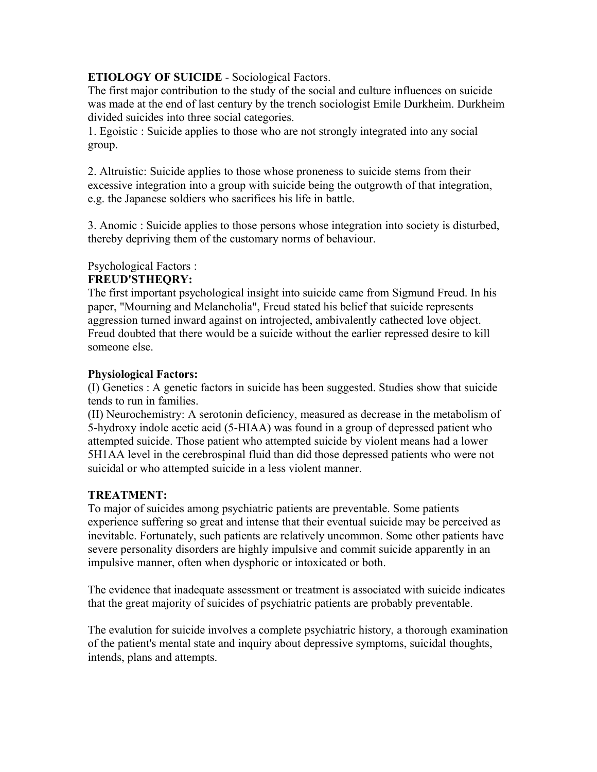**ETIOLOGY OF SUICIDE** - Sociological Factors.

The first major contribution to the study of the social and culture influences on suicide was made at the end of last century by the trench sociologist Emile Durkheim. Durkheim divided suicides into three social categories.

1. Egoistic : Suicide applies to those who are not strongly integrated into any social group.

2. Altruistic: Suicide applies to those whose proneness to suicide stems from their excessive integration into a group with suicide being the outgrowth of that integration, e.g. the Japanese soldiers who sacrifices his life in battle.

3. Anomic : Suicide applies to those persons whose integration into society is disturbed, thereby depriving them of the customary norms of behaviour.

Psychological Factors :

**FREUD'STHEQRY:**

The first important psychological insight into suicide came from Sigmund Freud. In his paper, "Mourning and Melancholia", Freud stated his belief that suicide represents aggression turned inward against on introjected, ambivalently cathected love object. Freud doubted that there would be a suicide without the earlier repressed desire to kill someone else.

**Physiological Factors:**

(I) Genetics : A genetic factors in suicide has been suggested. Studies show that suicide tends to run in families.

(II) Neurochemistry: A serotonin deficiency, measured as decrease in the metabolism of 5-hydroxy indole acetic acid (5-HIAA) was found in a group of depressed patient who attempted suicide. Those patient who attempted suicide by violent means had a lower 5H1AA level in the cerebrospinal fluid than did those depressed patients who were not suicidal or who attempted suicide in a less violent manner.

**TREATMENT:**

To major of suicides among psychiatric patients are preventable. Some patients experience suffering so great and intense that their eventual suicide may be perceived as inevitable. Fortunately, such patients are relatively uncommon. Some other patients have severe personality disorders are highly impulsive and commit suicide apparently in an impulsive manner, often when dysphoric or intoxicated or both.

The evidence that inadequate assessment or treatment is associated with suicide indicates that the great majority of suicides of psychiatric patients are probably preventable.

The evalution for suicide involves a complete psychiatric history, a thorough examination of the patient's mental state and inquiry about depressive symptoms, suicidal thoughts, intends, plans and attempts.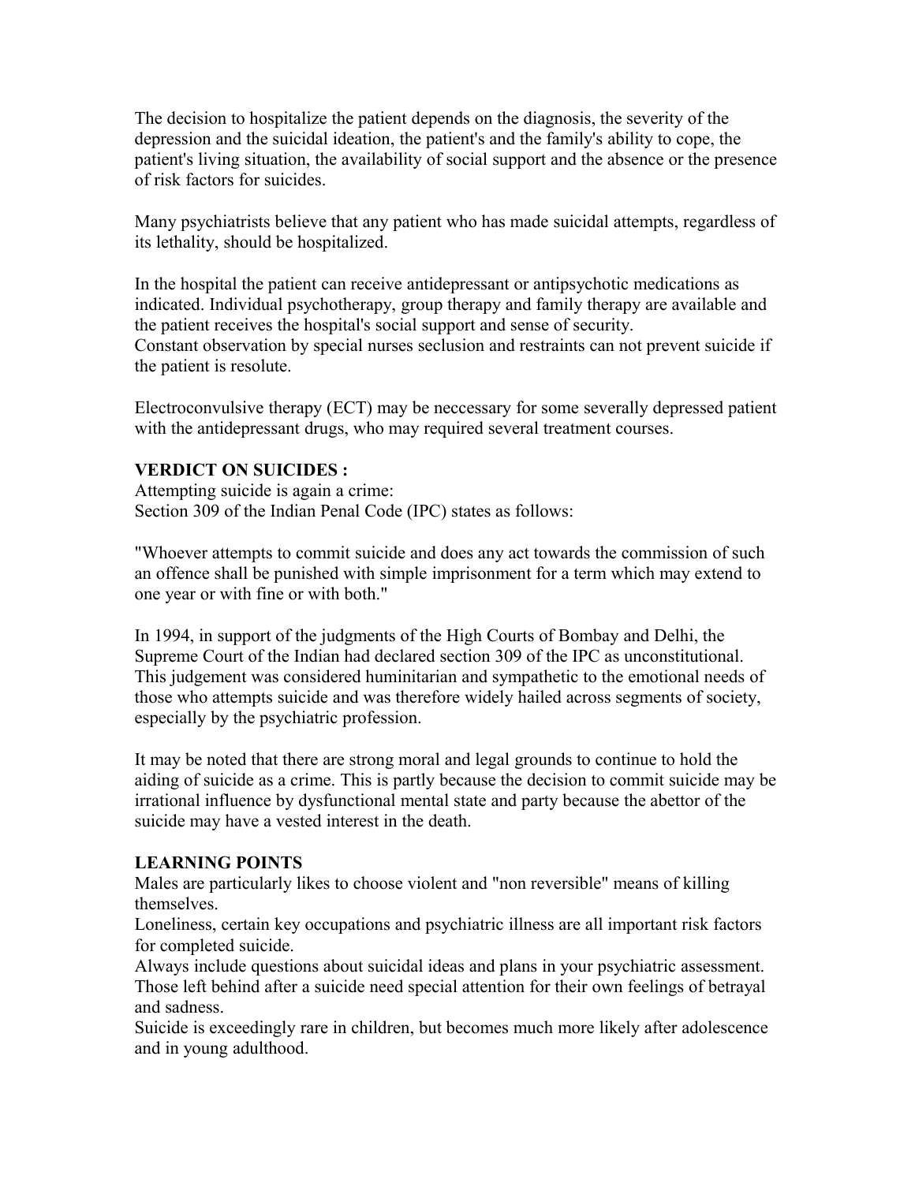The decision to hospitalize the patient depends on the diagnosis, the severity of the depression and the suicidal ideation, the patient's and the family's ability to cope, the patient's living situation, the availability of social support and the absence or the presence of risk factors for suicides.

Many psychiatrists believe that any patient who has made suicidal attempts, regardless of its lethality, should be hospitalized.

In the hospital the patient can receive antidepressant or antipsychotic medications as indicated. Individual psychotherapy, group therapy and family therapy are available and the patient receives the hospital's social support and sense of security.
Constant observation by special nurses seclusion and restraints can not prevent suicide if the patient is resolute.

Electroconvulsive therapy (ECT) may be neccessary for some severally depressed patient with the antidepressant drugs, who may required several treatment courses.

**VERDICT ON SUICIDES :**
Attempting suicide is again a crime:
Section 309 of the Indian Penal Code (IPC) states as follows:

"Whoever attempts to commit suicide and does any act towards the commission of such an offence shall be punished with simple imprisonment for a term which may extend to one year or with fine or with both."

In 1994, in support of the judgments of the High Courts of Bombay and Delhi, the Supreme Court of the Indian had declared section 309 of the IPC as unconstitutional. This judgement was considered huminitarian and sympathetic to the emotional needs of those who attempts suicide and was therefore widely hailed across segments of society, especially by the psychiatric profession.

It may be noted that there are strong moral and legal grounds to continue to hold the aiding of suicide as a crime. This is partly because the decision to commit suicide may be irrational influence by dysfunctional mental state and party because the abettor of the suicide may have a vested interest in the death.

**LEARNING POINTS**
Males are particularly likes to choose violent and "non reversible" means of killing themselves.
Loneliness, certain key occupations and psychiatric illness are all important risk factors for completed suicide.
Always include questions about suicidal ideas and plans in your psychiatric assessment.
Those left behind after a suicide need special attention for their own feelings of betrayal and sadness.
Suicide is exceedingly rare in children, but becomes much more likely after adolescence and in young adulthood.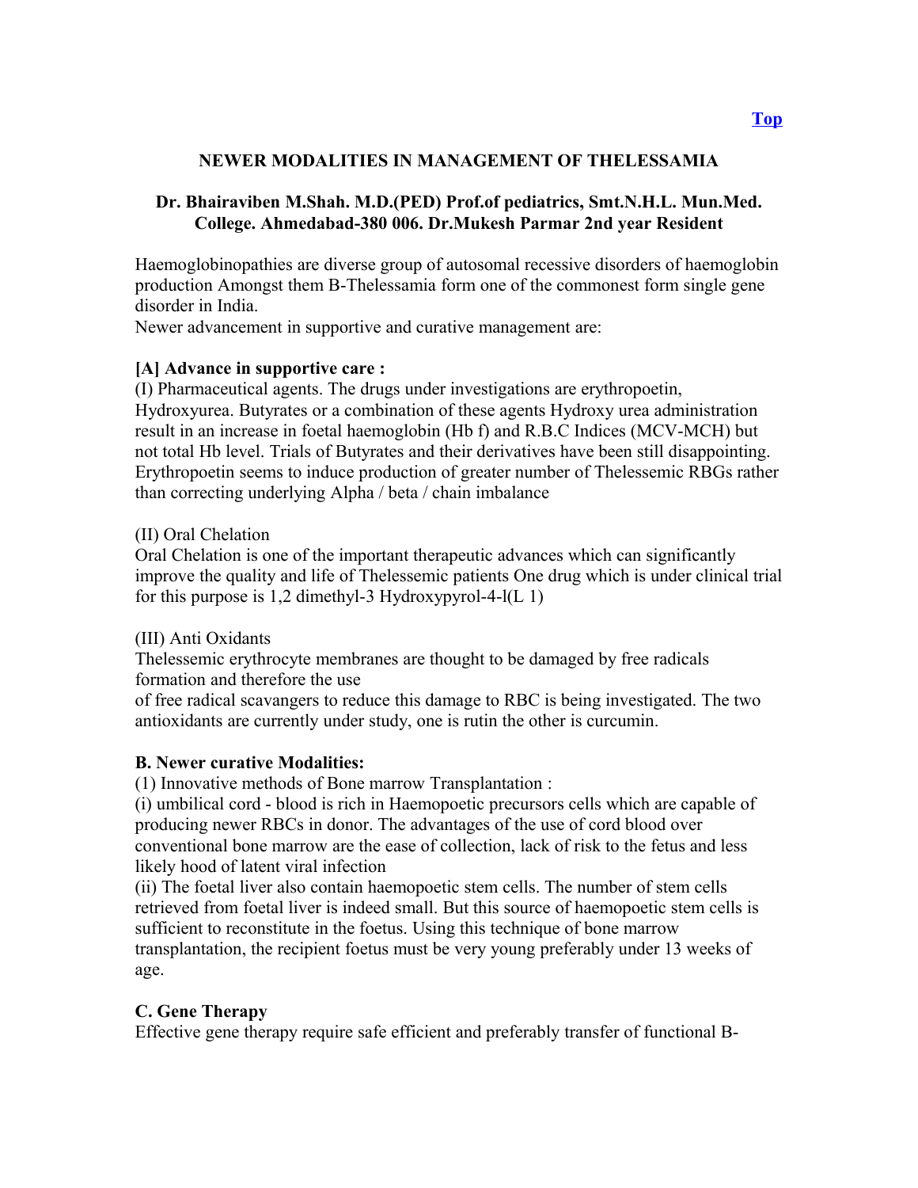[Top](#)

## NEWER MODALITIES IN MANAGEMENT OF THELESSAMIA

**Dr. Bhairaviben M.Shah. M.D.(PED) Prof.of pediatrics, Smt.N.H.L. Mun.Med. College. Ahmedabad-380 006. Dr.Mukesh Parmar 2nd year Resident**

Haemoglobinopathies are diverse group of autosomal recessive disorders of haemoglobin production Amongst them B-Thelessamia form one of the commonest form single gene disorder in India.
Newer advancement in supportive and curative management are:

**[A] Advance in supportive care :**
(I) Pharmaceutical agents. The drugs under investigations are erythropoetin, Hydroxyurea. Butyrates or a combination of these agents Hydroxy urea administration result in an increase in foetal haemoglobin (Hb f) and R.B.C Indices (MCV-MCH) but not total Hb level. Trials of Butyrates and their derivatives have been still disappointing. Erythropoetin seems to induce production of greater number of Thelessemic RBGs rather than correcting underlying Alpha / beta / chain imbalance

(II) Oral Chelation
Oral Chelation is one of the important therapeutic advances which can significantly improve the quality and life of Thelessemic patients One drug which is under clinical trial for this purpose is 1,2 dimethyl-3 Hydroxypyrol-4-l(L 1)

(III) Anti Oxidants
Thelessemic erythrocyte membranes are thought to be damaged by free radicals formation and therefore the use
of free radical scavangers to reduce this damage to RBC is being investigated. The two antioxidants are currently under study, one is rutin the other is curcumin.

**B. Newer curative Modalities:**
(1) Innovative methods of Bone marrow Transplantation :
(i) umbilical cord - blood is rich in Haemopoetic precursors cells which are capable of producing newer RBCs in donor. The advantages of the use of cord blood over conventional bone marrow are the ease of collection, lack of risk to the fetus and less likely hood of latent viral infection
(ii) The foetal liver also contain haemopoetic stem cells. The number of stem cells retrieved from foetal liver is indeed small. But this source of haemopoetic stem cells is sufficient to reconstitute in the foetus. Using this technique of bone marrow transplantation, the recipient foetus must be very young preferably under 13 weeks of age.

**C. Gene Therapy**
Effective gene therapy require safe efficient and preferably transfer of functional B-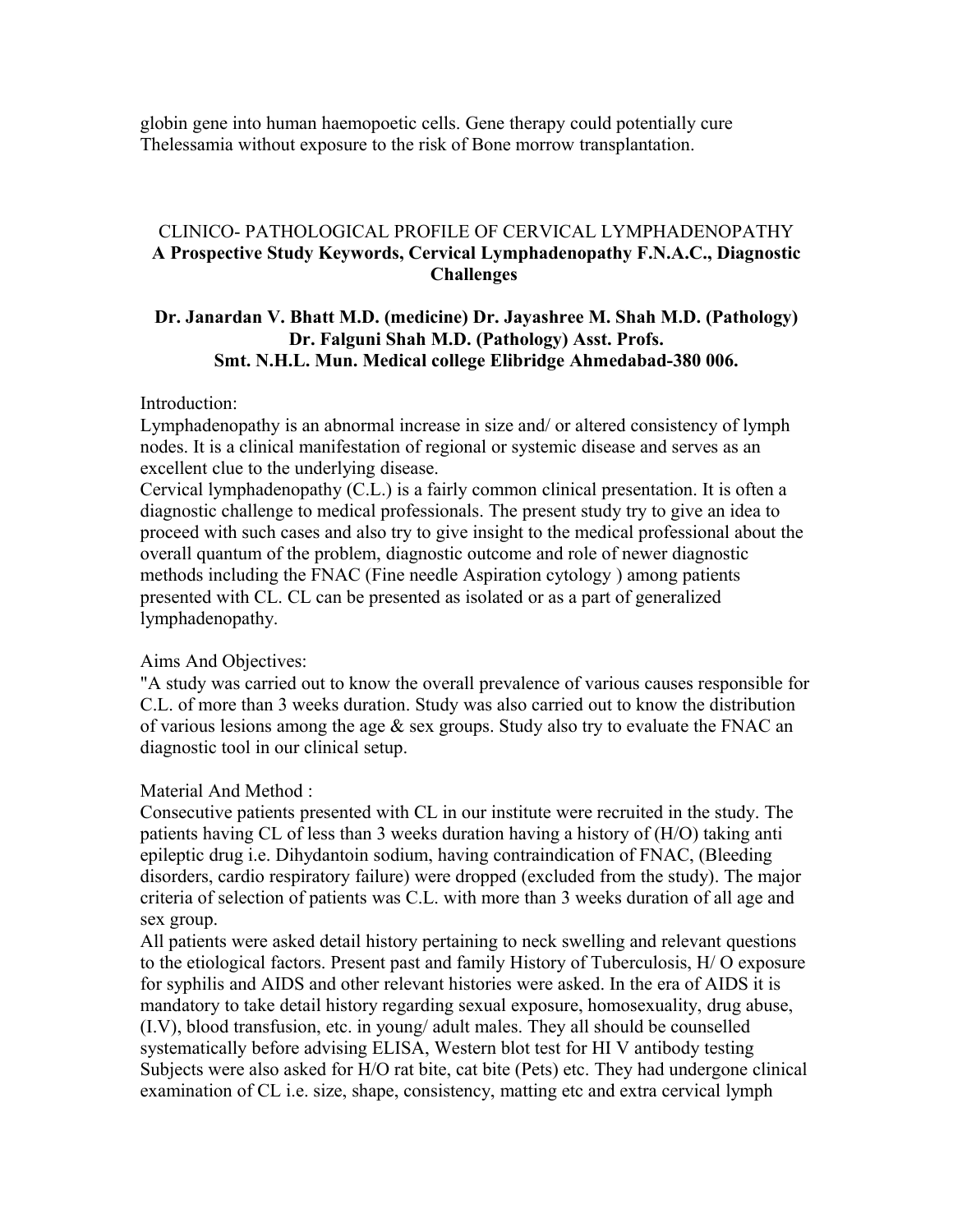globin gene into human haemopoetic cells. Gene therapy could potentially cure Thelessamia without exposure to the risk of Bone morrow transplantation.

## CLINICO- PATHOLOGICAL PROFILE OF CERVICAL LYMPHADENOPATHY

**A Prospective Study Keywords, Cervical Lymphadenopathy F.N.A.C., Diagnostic Challenges**

**Dr. Janardan V. Bhatt M.D. (medicine) Dr. Jayashree M. Shah M.D. (Pathology) Dr. Falguni Shah M.D. (Pathology) Asst. Profs.**
**Smt. N.H.L. Mun. Medical college Elibridge Ahmedabad-380 006.**

Introduction:

Lymphadenopathy is an abnormal increase in size and/ or altered consistency of lymph nodes. It is a clinical manifestation of regional or systemic disease and serves as an excellent clue to the underlying disease.

Cervical lymphadenopathy (C.L.) is a fairly common clinical presentation. It is often a diagnostic challenge to medical professionals. The present study try to give an idea to proceed with such cases and also try to give insight to the medical professional about the overall quantum of the problem, diagnostic outcome and role of newer diagnostic methods including the FNAC (Fine needle Aspiration cytology ) among patients presented with CL. CL can be presented as isolated or as a part of generalized lymphadenopathy.

Aims And Objectives:

"A study was carried out to know the overall prevalence of various causes responsible for C.L. of more than 3 weeks duration. Study was also carried out to know the distribution of various lesions among the age & sex groups. Study also try to evaluate the FNAC an diagnostic tool in our clinical setup.

Material And Method :

Consecutive patients presented with CL in our institute were recruited in the study. The patients having CL of less than 3 weeks duration having a history of (H/O) taking anti epileptic drug i.e. Dihydantoin sodium, having contraindication of FNAC, (Bleeding disorders, cardio respiratory failure) were dropped (excluded from the study). The major criteria of selection of patients was C.L. with more than 3 weeks duration of all age and sex group.

All patients were asked detail history pertaining to neck swelling and relevant questions to the etiological factors. Present past and family History of Tuberculosis, H/ O exposure for syphilis and AIDS and other relevant histories were asked. In the era of AIDS it is mandatory to take detail history regarding sexual exposure, homosexuality, drug abuse, (I.V), blood transfusion, etc. in young/ adult males. They all should be counselled systematically before advising ELISA, Western blot test for HI V antibody testing Subjects were also asked for H/O rat bite, cat bite (Pets) etc. They had undergone clinical examination of CL i.e. size, shape, consistency, matting etc and extra cervical lymph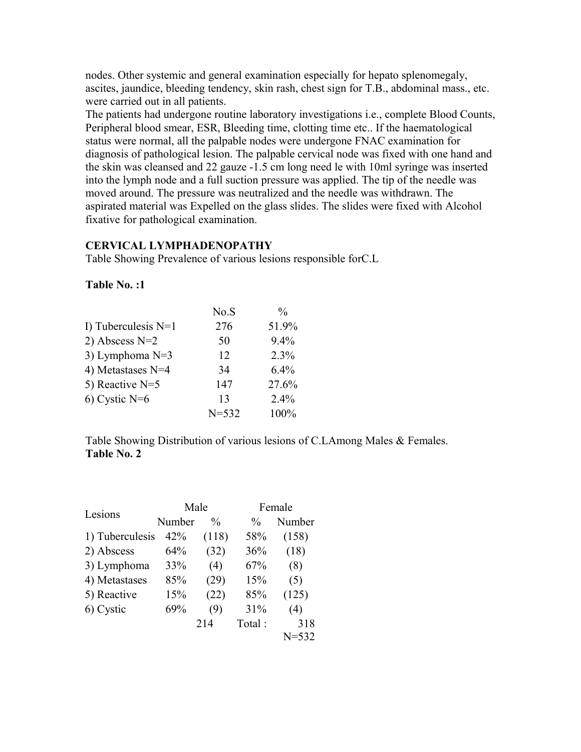nodes. Other systemic and general examination especially for hepato splenomegaly, ascites, jaundice, bleeding tendency, skin rash, chest sign for T.B., abdominal mass., etc. were carried out in all patients.

The patients had undergone routine laboratory investigations i.e., complete Blood Counts, Peripheral blood smear, ESR, Bleeding time, clotting time etc.. If the haematological status were normal, all the palpable nodes were undergone FNAC examination for diagnosis of pathological lesion. The palpable cervical node was fixed with one hand and the skin was cleansed and 22 gauze -1.5 cm long need le with 10ml syringe was inserted into the lymph node and a full suction pressure was applied. The tip of the needle was moved around. The pressure was neutralized and the needle was withdrawn. The aspirated material was Expelled on the glass slides. The slides were fixed with Alcohol fixative for pathological examination.

**CERVICAL LYMPHADENOPATHY**

Table Showing Prevalence of various lesions responsible forC.L

**Table No. :1**

| | No.S | % |
|---|---|---|
| I) Tuberculesis N=1 | 276 | 51.9% |
| 2) Abscess N=2 | 50 | 9.4% |
| 3) Lymphoma N=3 | 12 | 2.3% |
| 4) Metastases N=4 | 34 | 6.4% |
| 5) Reactive N=5 | 147 | 27.6% |
| 6) Cystic N=6 | 13 | 2.4% |
| | N=532 | 100% |

Table Showing Distribution of various lesions of C.LAmong Males & Females.

**Table No. 2**

| Lesions | Male | | Female | |
|---|---|---|---|---|
| | Number | % | % | Number |
| 1) Tuberculesis | 42% | (118) | 58% | (158) |
| 2) Abscess | 64% | (32) | 36% | (18) |
| 3) Lymphoma | 33% | (4) | 67% | (8) |
| 4) Metastases | 85% | (29) | 15% | (5) |
| 5) Reactive | 15% | (22) | 85% | (125) |
| 6) Cystic | 69% | (9) | 31% | (4) |
| | | 214 | Total : | 318 |
| | | | | N=532 |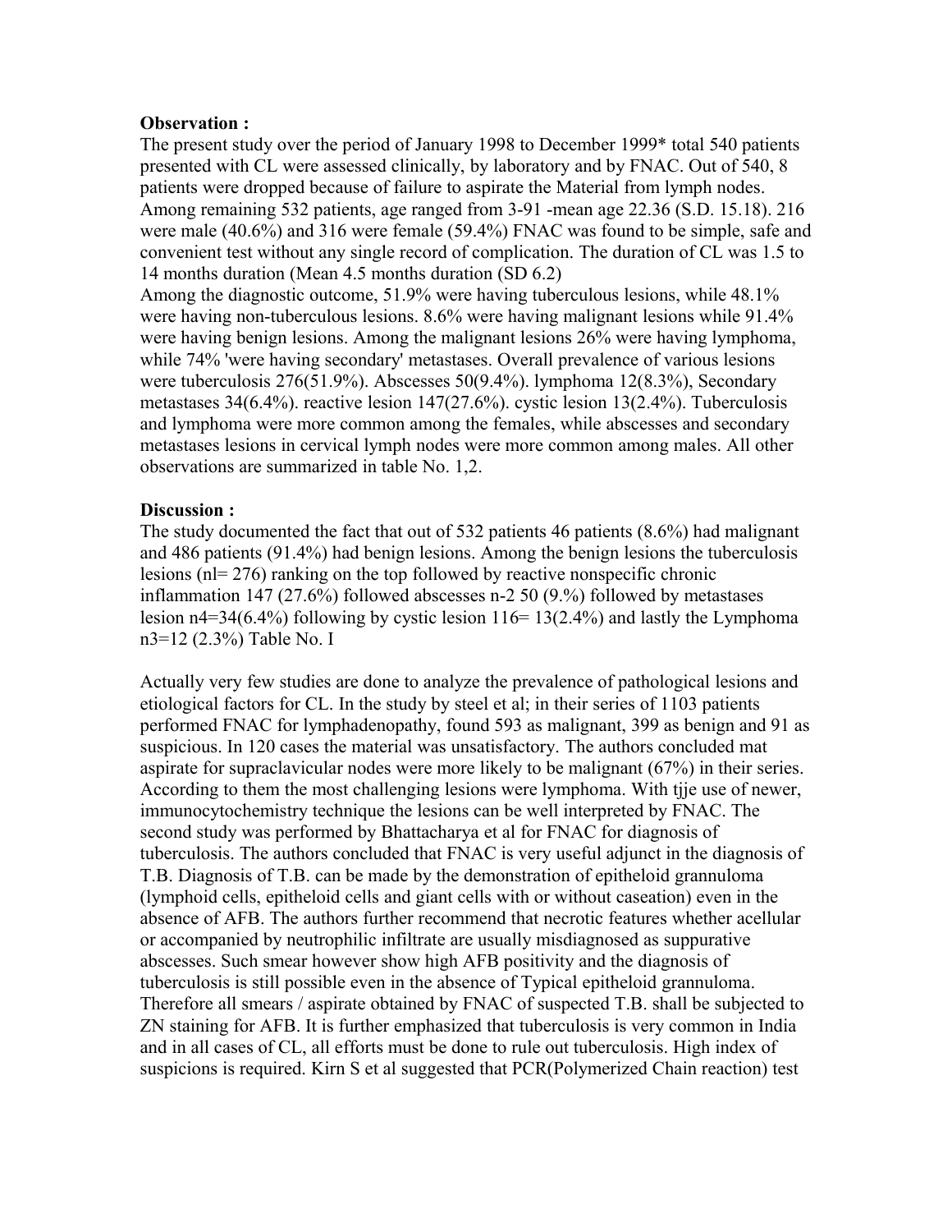**Observation :**

The present study over the period of January 1998 to December 1999* total 540 patients presented with CL were assessed clinically, by laboratory and by FNAC. Out of 540, 8 patients were dropped because of failure to aspirate the Material from lymph nodes. Among remaining 532 patients, age ranged from 3-91 -mean age 22.36 (S.D. 15.18). 216 were male (40.6%) and 316 were female (59.4%) FNAC was found to be simple, safe and convenient test without any single record of complication. The duration of CL was 1.5 to 14 months duration (Mean 4.5 months duration (SD 6.2)

Among the diagnostic outcome, 51.9% were having tuberculous lesions, while 48.1% were having non-tuberculous lesions. 8.6% were having malignant lesions while 91.4% were having benign lesions. Among the malignant lesions 26% were having lymphoma, while 74% 'were having secondary' metastases. Overall prevalence of various lesions were tuberculosis 276(51.9%). Abscesses 50(9.4%). lymphoma 12(8.3%), Secondary metastases 34(6.4%). reactive lesion 147(27.6%). cystic lesion 13(2.4%). Tuberculosis and lymphoma were more common among the females, while abscesses and secondary metastases lesions in cervical lymph nodes were more common among males. All other observations are summarized in table No. 1,2.

**Discussion :**

The study documented the fact that out of 532 patients 46 patients (8.6%) had malignant and 486 patients (91.4%) had benign lesions. Among the benign lesions the tuberculosis lesions (nl= 276) ranking on the top followed by reactive nonspecific chronic inflammation 147 (27.6%) followed abscesses n-2 50 (9.%) followed by metastases lesion n4=34(6.4%) following by cystic lesion 116= 13(2.4%) and lastly the Lymphoma n3=12 (2.3%) Table No. I

Actually very few studies are done to analyze the prevalence of pathological lesions and etiological factors for CL. In the study by steel et al; in their series of 1103 patients performed FNAC for lymphadenopathy, found 593 as malignant, 399 as benign and 91 as suspicious. In 120 cases the material was unsatisfactory. The authors concluded mat aspirate for supraclavicular nodes were more likely to be malignant (67%) in their series. According to them the most challenging lesions were lymphoma. With tjje use of newer, immunocytochemistry technique the lesions can be well interpreted by FNAC. The second study was performed by Bhattacharya et al for FNAC for diagnosis of tuberculosis. The authors concluded that FNAC is very useful adjunct in the diagnosis of T.B. Diagnosis of T.B. can be made by the demonstration of epitheloid grannuloma (lymphoid cells, epitheloid cells and giant cells with or without caseation) even in the absence of AFB. The authors further recommend that necrotic features whether acellular or accompanied by neutrophilic infiltrate are usually misdiagnosed as suppurative abscesses. Such smear however show high AFB positivity and the diagnosis of tuberculosis is still possible even in the absence of Typical epitheloid grannuloma. Therefore all smears / aspirate obtained by FNAC of suspected T.B. shall be subjected to ZN staining for AFB. It is further emphasized that tuberculosis is very common in India and in all cases of CL, all efforts must be done to rule out tuberculosis. High index of suspicions is required. Kirn S et al suggested that PCR(Polymerized Chain reaction) test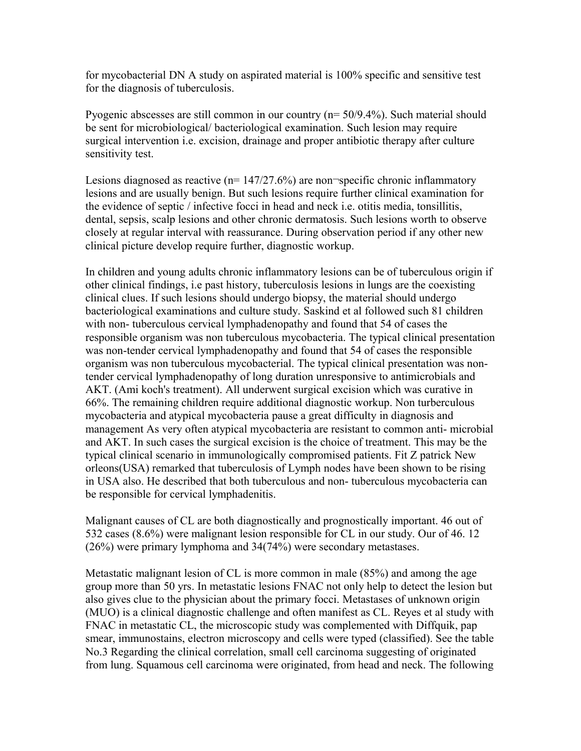for mycobacterial DN A study on aspirated material is 100% specific and sensitive test for the diagnosis of tuberculosis.

Pyogenic abscesses are still common in our country (n= 50/9.4%). Such material should be sent for microbiological/ bacteriological examination. Such lesion may require surgical intervention i.e. excision, drainage and proper antibiotic therapy after culture sensitivity test.

Lesions diagnosed as reactive (n= 147/27.6%) are non¬specific chronic inflammatory lesions and are usually benign. But such lesions require further clinical examination for the evidence of septic / infective focci in head and neck i.e. otitis media, tonsillitis, dental, sepsis, scalp lesions and other chronic dermatosis. Such lesions worth to observe closely at regular interval with reassurance. During observation period if any other new clinical picture develop require further, diagnostic workup.

In children and young adults chronic inflammatory lesions can be of tuberculous origin if other clinical findings, i.e past history, tuberculosis lesions in lungs are the coexisting clinical clues. If such lesions should undergo biopsy, the material should undergo bacteriological examinations and culture study. Saskind et al followed such 81 children with non- tuberculous cervical lymphadenopathy and found that 54 of cases the responsible organism was non tuberculous mycobacteria. The typical clinical presentation was non-tender cervical lymphadenopathy and found that 54 of cases the responsible organism was non tuberculous mycobacterial. The typical clinical presentation was non-tender cervical lymphadenopathy of long duration unresponsive to antimicrobials and AKT. (Ami koch's treatment). All underwent surgical excision which was curative in 66%. The remaining children require additional diagnostic workup. Non turberculous mycobacteria and atypical mycobacteria pause a great difficulty in diagnosis and management As very often atypical mycobacteria are resistant to common anti- microbial and AKT. In such cases the surgical excision is the choice of treatment. This may be the typical clinical scenario in immunologically compromised patients. Fit Z patrick New orleons(USA) remarked that tuberculosis of Lymph nodes have been shown to be rising in USA also. He described that both tuberculous and non- tuberculous mycobacteria can be responsible for cervical lymphadenitis.

Malignant causes of CL are both diagnostically and prognostically important. 46 out of 532 cases (8.6%) were malignant lesion responsible for CL in our study. Our of 46. 12 (26%) were primary lymphoma and 34(74%) were secondary metastases.

Metastatic malignant lesion of CL is more common in male (85%) and among the age group more than 50 yrs. In metastatic lesions FNAC not only help to detect the lesion but also gives clue to the physician about the primary focci. Metastases of unknown origin (MUO) is a clinical diagnostic challenge and often manifest as CL. Reyes et al study with FNAC in metastatic CL, the microscopic study was complemented with Diffquik, pap smear, immunostains, electron microscopy and cells were typed (classified). See the table No.3 Regarding the clinical correlation, small cell carcinoma suggesting of originated from lung. Squamous cell carcinoma were originated, from head and neck. The following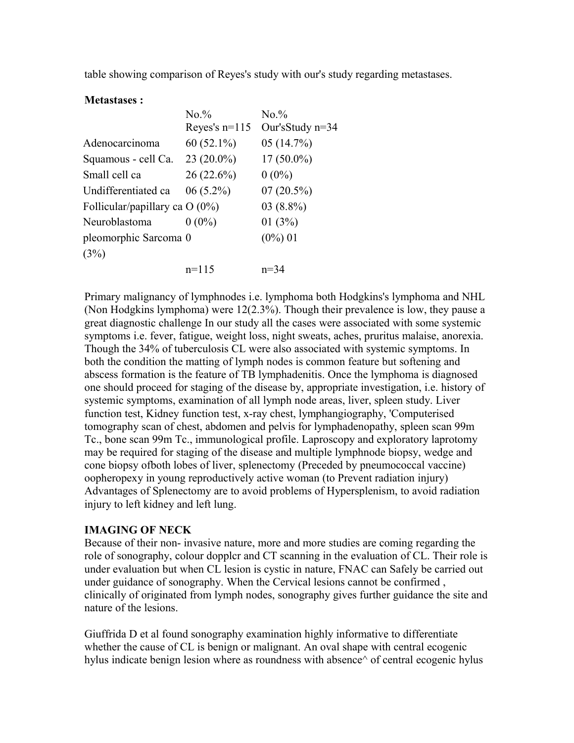table showing comparison of Reyes's study with our's study regarding metastases.

**Metastases :**

| | No.% Reyes's n=115 | No.% Our'sStudy n=34 |
|---|---|---|
| Adenocarcinoma | 60 (52.1%) | 05 (14.7%) |
| Squamous - cell Ca. | 23 (20.0%) | 17 (50.0%) |
| Small cell ca | 26 (22.6%) | 0 (0%) |
| Undifferentiated ca | 06 (5.2%) | 07 (20.5%) |
| Follicular/papillary ca | O (0%) | 03 (8.8%) |
| Neuroblastoma | 0 (0%) | 01 (3%) |
| pleomorphic Sarcoma | 0 (0%) | 01 (3%) |
| | n=115 | n=34 |

Primary malignancy of lymphnodes i.e. lymphoma both Hodgkins's lymphoma and NHL (Non Hodgkins lymphoma) were 12(2.3%). Though their prevalence is low, they pause a great diagnostic challenge In our study all the cases were associated with some systemic symptoms i.e. fever, fatigue, weight loss, night sweats, aches, pruritus malaise, anorexia. Though the 34% of tuberculosis CL were also associated with systemic symptoms. In both the condition the matting of lymph nodes is common feature but softening and abscess formation is the feature of TB lymphadenitis. Once the lymphoma is diagnosed one should proceed for staging of the disease by, appropriate investigation, i.e. history of systemic symptoms, examination of all lymph node areas, liver, spleen study. Liver function test, Kidney function test, x-ray chest, lymphangiography, 'Computerised tomography scan of chest, abdomen and pelvis for lymphadenopathy, spleen scan 99m Tc., bone scan 99m Tc., immunological profile. Laproscopy and exploratory laprotomy may be required for staging of the disease and multiple lymphnode biopsy, wedge and cone biopsy ofboth lobes of liver, splenectomy (Preceded by pneumococcal vaccine) oopheropexy in young reproductively active woman (to Prevent radiation injury) Advantages of Splenectomy are to avoid problems of Hypersplenism, to avoid radiation injury to left kidney and left lung.

**IMAGING OF NECK**

Because of their non- invasive nature, more and more studies are coming regarding the role of sonography, colour dopplcr and CT scanning in the evaluation of CL. Their role is under evaluation but when CL lesion is cystic in nature, FNAC can Safely be carried out under guidance of sonography. When the Cervical lesions cannot be confirmed , clinically of originated from lymph nodes, sonography gives further guidance the site and nature of the lesions.

Giuffrida D et al found sonography examination highly informative to differentiate whether the cause of CL is benign or malignant. An oval shape with central ecogenic hylus indicate benign lesion where as roundness with absence^ of central ecogenic hylus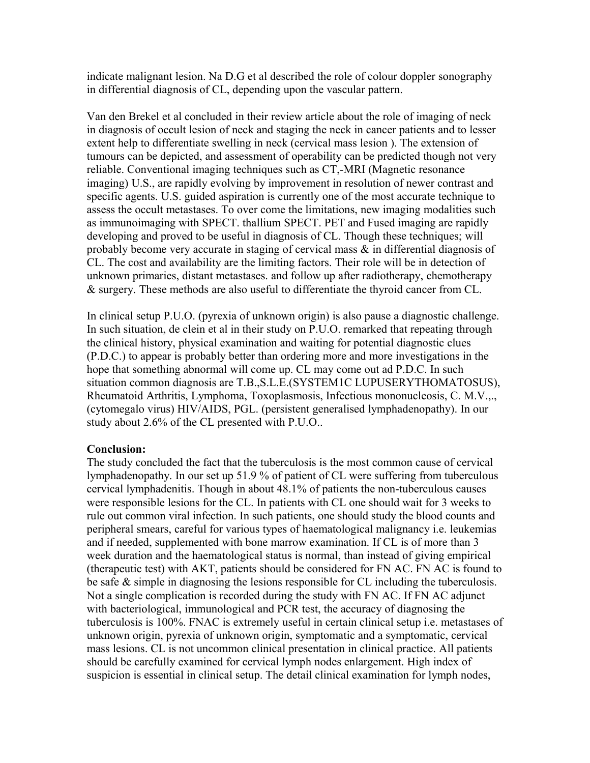indicate malignant lesion. Na D.G et al described the role of colour doppler sonography in differential diagnosis of CL, depending upon the vascular pattern.

Van den Brekel et al concluded in their review article about the role of imaging of neck in diagnosis of occult lesion of neck and staging the neck in cancer patients and to lesser extent help to differentiate swelling in neck (cervical mass lesion ). The extension of tumours can be depicted, and assessment of operability can be predicted though not very reliable. Conventional imaging techniques such as CT,-MRI (Magnetic resonance imaging) U.S., are rapidly evolving by improvement in resolution of newer contrast and specific agents. U.S. guided aspiration is currently one of the most accurate technique to assess the occult metastases. To over come the limitations, new imaging modalities such as immunoimaging with SPECT. thallium SPECT. PET and Fused imaging are rapidly developing and proved to be useful in diagnosis of CL. Though these techniques; will probably become very accurate in staging of cervical mass & in differential diagnosis of CL. The cost and availability are the limiting factors. Their role will be in detection of unknown primaries, distant metastases. and follow up after radiotherapy, chemotherapy & surgery. These methods are also useful to differentiate the thyroid cancer from CL.

In clinical setup P.U.O. (pyrexia of unknown origin) is also pause a diagnostic challenge. In such situation, de clein et al in their study on P.U.O. remarked that repeating through the clinical history, physical examination and waiting for potential diagnostic clues (P.D.C.) to appear is probably better than ordering more and more investigations in the hope that something abnormal will come up. CL may come out ad P.D.C. In such situation common diagnosis are T.B.,S.L.E.(SYSTEM1C LUPUSERYTHOMATOSUS), Rheumatoid Arthritis, Lymphoma, Toxoplasmosis, Infectious mononucleosis, C. M.V.,., (cytomegalo virus) HIV/AIDS, PGL. (persistent generalised lymphadenopathy). In our study about 2.6% of the CL presented with P.U.O..

**Conclusion:**

The study concluded the fact that the tuberculosis is the most common cause of cervical lymphadenopathy. In our set up 51.9 % of patient of CL were suffering from tuberculous cervical lymphadenitis. Though in about 48.1% of patients the non-tuberculous causes were responsible lesions for the CL. In patients with CL one should wait for 3 weeks to rule out common viral infection. In such patients, one should study the blood counts and peripheral smears, careful for various types of haematological malignancy i.e. leukemias and if needed, supplemented with bone marrow examination. If CL is of more than 3 week duration and the haematological status is normal, than instead of giving empirical (therapeutic test) with AKT, patients should be considered for FN AC. FN AC is found to be safe & simple in diagnosing the lesions responsible for CL including the tuberculosis. Not a single complication is recorded during the study with FN AC. If FN AC adjunct with bacteriological, immunological and PCR test, the accuracy of diagnosing the tuberculosis is 100%. FNAC is extremely useful in certain clinical setup i.e. metastases of unknown origin, pyrexia of unknown origin, symptomatic and a symptomatic, cervical mass lesions. CL is not uncommon clinical presentation in clinical practice. All patients should be carefully examined for cervical lymph nodes enlargement. High index of suspicion is essential in clinical setup. The detail clinical examination for lymph nodes,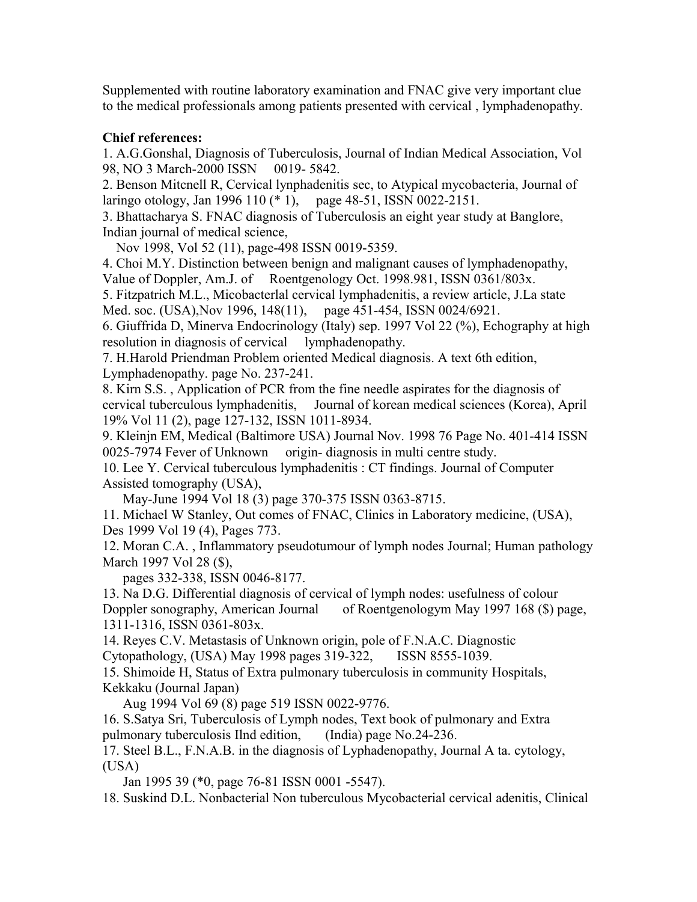Supplemented with routine laboratory examination and FNAC give very important clue to the medical professionals among patients presented with cervical , lymphadenopathy.

**Chief references:**

1. A.G.Gonshal, Diagnosis of Tuberculosis, Journal of Indian Medical Association, Vol 98, NO 3 March-2000 ISSN 0019- 5842.
2. Benson Mitcnell R, Cervical lynphadenitis sec, to Atypical mycobacteria, Journal of laringo otology, Jan 1996 110 (* 1), page 48-51, ISSN 0022-2151.
3. Bhattacharya S. FNAC diagnosis of Tuberculosis an eight year study at Banglore, Indian journal of medical science, Nov 1998, Vol 52 (11), page-498 ISSN 0019-5359.
4. Choi M.Y. Distinction between benign and malignant causes of lymphadenopathy, Value of Doppler, Am.J. of Roentgenology Oct. 1998.981, ISSN 0361/803x.
5. Fitzpatrich M.L., Micobacterlal cervical lymphadenitis, a review article, J.La state Med. soc. (USA),Nov 1996, 148(11), page 451-454, ISSN 0024/6921.
6. Giuffrida D, Minerva Endocrinology (Italy) sep. 1997 Vol 22 (%), Echography at high resolution in diagnosis of cervical lymphadenopathy.
7. H.Harold Priendman Problem oriented Medical diagnosis. A text 6th edition, Lymphadenopathy. page No. 237-241.
8. Kirn S.S. , Application of PCR from the fine needle aspirates for the diagnosis of cervical tuberculous lymphadenitis, Journal of korean medical sciences (Korea), April 19% Vol 11 (2), page 127-132, ISSN 1011-8934.
9. Kleinjn EM, Medical (Baltimore USA) Journal Nov. 1998 76 Page No. 401-414 ISSN 0025-7974 Fever of Unknown origin- diagnosis in multi centre study.
10. Lee Y. Cervical tuberculous lymphadenitis : CT findings. Journal of Computer Assisted tomography (USA), May-June 1994 Vol 18 (3) page 370-375 ISSN 0363-8715.
11. Michael W Stanley, Out comes of FNAC, Clinics in Laboratory medicine, (USA), Des 1999 Vol 19 (4), Pages 773.
12. Moran C.A. , Inflammatory pseudotumour of lymph nodes Journal; Human pathology March 1997 Vol 28 ($), pages 332-338, ISSN 0046-8177.
13. Na D.G. Differential diagnosis of cervical of lymph nodes: usefulness of colour Doppler sonography, American Journal of Roentgenologym May 1997 168 ($) page, 1311-1316, ISSN 0361-803x.
14. Reyes C.V. Metastasis of Unknown origin, pole of F.N.A.C. Diagnostic Cytopathology, (USA) May 1998 pages 319-322, ISSN 8555-1039.
15. Shimoide H, Status of Extra pulmonary tuberculosis in community Hospitals, Kekkaku (Journal Japan) Aug 1994 Vol 69 (8) page 519 ISSN 0022-9776.
16. S.Satya Sri, Tuberculosis of Lymph nodes, Text book of pulmonary and Extra pulmonary tuberculosis Ilnd edition, (India) page No.24-236.
17. Steel B.L., F.N.A.B. in the diagnosis of Lyphadenopathy, Journal A ta. cytology, (USA) Jan 1995 39 (*0, page 76-81 ISSN 0001 -5547).
18. Suskind D.L. Nonbacterial Non tuberculous Mycobacterial cervical adenitis, Clinical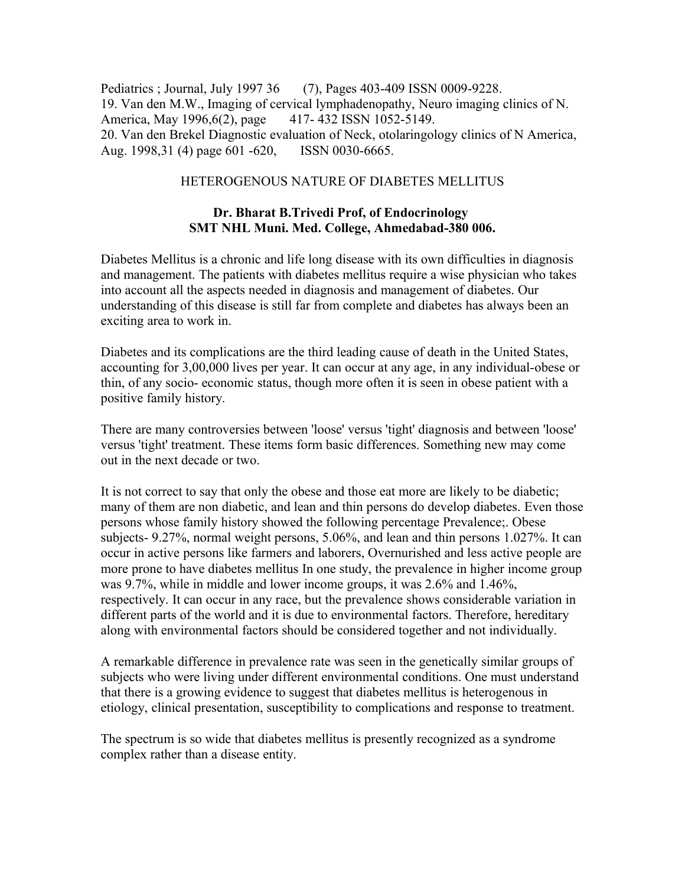Pediatrics ; Journal, July 1997 36 (7), Pages 403-409 ISSN 0009-9228.
19. Van den M.W., Imaging of cervical lymphadenopathy, Neuro imaging clinics of N. America, May 1996,6(2), page 417- 432 ISSN 1052-5149.
20. Van den Brekel Diagnostic evaluation of Neck, otolaryngology clinics of N America, Aug. 1998,31 (4) page 601 -620, ISSN 0030-6665.

## HETEROGENOUS NATURE OF DIABETES MELLITUS

**Dr. Bharat B.Trivedi Prof, of Endocrinology**
**SMT NHL Muni. Med. College, Ahmedabad-380 006.**

Diabetes Mellitus is a chronic and life long disease with its own difficulties in diagnosis and management. The patients with diabetes mellitus require a wise physician who takes into account all the aspects needed in diagnosis and management of diabetes. Our understanding of this disease is still far from complete and diabetes has always been an exciting area to work in.

Diabetes and its complications are the third leading cause of death in the United States, accounting for 3,00,000 lives per year. It can occur at any age, in any individual-obese or thin, of any socio- economic status, though more often it is seen in obese patient with a positive family history.

There are many controversies between 'loose' versus 'tight' diagnosis and between 'loose' versus 'tight' treatment. These items form basic differences. Something new may come out in the next decade or two.

It is not correct to say that only the obese and those eat more are likely to be diabetic; many of them are non diabetic, and lean and thin persons do develop diabetes. Even those persons whose family history showed the following percentage Prevalence;. Obese subjects- 9.27%, normal weight persons, 5.06%, and lean and thin persons 1.027%. It can occur in active persons like farmers and laborers, Overnurished and less active people are more prone to have diabetes mellitus In one study, the prevalence in higher income group was 9.7%, while in middle and lower income groups, it was 2.6% and 1.46%, respectively. It can occur in any race, but the prevalence shows considerable variation in different parts of the world and it is due to environmental factors. Therefore, hereditary along with environmental factors should be considered together and not individually.

A remarkable difference in prevalence rate was seen in the genetically similar groups of subjects who were living under different environmental conditions. One must understand that there is a growing evidence to suggest that diabetes mellitus is heterogenous in etiology, clinical presentation, susceptibility to complications and response to treatment.

The spectrum is so wide that diabetes mellitus is presently recognized as a syndrome complex rather than a disease entity.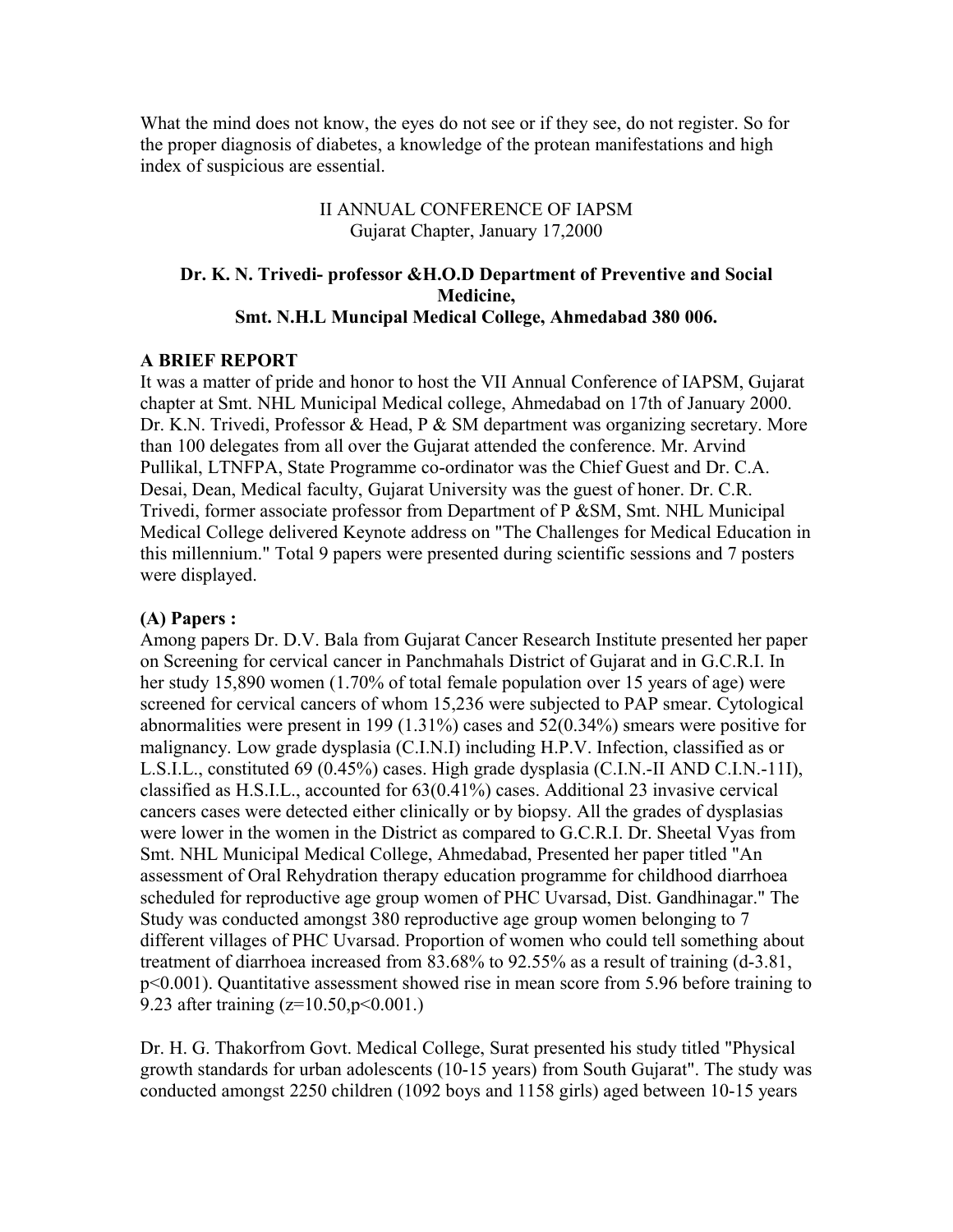What the mind does not know, the eyes do not see or if they see, do not register. So for the proper diagnosis of diabetes, a knowledge of the protean manifestations and high index of suspicious are essential.

II ANNUAL CONFERENCE OF IAPSM
Gujarat Chapter, January 17,2000

**Dr. K. N. Trivedi- professor &H.O.D Department of Preventive and Social Medicine,**
**Smt. N.H.L Muncipal Medical College, Ahmedabad 380 006.**

**A BRIEF REPORT**

It was a matter of pride and honor to host the VII Annual Conference of IAPSM, Gujarat chapter at Smt. NHL Municipal Medical college, Ahmedabad on 17th of January 2000. Dr. K.N. Trivedi, Professor & Head, P & SM department was organizing secretary. More than 100 delegates from all over the Gujarat attended the conference. Mr. Arvind Pullikal, LTNFPA, State Programme co-ordinator was the Chief Guest and Dr. C.A. Desai, Dean, Medical faculty, Gujarat University was the guest of honer. Dr. C.R. Trivedi, former associate professor from Department of P &SM, Smt. NHL Municipal Medical College delivered Keynote address on "The Challenges for Medical Education in this millennium." Total 9 papers were presented during scientific sessions and 7 posters were displayed.

**(A) Papers :**

Among papers Dr. D.V. Bala from Gujarat Cancer Research Institute presented her paper on Screening for cervical cancer in Panchmahals District of Gujarat and in G.C.R.I. In her study 15,890 women (1.70% of total female population over 15 years of age) were screened for cervical cancers of whom 15,236 were subjected to PAP smear. Cytological abnormalities were present in 199 (1.31%) cases and 52(0.34%) smears were positive for malignancy. Low grade dysplasia (C.I.N.I) including H.P.V. Infection, classified as or L.S.I.L., constituted 69 (0.45%) cases. High grade dysplasia (C.I.N.-II AND C.I.N.-11I), classified as H.S.I.L., accounted for 63(0.41%) cases. Additional 23 invasive cervical cancers cases were detected either clinically or by biopsy. All the grades of dysplasias were lower in the women in the District as compared to G.C.R.I. Dr. Sheetal Vyas from Smt. NHL Municipal Medical College, Ahmedabad, Presented her paper titled "An assessment of Oral Rehydration therapy education programme for childhood diarrhoea scheduled for reproductive age group women of PHC Uvarsad, Dist. Gandhinagar." The Study was conducted amongst 380 reproductive age group women belonging to 7 different villages of PHC Uvarsad. Proportion of women who could tell something about treatment of diarrhoea increased from 83.68% to 92.55% as a result of training (d-3.81, $p<0.001$). Quantitative assessment showed rise in mean score from 5.96 before training to 9.23 after training ($z=10.50, p<0.001$.)

Dr. H. G. Thakorfrom Govt. Medical College, Surat presented his study titled "Physical growth standards for urban adolescents (10-15 years) from South Gujarat". The study was conducted amongst 2250 children (1092 boys and 1158 girls) aged between 10-15 years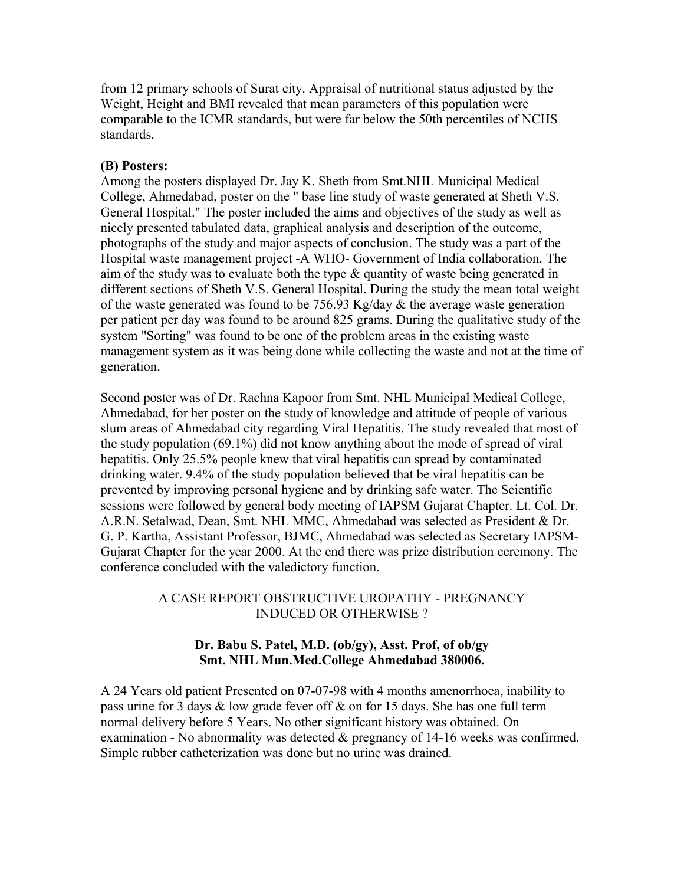from 12 primary schools of Surat city. Appraisal of nutritional status adjusted by the Weight, Height and BMI revealed that mean parameters of this population were comparable to the ICMR standards, but were far below the 50th percentiles of NCHS standards.

**(B) Posters:**

Among the posters displayed Dr. Jay K. Sheth from Smt.NHL Municipal Medical College, Ahmedabad, poster on the " base line study of waste generated at Sheth V.S. General Hospital." The poster included the aims and objectives of the study as well as nicely presented tabulated data, graphical analysis and description of the outcome, photographs of the study and major aspects of conclusion. The study was a part of the Hospital waste management project -A WHO- Government of India collaboration. The aim of the study was to evaluate both the type & quantity of waste being generated in different sections of Sheth V.S. General Hospital. During the study the mean total weight of the waste generated was found to be 756.93 Kg/day & the average waste generation per patient per day was found to be around 825 grams. During the qualitative study of the system "Sorting" was found to be one of the problem areas in the existing waste management system as it was being done while collecting the waste and not at the time of generation.

Second poster was of Dr. Rachna Kapoor from Smt. NHL Municipal Medical College, Ahmedabad, for her poster on the study of knowledge and attitude of people of various slum areas of Ahmedabad city regarding Viral Hepatitis. The study revealed that most of the study population (69.1%) did not know anything about the mode of spread of viral hepatitis. Only 25.5% people knew that viral hepatitis can spread by contaminated drinking water. 9.4% of the study population believed that be viral hepatitis can be prevented by improving personal hygiene and by drinking safe water. The Scientific sessions were followed by general body meeting of IAPSM Gujarat Chapter. Lt. Col. Dr. A.R.N. Setalwad, Dean, Smt. NHL MMC, Ahmedabad was selected as President & Dr. G. P. Kartha, Assistant Professor, BJMC, Ahmedabad was selected as Secretary IAPSM-Gujarat Chapter for the year 2000. At the end there was prize distribution ceremony. The conference concluded with the valedictory function.

## A CASE REPORT OBSTRUCTIVE UROPATHY - PREGNANCY INDUCED OR OTHERWISE ?

**Dr. Babu S. Patel, M.D. (ob/gy), Asst. Prof, of ob/gy**
**Smt. NHL Mun.Med.College Ahmedabad 380006.**

A 24 Years old patient Presented on 07-07-98 with 4 months amenorrhoea, inability to pass urine for 3 days & low grade fever off & on for 15 days. She has one full term normal delivery before 5 Years. No other significant history was obtained. On examination - No abnormality was detected & pregnancy of 14-16 weeks was confirmed. Simple rubber catheterization was done but no urine was drained.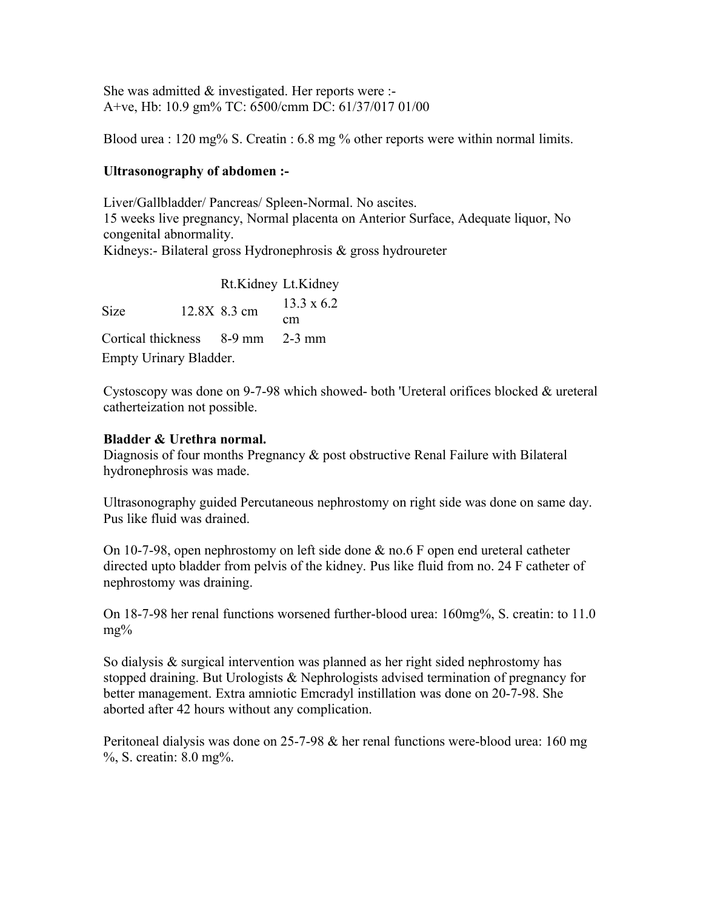She was admitted & investigated. Her reports were :-
A+ve, Hb: 10.9 gm% TC: 6500/cmm DC: 61/37/017 01/00

Blood urea : 120 mg% S. Creatin : 6.8 mg % other reports were within normal limits.

**Ultrasonography of abdomen :-**

Liver/Gallbladder/ Pancreas/ Spleen-Normal. No ascites.
15 weeks live pregnancy, Normal placenta on Anterior Surface, Adequate liquor, No congenital abnormality.
Kidneys:- Bilateral gross Hydronephrosis & gross hydroureter

| | Rt.Kidney | Lt.Kidney |
|---|---|---|
| Size | 12.8X 8.3 cm | 13.3 x 6.2 cm |
| Cortical thickness | 8-9 mm | 2-3 mm |

Empty Urinary Bladder.

Cystoscopy was done on 9-7-98 which showed- both 'Ureteral orifices blocked & ureteral catherteization not possible.

**Bladder & Urethra normal.**
Diagnosis of four months Pregnancy & post obstructive Renal Failure with Bilateral hydronephrosis was made.

Ultrasonography guided Percutaneous nephrostomy on right side was done on same day. Pus like fluid was drained.

On 10-7-98, open nephrostomy on left side done & no.6 F open end ureteral catheter directed upto bladder from pelvis of the kidney. Pus like fluid from no. 24 F catheter of nephrostomy was draining.

On 18-7-98 her renal functions worsened further-blood urea: 160mg%, S. creatin: to 11.0 mg%

So dialysis & surgical intervention was planned as her right sided nephrostomy has stopped draining. But Urologists & Nephrologists advised termination of pregnancy for better management. Extra amniotic Emcradyl instillation was done on 20-7-98. She aborted after 42 hours without any complication.

Peritoneal dialysis was done on 25-7-98 & her renal functions were-blood urea: 160 mg %, S. creatin: 8.0 mg%.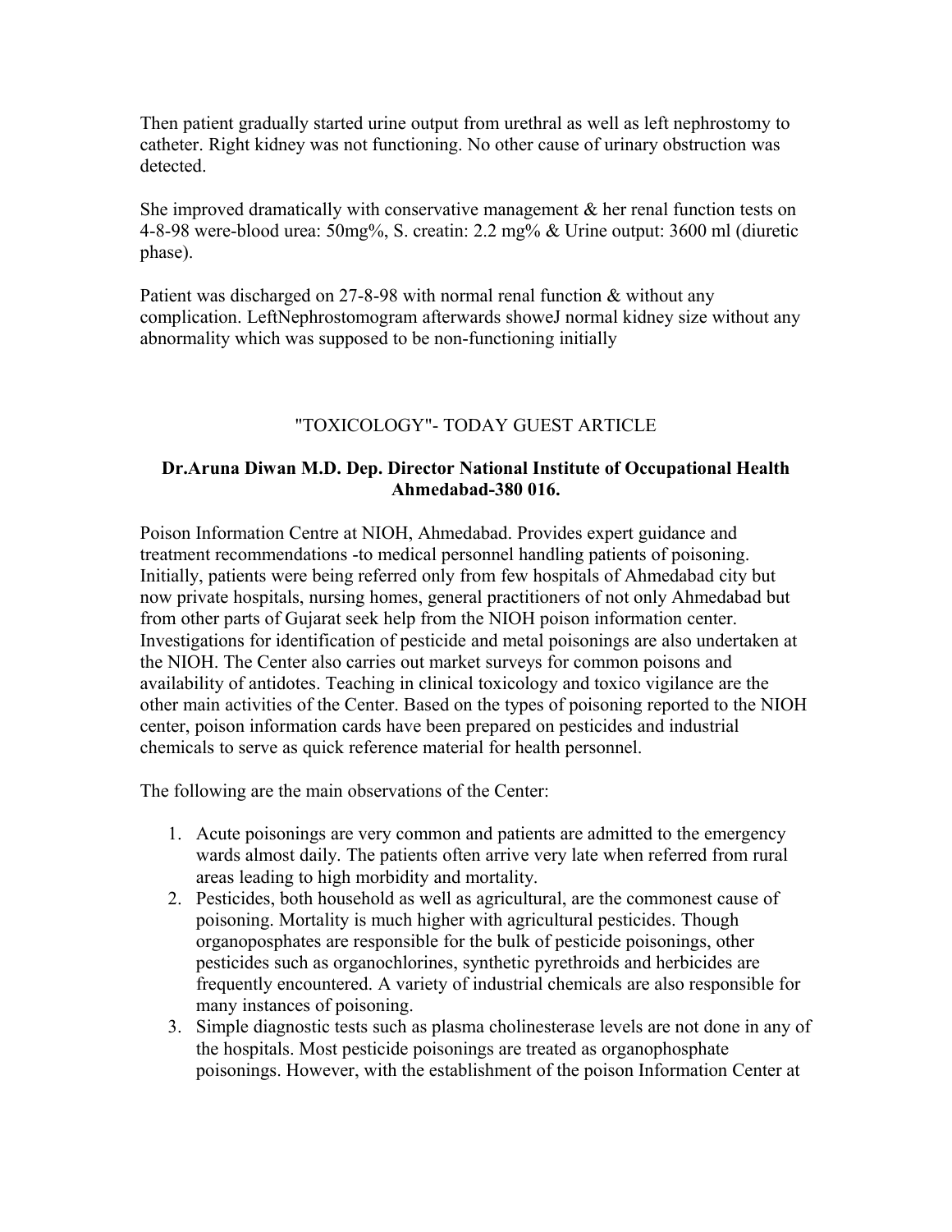Then patient gradually started urine output from urethral as well as left nephrostomy to catheter. Right kidney was not functioning. No other cause of urinary obstruction was detected.

She improved dramatically with conservative management & her renal function tests on 4-8-98 were-blood urea: 50mg%, S. creatin: 2.2 mg% & Urine output: 3600 ml (diuretic phase).

Patient was discharged on 27-8-98 with normal renal function & without any complication. LeftNephrostomogram afterwards showeJ normal kidney size without any abnormality which was supposed to be non-functioning initially

## "TOXICOLOGY"- TODAY GUEST ARTICLE

**Dr.Aruna Diwan M.D. Dep. Director National Institute of Occupational Health Ahmedabad-380 016.**

Poison Information Centre at NIOH, Ahmedabad. Provides expert guidance and treatment recommendations -to medical personnel handling patients of poisoning. Initially, patients were being referred only from few hospitals of Ahmedabad city but now private hospitals, nursing homes, general practitioners of not only Ahmedabad but from other parts of Gujarat seek help from the NIOH poison information center. Investigations for identification of pesticide and metal poisonings are also undertaken at the NIOH. The Center also carries out market surveys for common poisons and availability of antidotes. Teaching in clinical toxicology and toxico vigilance are the other main activities of the Center. Based on the types of poisoning reported to the NIOH center, poison information cards have been prepared on pesticides and industrial chemicals to serve as quick reference material for health personnel.

The following are the main observations of the Center:

1. Acute poisonings are very common and patients are admitted to the emergency wards almost daily. The patients often arrive very late when referred from rural areas leading to high morbidity and mortality.
2. Pesticides, both household as well as agricultural, are the commonest cause of poisoning. Mortality is much higher with agricultural pesticides. Though organoposphates are responsible for the bulk of pesticide poisonings, other pesticides such as organochlorines, synthetic pyrethroids and herbicides are frequently encountered. A variety of industrial chemicals are also responsible for many instances of poisoning.
3. Simple diagnostic tests such as plasma cholinesterase levels are not done in any of the hospitals. Most pesticide poisonings are treated as organophosphate poisonings. However, with the establishment of the poison Information Center at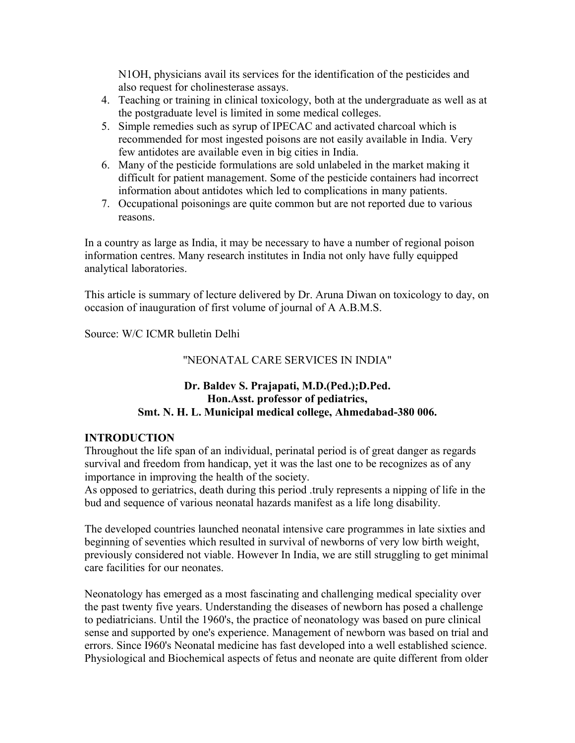N1OH, physicians avail its services for the identification of the pesticides and also request for cholinesterase assays.

4. Teaching or training in clinical toxicology, both at the undergraduate as well as at the postgraduate level is limited in some medical colleges.
5. Simple remedies such as syrup of IPECAC and activated charcoal which is recommended for most ingested poisons are not easily available in India. Very few antidotes are available even in big cities in India.
6. Many of the pesticide formulations are sold unlabeled in the market making it difficult for patient management. Some of the pesticide containers had incorrect information about antidotes which led to complications in many patients.
7. Occupational poisonings are quite common but are not reported due to various reasons.

In a country as large as India, it may be necessary to have a number of regional poison information centres. Many research institutes in India not only have fully equipped analytical laboratories.

This article is summary of lecture delivered by Dr. Aruna Diwan on toxicology to day, on occasion of inauguration of first volume of journal of A A.B.M.S.

Source: W/C ICMR bulletin Delhi

## "NEONATAL CARE SERVICES IN INDIA"

**Dr. Baldev S. Prajapati, M.D.(Ped.);D.Ped.**
**Hon.Asst. professor of pediatrics,**
**Smt. N. H. L. Municipal medical college, Ahmedabad-380 006.**

### INTRODUCTION

Throughout the life span of an individual, perinatal period is of great danger as regards survival and freedom from handicap, yet it was the last one to be recognizes as of any importance in improving the health of the society.
As opposed to geriatrics, death during this period .truly represents a nipping of life in the bud and sequence of various neonatal hazards manifest as a life long disability.

The developed countries launched neonatal intensive care programmes in late sixties and beginning of seventies which resulted in survival of newborns of very low birth weight, previously considered not viable. However In India, we are still struggling to get minimal care facilities for our neonates.

Neonatology has emerged as a most fascinating and challenging medical speciality over the past twenty five years. Understanding the diseases of newborn has posed a challenge to pediatricians. Until the 1960's, the practice of neonatology was based on pure clinical sense and supported by one's experience. Management of newborn was based on trial and errors. Since I960's Neonatal medicine has fast developed into a well established science. Physiological and Biochemical aspects of fetus and neonate are quite different from older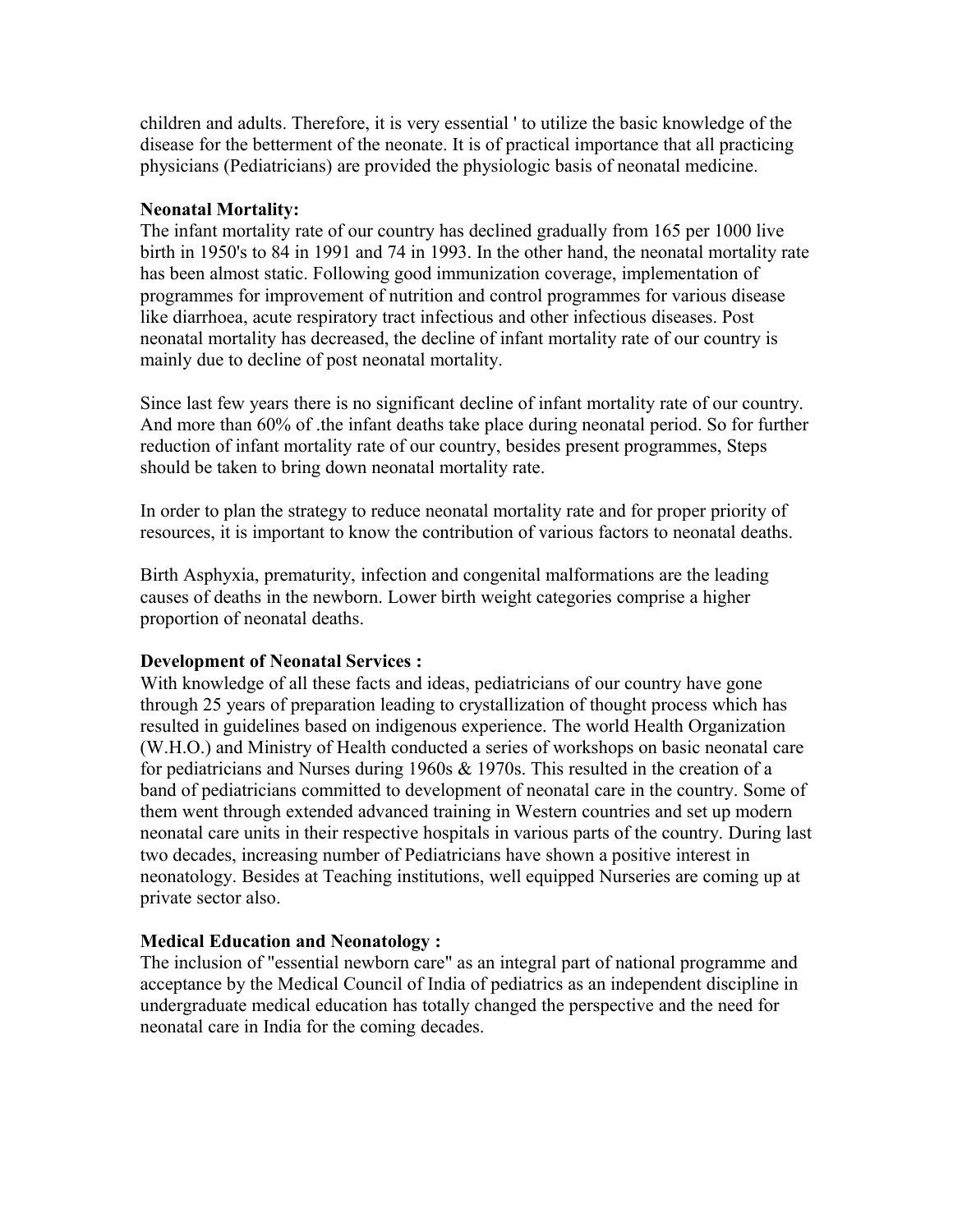children and adults. Therefore, it is very essential ' to utilize the basic knowledge of the disease for the betterment of the neonate. It is of practical importance that all practicing physicians (Pediatricians) are provided the physiologic basis of neonatal medicine.

**Neonatal Mortality:**

The infant mortality rate of our country has declined gradually from 165 per 1000 live birth in 1950's to 84 in 1991 and 74 in 1993. In the other hand, the neonatal mortality rate has been almost static. Following good immunization coverage, implementation of programmes for improvement of nutrition and control programmes for various disease like diarrhoea, acute respiratory tract infectious and other infectious diseases. Post neonatal mortality has decreased, the decline of infant mortality rate of our country is mainly due to decline of post neonatal mortality.

Since last few years there is no significant decline of infant mortality rate of our country. And more than 60% of .the infant deaths take place during neonatal period. So for further reduction of infant mortality rate of our country, besides present programmes, Steps should be taken to bring down neonatal mortality rate.

In order to plan the strategy to reduce neonatal mortality rate and for proper priority of resources, it is important to know the contribution of various factors to neonatal deaths.

Birth Asphyxia, prematurity, infection and congenital malformations are the leading causes of deaths in the newborn. Lower birth weight categories comprise a higher proportion of neonatal deaths.

**Development of Neonatal Services :**

With knowledge of all these facts and ideas, pediatricians of our country have gone through 25 years of preparation leading to crystallization of thought process which has resulted in guidelines based on indigenous experience. The world Health Organization (W.H.O.) and Ministry of Health conducted a series of workshops on basic neonatal care for pediatricians and Nurses during 1960s & 1970s. This resulted in the creation of a band of pediatricians committed to development of neonatal care in the country. Some of them went through extended advanced training in Western countries and set up modern neonatal care units in their respective hospitals in various parts of the country. During last two decades, increasing number of Pediatricians have shown a positive interest in neonatology. Besides at Teaching institutions, well equipped Nurseries are coming up at private sector also.

**Medical Education and Neonatology :**

The inclusion of "essential newborn care" as an integral part of national programme and acceptance by the Medical Council of India of pediatrics as an independent discipline in undergraduate medical education has totally changed the perspective and the need for neonatal care in India for the coming decades.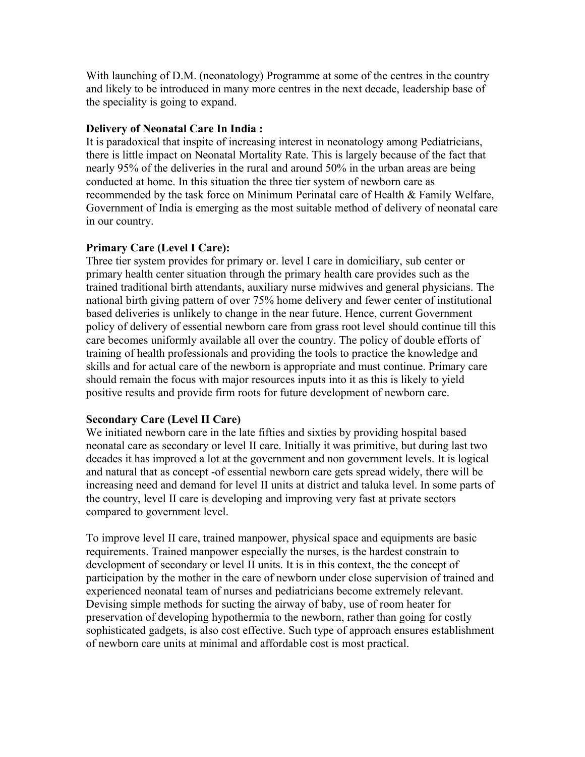With launching of D.M. (neonatology) Programme at some of the centres in the country and likely to be introduced in many more centres in the next decade, leadership base of the speciality is going to expand.

**Delivery of Neonatal Care In India :**

It is paradoxical that inspite of increasing interest in neonatology among Pediatricians, there is little impact on Neonatal Mortality Rate. This is largely because of the fact that nearly 95% of the deliveries in the rural and around 50% in the urban areas are being conducted at home. In this situation the three tier system of newborn care as recommended by the task force on Minimum Perinatal care of Health & Family Welfare, Government of India is emerging as the most suitable method of delivery of neonatal care in our country.

**Primary Care (Level I Care):**

Three tier system provides for primary or. level I care in domiciliary, sub center or primary health center situation through the primary health care provides such as the trained traditional birth attendants, auxiliary nurse midwives and general physicians. The national birth giving pattern of over 75% home delivery and fewer center of institutional based deliveries is unlikely to change in the near future. Hence, current Government policy of delivery of essential newborn care from grass root level should continue till this care becomes uniformly available all over the country. The policy of double efforts of training of health professionals and providing the tools to practice the knowledge and skills and for actual care of the newborn is appropriate and must continue. Primary care should remain the focus with major resources inputs into it as this is likely to yield positive results and provide firm roots for future development of newborn care.

**Secondary Care (Level II Care)**

We initiated newborn care in the late fifties and sixties by providing hospital based neonatal care as secondary or level II care. Initially it was primitive, but during last two decades it has improved a lot at the government and non government levels. It is logical and natural that as concept -of essential newborn care gets spread widely, there will be increasing need and demand for level II units at district and taluka level. In some parts of the country, level II care is developing and improving very fast at private sectors compared to government level.

To improve level II care, trained manpower, physical space and equipments are basic requirements. Trained manpower especially the nurses, is the hardest constrain to development of secondary or level II units. It is in this context, the the concept of participation by the mother in the care of newborn under close supervision of trained and experienced neonatal team of nurses and pediatricians become extremely relevant. Devising simple methods for sucting the airway of baby, use of room heater for preservation of developing hypothermia to the newborn, rather than going for costly sophisticated gadgets, is also cost effective. Such type of approach ensures establishment of newborn care units at minimal and affordable cost is most practical.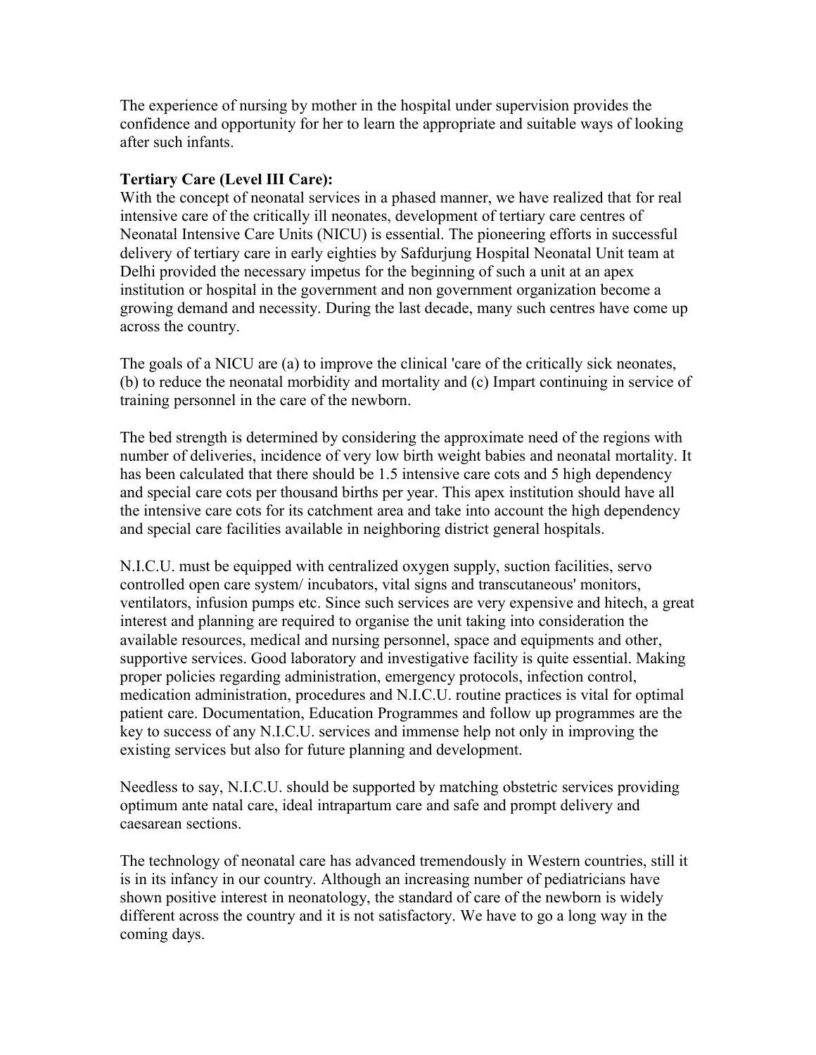The experience of nursing by mother in the hospital under supervision provides the confidence and opportunity for her to learn the appropriate and suitable ways of looking after such infants.

**Tertiary Care (Level III Care):**

With the concept of neonatal services in a phased manner, we have realized that for real intensive care of the critically ill neonates, development of tertiary care centres of Neonatal Intensive Care Units (NICU) is essential. The pioneering efforts in successful delivery of tertiary care in early eighties by Safdurjung Hospital Neonatal Unit team at Delhi provided the necessary impetus for the beginning of such a unit at an apex institution or hospital in the government and non government organization become a growing demand and necessity. During the last decade, many such centres have come up across the country.

The goals of a NICU are (a) to improve the clinical 'care of the critically sick neonates, (b) to reduce the neonatal morbidity and mortality and (c) Impart continuing in service of training personnel in the care of the newborn.

The bed strength is determined by considering the approximate need of the regions with number of deliveries, incidence of very low birth weight babies and neonatal mortality. It has been calculated that there should be 1.5 intensive care cots and 5 high dependency and special care cots per thousand births per year. This apex institution should have all the intensive care cots for its catchment area and take into account the high dependency and special care facilities available in neighboring district general hospitals.

N.I.C.U. must be equipped with centralized oxygen supply, suction facilities, servo controlled open care system/ incubators, vital signs and transcutaneous' monitors, ventilators, infusion pumps etc. Since such services are very expensive and hitech, a great interest and planning are required to organise the unit taking into consideration the available resources, medical and nursing personnel, space and equipments and other, supportive services. Good laboratory and investigative facility is quite essential. Making proper policies regarding administration, emergency protocols, infection control, medication administration, procedures and N.I.C.U. routine practices is vital for optimal patient care. Documentation, Education Programmes and follow up programmes are the key to success of any N.I.C.U. services and immense help not only in improving the existing services but also for future planning and development.

Needless to say, N.I.C.U. should be supported by matching obstetric services providing optimum ante natal care, ideal intrapartum care and safe and prompt delivery and caesarean sections.

The technology of neonatal care has advanced tremendously in Western countries, still it is in its infancy in our country. Although an increasing number of pediatricians have shown positive interest in neonatology, the standard of care of the newborn is widely different across the country and it is not satisfactory. We have to go a long way in the coming days.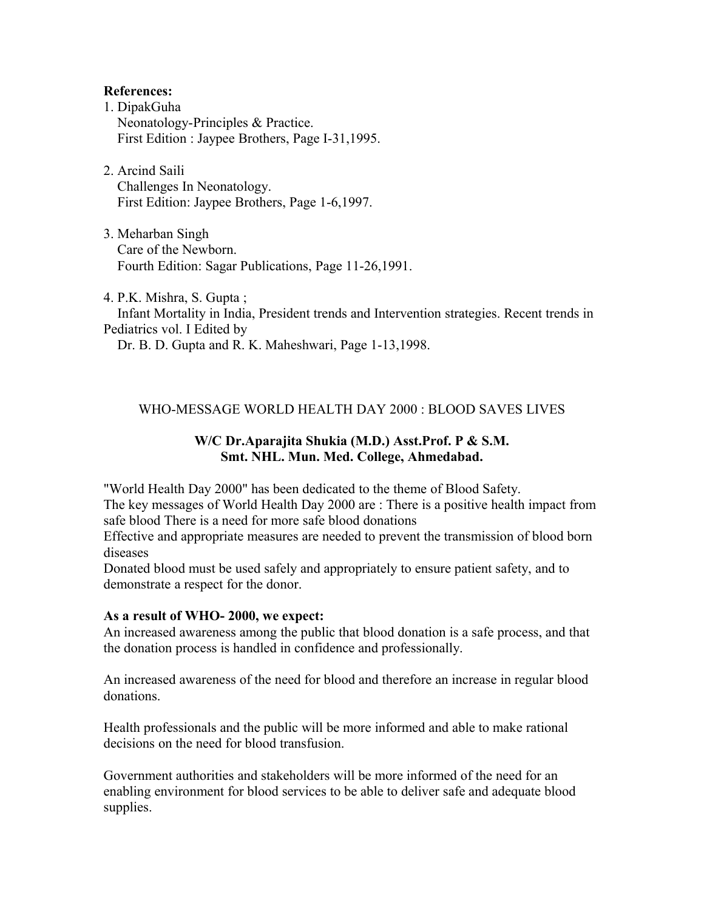**References:**

1. DipakGuha
   Neonatology-Principles & Practice.
   First Edition : Jaypee Brothers, Page I-31,1995.

2. Arcind Saili
   Challenges In Neonatology.
   First Edition: Jaypee Brothers, Page 1-6,1997.

3. Meharban Singh
   Care of the Newborn.
   Fourth Edition: Sagar Publications, Page 11-26,1991.

4. P.K. Mishra, S. Gupta ;
   Infant Mortality in India, President trends and Intervention strategies. Recent trends in Pediatrics vol. I Edited by
   Dr. B. D. Gupta and R. K. Maheshwari, Page 1-13,1998.

## WHO-MESSAGE WORLD HEALTH DAY 2000 : BLOOD SAVES LIVES

**W/C Dr.Aparajita Shukia (M.D.) Asst.Prof. P & S.M.**
**Smt. NHL. Mun. Med. College, Ahmedabad.**

"World Health Day 2000" has been dedicated to the theme of Blood Safety.
The key messages of World Health Day 2000 are : There is a positive health impact from safe blood There is a need for more safe blood donations
Effective and appropriate measures are needed to prevent the transmission of blood born diseases
Donated blood must be used safely and appropriately to ensure patient safety, and to demonstrate a respect for the donor.

**As a result of WHO- 2000, we expect:**

An increased awareness among the public that blood donation is a safe process, and that the donation process is handled in confidence and professionally.

An increased awareness of the need for blood and therefore an increase in regular blood donations.

Health professionals and the public will be more informed and able to make rational decisions on the need for blood transfusion.

Government authorities and stakeholders will be more informed of the need for an enabling environment for blood services to be able to deliver safe and adequate blood supplies.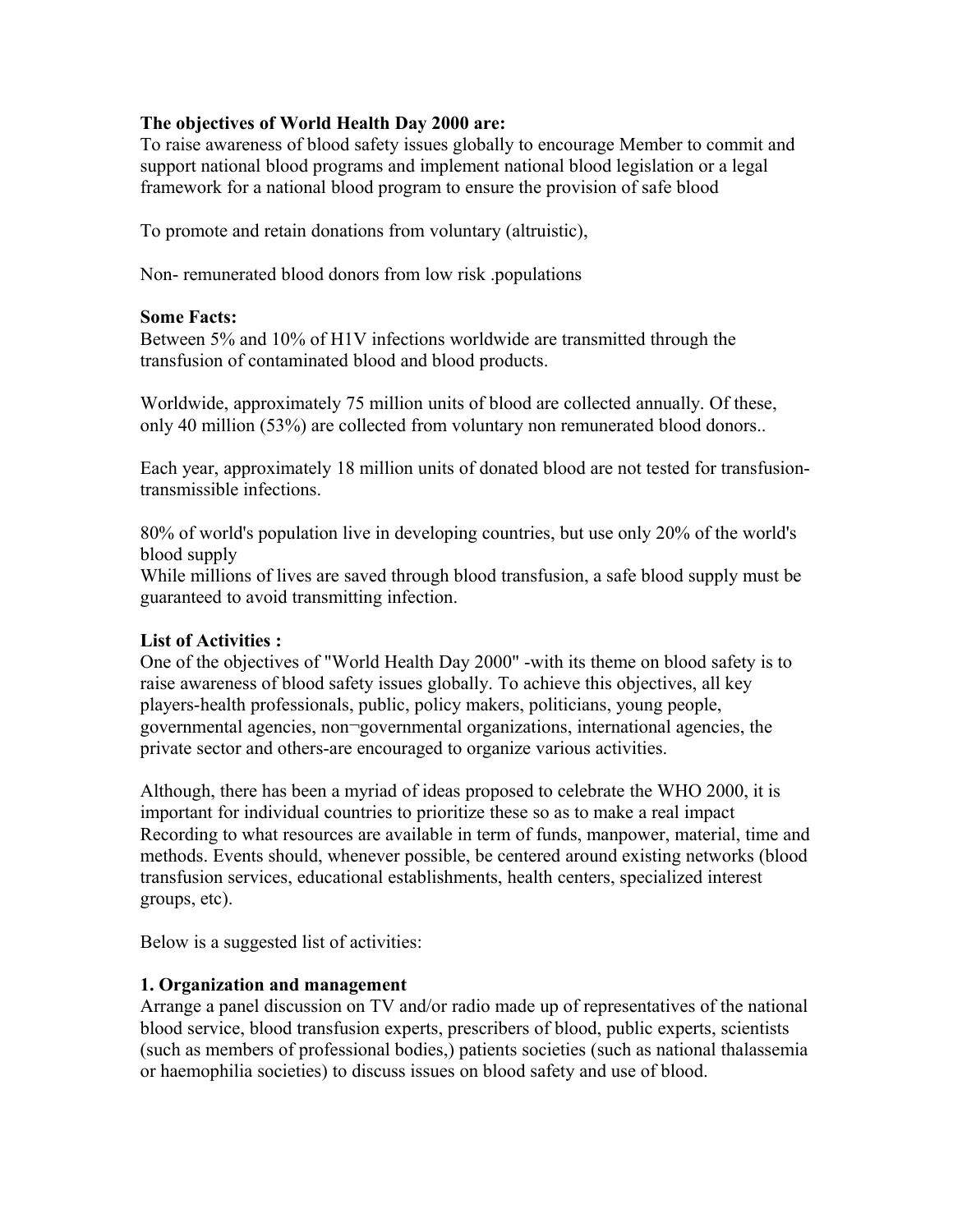**The objectives of World Health Day 2000 are:**
To raise awareness of blood safety issues globally to encourage Member to commit and support national blood programs and implement national blood legislation or a legal framework for a national blood program to ensure the provision of safe blood

To promote and retain donations from voluntary (altruistic),

Non- remunerated blood donors from low risk .populations

**Some Facts:**
Between 5% and 10% of H1V infections worldwide are transmitted through the transfusion of contaminated blood and blood products.

Worldwide, approximately 75 million units of blood are collected annually. Of these, only 40 million (53%) are collected from voluntary non remunerated blood donors..

Each year, approximately 18 million units of donated blood are not tested for transfusion-transmissible infections.

80% of world's population live in developing countries, but use only 20% of the world's blood supply
While millions of lives are saved through blood transfusion, a safe blood supply must be guaranteed to avoid transmitting infection.

**List of Activities :**
One of the objectives of "World Health Day 2000" -with its theme on blood safety is to raise awareness of blood safety issues globally. To achieve this objectives, all key players-health professionals, public, policy makers, politicians, young people, governmental agencies, non¬governmental organizations, international agencies, the private sector and others-are encouraged to organize various activities.

Although, there has been a myriad of ideas proposed to celebrate the WHO 2000, it is important for individual countries to prioritize these so as to make a real impact Recording to what resources are available in term of funds, manpower, material, time and methods. Events should, whenever possible, be centered around existing networks (blood transfusion services, educational establishments, health centers, specialized interest groups, etc).

Below is a suggested list of activities:

**1. Organization and management**
Arrange a panel discussion on TV and/or radio made up of representatives of the national blood service, blood transfusion experts, prescribers of blood, public experts, scientists (such as members of professional bodies,) patients societies (such as national thalassemia or haemophilia societies) to discuss issues on blood safety and use of blood.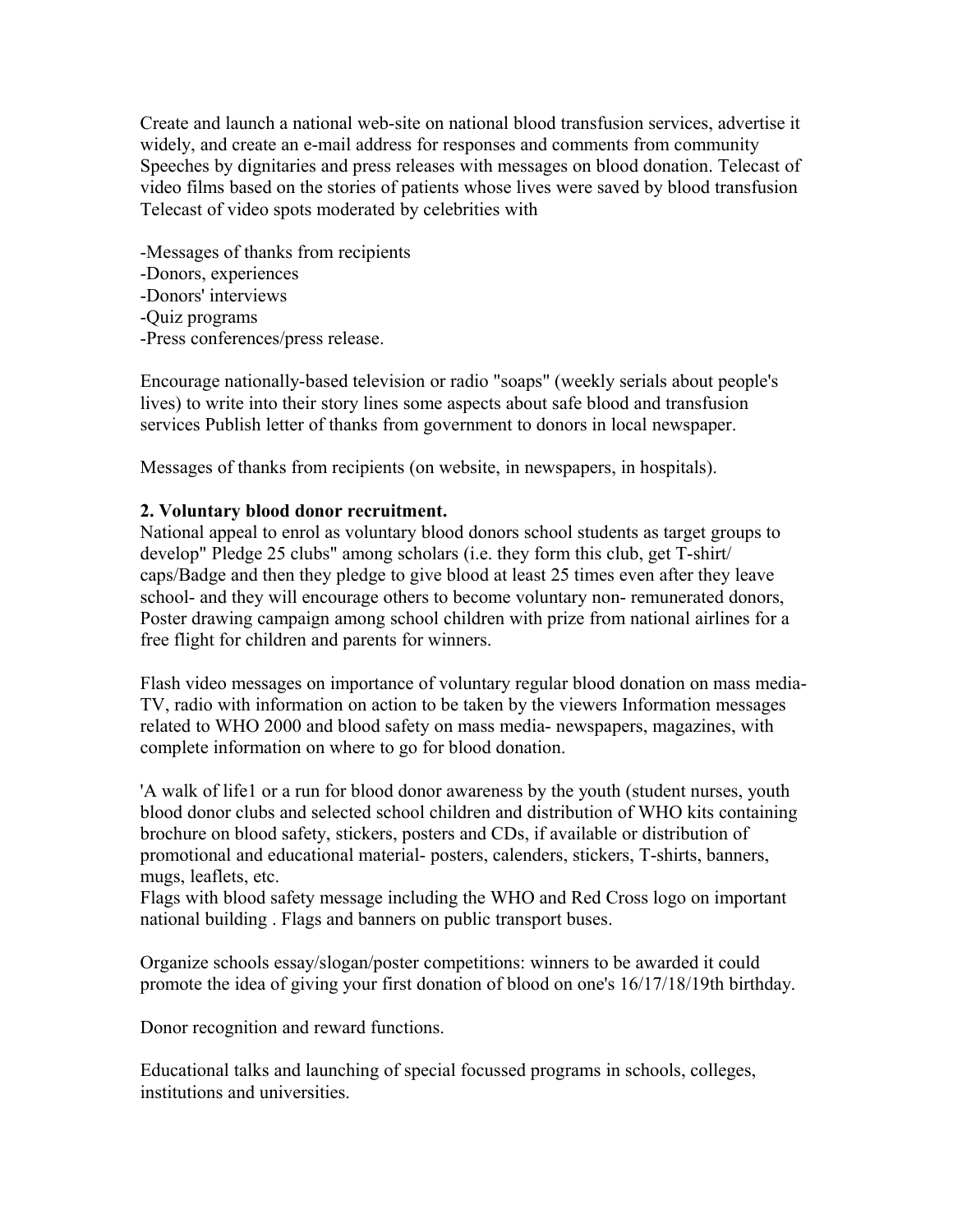Create and launch a national web-site on national blood transfusion services, advertise it widely, and create an e-mail address for responses and comments from community Speeches by dignitaries and press releases with messages on blood donation. Telecast of video films based on the stories of patients whose lives were saved by blood transfusion Telecast of video spots moderated by celebrities with

-Messages of thanks from recipients
-Donors, experiences
-Donors' interviews
-Quiz programs
-Press conferences/press release.

Encourage nationally-based television or radio "soaps" (weekly serials about people's lives) to write into their story lines some aspects about safe blood and transfusion services Publish letter of thanks from government to donors in local newspaper.

Messages of thanks from recipients (on website, in newspapers, in hospitals).

**2. Voluntary blood donor recruitment.**
National appeal to enrol as voluntary blood donors school students as target groups to develop" Pledge 25 clubs" among scholars (i.e. they form this club, get T-shirt/ caps/Badge and then they pledge to give blood at least 25 times even after they leave school- and they will encourage others to become voluntary non- remunerated donors, Poster drawing campaign among school children with prize from national airlines for a free flight for children and parents for winners.

Flash video messages on importance of voluntary regular blood donation on mass media- TV, radio with information on action to be taken by the viewers Information messages related to WHO 2000 and blood safety on mass media- newspapers, magazines, with complete information on where to go for blood donation.

'A walk of life1 or a run for blood donor awareness by the youth (student nurses, youth blood donor clubs and selected school children and distribution of WHO kits containing brochure on blood safety, stickers, posters and CDs, if available or distribution of promotional and educational material- posters, calenders, stickers, T-shirts, banners, mugs, leaflets, etc.
Flags with blood safety message including the WHO and Red Cross logo on important national building . Flags and banners on public transport buses.

Organize schools essay/slogan/poster competitions: winners to be awarded it could promote the idea of giving your first donation of blood on one's 16/17/18/19th birthday.

Donor recognition and reward functions.

Educational talks and launching of special focussed programs in schools, colleges, institutions and universities.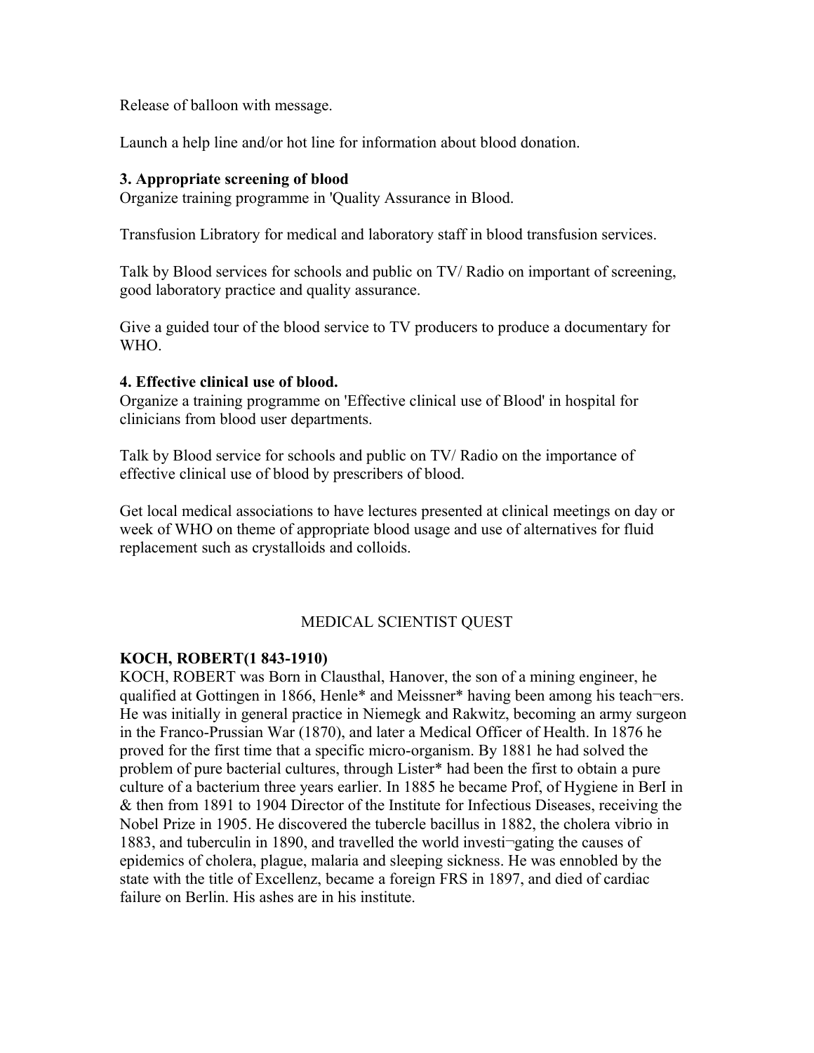Release of balloon with message.

Launch a help line and/or hot line for information about blood donation.

**3. Appropriate screening of blood**
Organize training programme in 'Quality Assurance in Blood.

Transfusion Libratory for medical and laboratory staff in blood transfusion services.

Talk by Blood services for schools and public on TV/ Radio on important of screening, good laboratory practice and quality assurance.

Give a guided tour of the blood service to TV producers to produce a documentary for WHO.

**4. Effective clinical use of blood.**
Organize a training programme on 'Effective clinical use of Blood' in hospital for clinicians from blood user departments.

Talk by Blood service for schools and public on TV/ Radio on the importance of effective clinical use of blood by prescribers of blood.

Get local medical associations to have lectures presented at clinical meetings on day or week of WHO on theme of appropriate blood usage and use of alternatives for fluid replacement such as crystalloids and colloids.

MEDICAL SCIENTIST QUEST

**KOCH, ROBERT(1 843-1910)**
KOCH, ROBERT was Born in Clausthal, Hanover, the son of a mining engineer, he qualified at Gottingen in 1866, Henle* and Meissner* having been among his teach¬ers. He was initially in general practice in Niemegk and Rakwitz, becoming an army surgeon in the Franco-Prussian War (1870), and later a Medical Officer of Health. In 1876 he proved for the first time that a specific micro-organism. By 1881 he had solved the problem of pure bacterial cultures, through Lister* had been the first to obtain a pure culture of a bacterium three years earlier. In 1885 he became Prof, of Hygiene in BerI in & then from 1891 to 1904 Director of the Institute for Infectious Diseases, receiving the Nobel Prize in 1905. He discovered the tubercle bacillus in 1882, the cholera vibrio in 1883, and tuberculin in 1890, and travelled the world investi¬gating the causes of epidemics of cholera, plague, malaria and sleeping sickness. He was ennobled by the state with the title of Excellenz, became a foreign FRS in 1897, and died of cardiac failure on Berlin. His ashes are in his institute.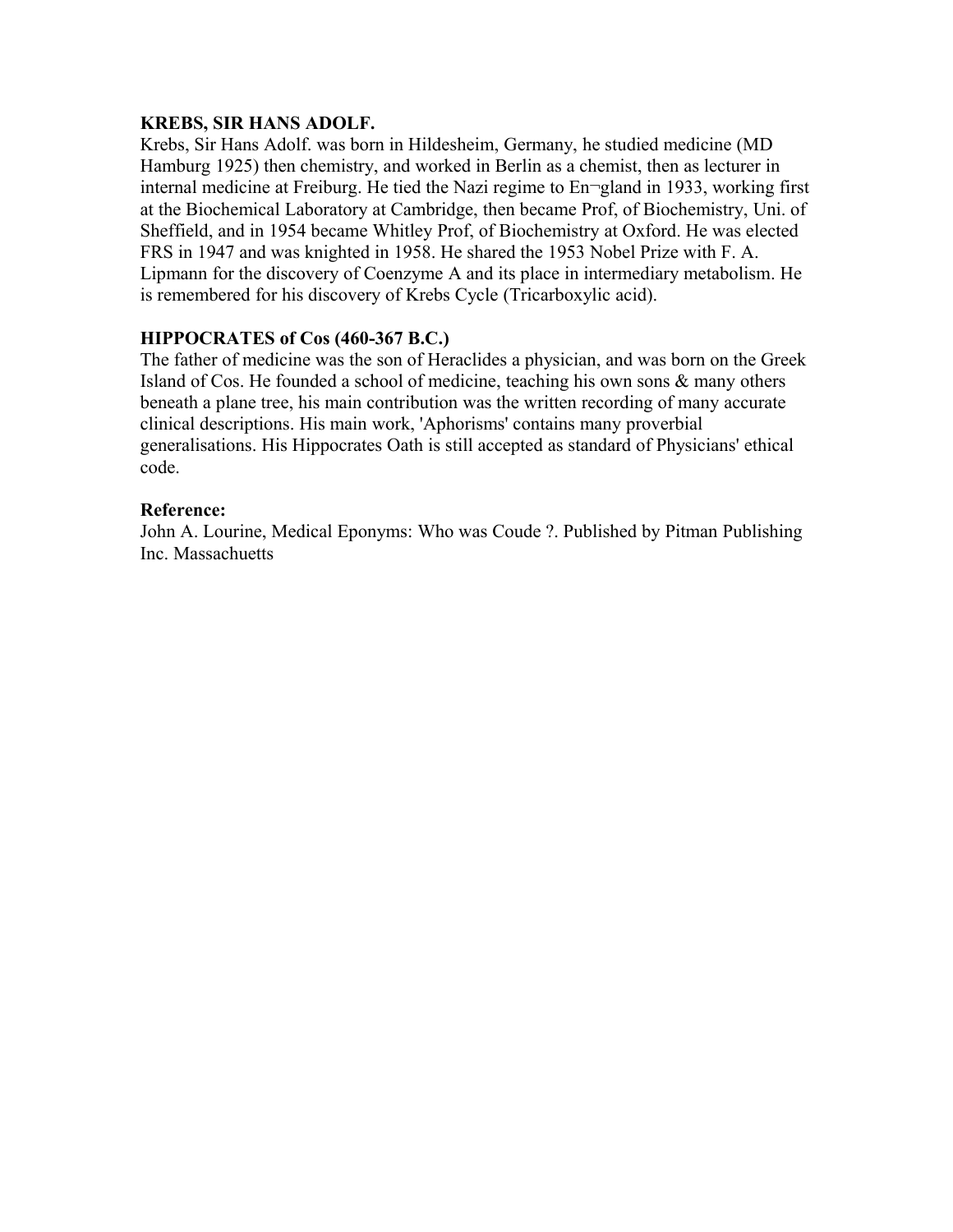**KREBS, SIR HANS ADOLF.**

Krebs, Sir Hans Adolf. was born in Hildesheim, Germany, he studied medicine (MD Hamburg 1925) then chemistry, and worked in Berlin as a chemist, then as lecturer in internal medicine at Freiburg. He tied the Nazi regime to En¬gland in 1933, working first at the Biochemical Laboratory at Cambridge, then became Prof, of Biochemistry, Uni. of Sheffield, and in 1954 became Whitley Prof, of Biochemistry at Oxford. He was elected FRS in 1947 and was knighted in 1958. He shared the 1953 Nobel Prize with F. A. Lipmann for the discovery of Coenzyme A and its place in intermediary metabolism. He is remembered for his discovery of Krebs Cycle (Tricarboxylic acid).

**HIPPOCRATES of Cos (460-367 B.C.)**

The father of medicine was the son of Heraclides a physician, and was born on the Greek Island of Cos. He founded a school of medicine, teaching his own sons & many others beneath a plane tree, his main contribution was the written recording of many accurate clinical descriptions. His main work, 'Aphorisms' contains many proverbial generalisations. His Hippocrates Oath is still accepted as standard of Physicians' ethical code.

**Reference:**

John A. Lourine, Medical Eponyms: Who was Coude ?. Published by Pitman Publishing Inc. Massachuetts